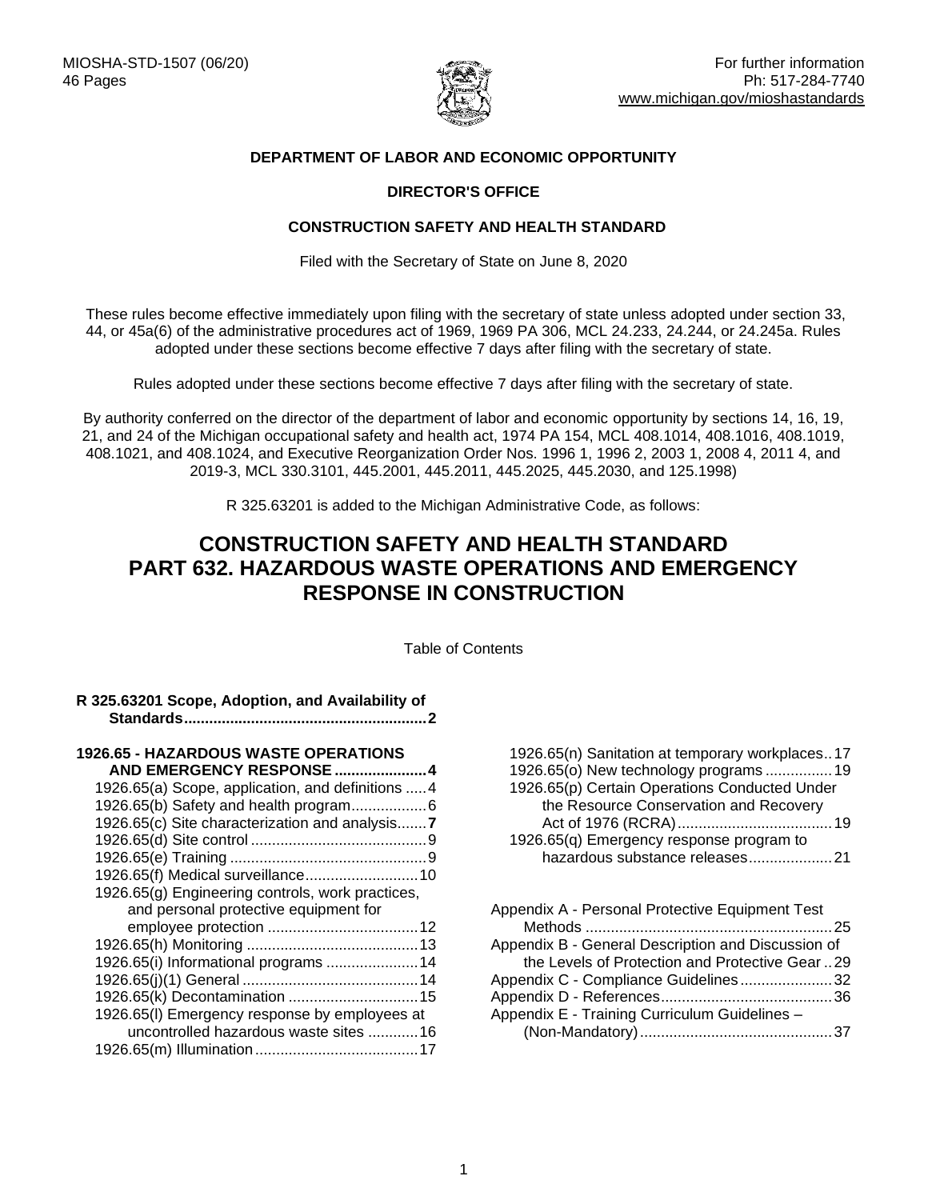MIOSHA-STD-1507 (06/20)
46 Pages

For further information
Ph: 517-284-7740
www.michigan.gov/mioshastandards

**DEPARTMENT OF LABOR AND ECONOMIC OPPORTUNITY**

**DIRECTOR'S OFFICE**

**CONSTRUCTION SAFETY AND HEALTH STANDARD**

Filed with the Secretary of State on June 8, 2020

These rules become effective immediately upon filing with the secretary of state unless adopted under section 33, 44, or 45a(6) of the administrative procedures act of 1969, 1969 PA 306, MCL 24.233, 24.244, or 24.245a. Rules adopted under these sections become effective 7 days after filing with the secretary of state.

Rules adopted under these sections become effective 7 days after filing with the secretary of state.

By authority conferred on the director of the department of labor and economic opportunity by sections 14, 16, 19, 21, and 24 of the Michigan occupational safety and health act, 1974 PA 154, MCL 408.1014, 408.1016, 408.1019, 408.1021, and 408.1024, and Executive Reorganization Order Nos. 1996 1, 1996 2, 2003 1, 2008 4, 2011 4, and 2019-3, MCL 330.3101, 445.2001, 445.2011, 445.2025, 445.2030, and 125.1998)

R 325.63201 is added to the Michigan Administrative Code, as follows:

# CONSTRUCTION SAFETY AND HEALTH STANDARD
# PART 632. HAZARDOUS WASTE OPERATIONS AND EMERGENCY RESPONSE IN CONSTRUCTION

Table of Contents

**R 325.63201 Scope, Adoption, and Availability of Standards .......... 2**

**1926.65 - HAZARDOUS WASTE OPERATIONS AND EMERGENCY RESPONSE .......... 4**

- 1926.65(a) Scope, application, and definitions .......... 4
- 1926.65(b) Safety and health program .......... 6
- 1926.65(c) Site characterization and analysis .......... **7**
- 1926.65(d) Site control .......... 9
- 1926.65(e) Training .......... 9
- 1926.65(f) Medical surveillance .......... 10
- 1926.65(g) Engineering controls, work practices, and personal protective equipment for employee protection .......... 12
- 1926.65(h) Monitoring .......... 13
- 1926.65(i) Informational programs .......... 14
- 1926.65(j)(1) General .......... 14
- 1926.65(k) Decontamination .......... 15
- 1926.65(l) Emergency response by employees at uncontrolled hazardous waste sites .......... 16
- 1926.65(m) Illumination .......... 17
- 1926.65(n) Sanitation at temporary workplaces .......... 17
- 1926.65(o) New technology programs .......... 19
- 1926.65(p) Certain Operations Conducted Under the Resource Conservation and Recovery Act of 1976 (RCRA) .......... 19
- 1926.65(q) Emergency response program to hazardous substance releases .......... 21

Appendix A - Personal Protective Equipment Test Methods .......... 25
Appendix B - General Description and Discussion of the Levels of Protection and Protective Gear .......... 29
Appendix C - Compliance Guidelines .......... 32
Appendix D - References .......... 36
Appendix E - Training Curriculum Guidelines – (Non-Mandatory) .......... 37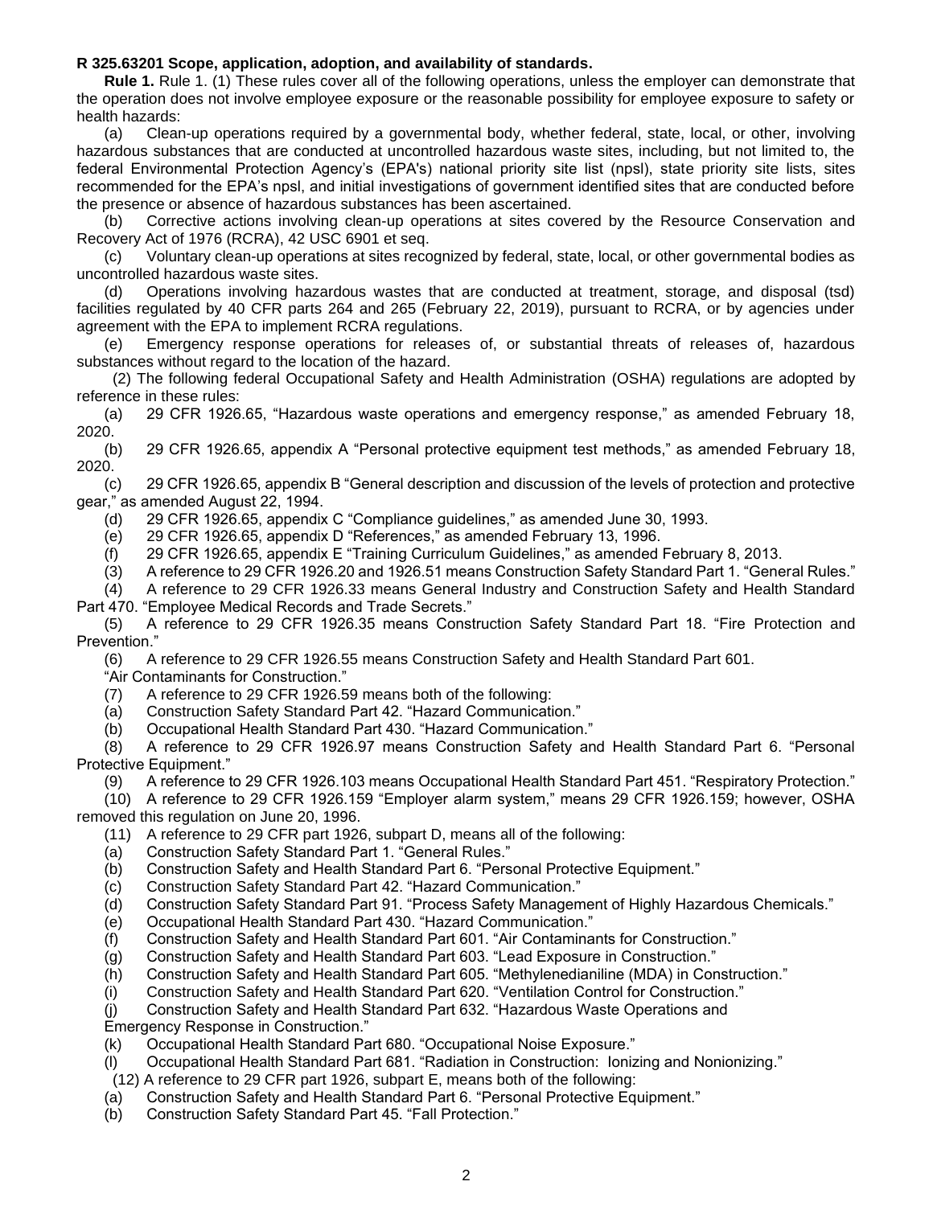**R 325.63201 Scope, application, adoption, and availability of standards.**

**Rule 1.** Rule 1. (1) These rules cover all of the following operations, unless the employer can demonstrate that the operation does not involve employee exposure or the reasonable possibility for employee exposure to safety or health hazards:

(a) Clean-up operations required by a governmental body, whether federal, state, local, or other, involving hazardous substances that are conducted at uncontrolled hazardous waste sites, including, but not limited to, the federal Environmental Protection Agency's (EPA's) national priority site list (npsl), state priority site lists, sites recommended for the EPA's npsl, and initial investigations of government identified sites that are conducted before the presence or absence of hazardous substances has been ascertained.

(b) Corrective actions involving clean-up operations at sites covered by the Resource Conservation and Recovery Act of 1976 (RCRA), 42 USC 6901 et seq.

(c) Voluntary clean-up operations at sites recognized by federal, state, local, or other governmental bodies as uncontrolled hazardous waste sites.

(d) Operations involving hazardous wastes that are conducted at treatment, storage, and disposal (tsd) facilities regulated by 40 CFR parts 264 and 265 (February 22, 2019), pursuant to RCRA, or by agencies under agreement with the EPA to implement RCRA regulations.

(e) Emergency response operations for releases of, or substantial threats of releases of, hazardous substances without regard to the location of the hazard.

(2) The following federal Occupational Safety and Health Administration (OSHA) regulations are adopted by reference in these rules:

(a) 29 CFR 1926.65, "Hazardous waste operations and emergency response," as amended February 18, 2020.

(b) 29 CFR 1926.65, appendix A "Personal protective equipment test methods," as amended February 18, 2020.

(c) 29 CFR 1926.65, appendix B "General description and discussion of the levels of protection and protective gear," as amended August 22, 1994.

(d) 29 CFR 1926.65, appendix C "Compliance guidelines," as amended June 30, 1993.

(e) 29 CFR 1926.65, appendix D "References," as amended February 13, 1996.

(f) 29 CFR 1926.65, appendix E "Training Curriculum Guidelines," as amended February 8, 2013.

(3) A reference to 29 CFR 1926.20 and 1926.51 means Construction Safety Standard Part 1. "General Rules."

(4) A reference to 29 CFR 1926.33 means General Industry and Construction Safety and Health Standard Part 470. "Employee Medical Records and Trade Secrets."

(5) A reference to 29 CFR 1926.35 means Construction Safety Standard Part 18. "Fire Protection and Prevention."

(6) A reference to 29 CFR 1926.55 means Construction Safety and Health Standard Part 601. "Air Contaminants for Construction."

(7) A reference to 29 CFR 1926.59 means both of the following:

(a) Construction Safety Standard Part 42. "Hazard Communication."

(b) Occupational Health Standard Part 430. "Hazard Communication."

(8) A reference to 29 CFR 1926.97 means Construction Safety and Health Standard Part 6. "Personal Protective Equipment."

(9) A reference to 29 CFR 1926.103 means Occupational Health Standard Part 451. "Respiratory Protection."

(10) A reference to 29 CFR 1926.159 "Employer alarm system," means 29 CFR 1926.159; however, OSHA removed this regulation on June 20, 1996.

(11) A reference to 29 CFR part 1926, subpart D, means all of the following:

(a) Construction Safety Standard Part 1. "General Rules."

(b) Construction Safety and Health Standard Part 6. "Personal Protective Equipment."

(c) Construction Safety Standard Part 42. "Hazard Communication."

(d) Construction Safety Standard Part 91. "Process Safety Management of Highly Hazardous Chemicals."

(e) Occupational Health Standard Part 430. "Hazard Communication."

(f) Construction Safety and Health Standard Part 601. "Air Contaminants for Construction."

(g) Construction Safety and Health Standard Part 603. "Lead Exposure in Construction."

(h) Construction Safety and Health Standard Part 605. "Methylenedianiline (MDA) in Construction."

(i) Construction Safety and Health Standard Part 620. "Ventilation Control for Construction."

(j) Construction Safety and Health Standard Part 632. "Hazardous Waste Operations and Emergency Response in Construction."

(k) Occupational Health Standard Part 680. "Occupational Noise Exposure."

(l) Occupational Health Standard Part 681. "Radiation in Construction: Ionizing and Nonionizing."

(12) A reference to 29 CFR part 1926, subpart E, means both of the following:

(a) Construction Safety and Health Standard Part 6. "Personal Protective Equipment."

(b) Construction Safety Standard Part 45. "Fall Protection."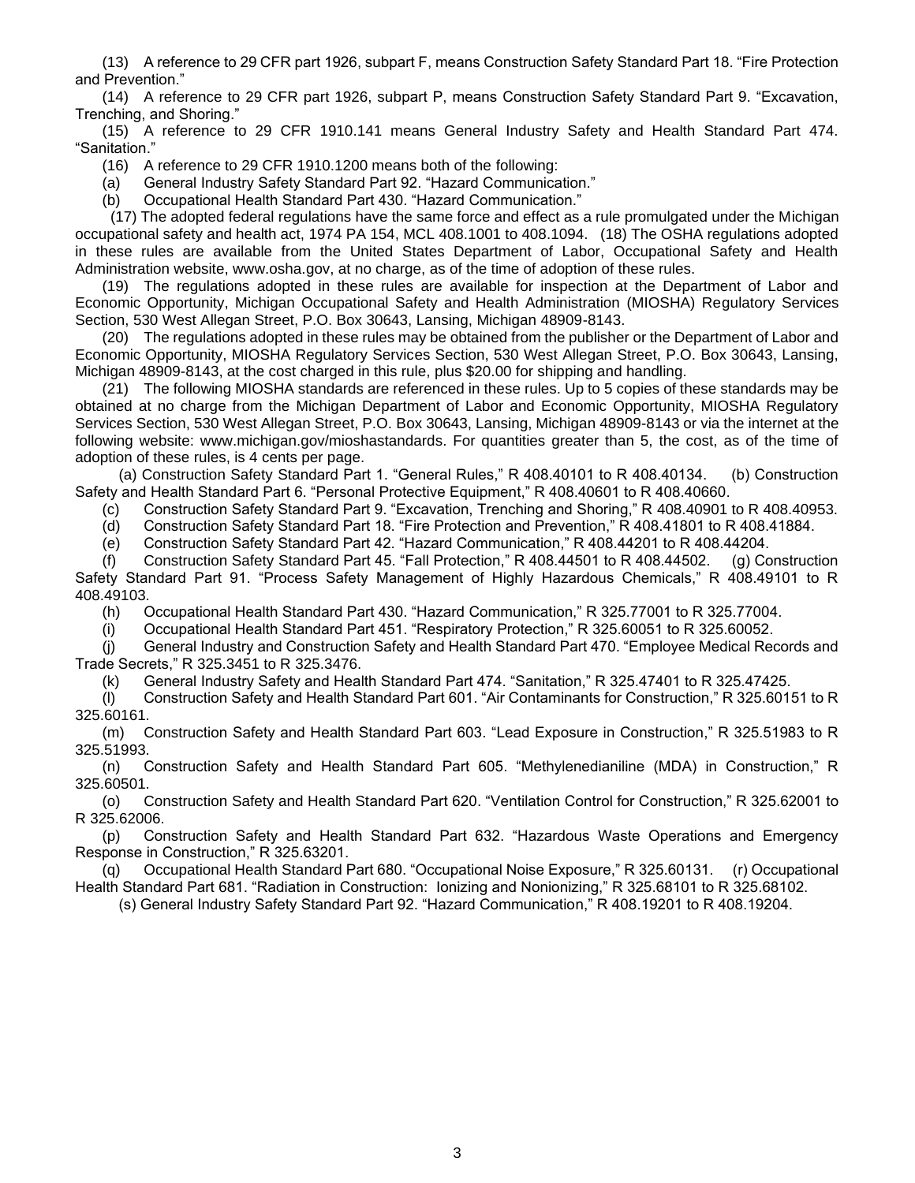(13) A reference to 29 CFR part 1926, subpart F, means Construction Safety Standard Part 18. "Fire Protection and Prevention."

(14) A reference to 29 CFR part 1926, subpart P, means Construction Safety Standard Part 9. "Excavation, Trenching, and Shoring."

(15) A reference to 29 CFR 1910.141 means General Industry Safety and Health Standard Part 474. "Sanitation."

(16) A reference to 29 CFR 1910.1200 means both of the following:

(a) General Industry Safety Standard Part 92. "Hazard Communication."

(b) Occupational Health Standard Part 430. "Hazard Communication."

(17) The adopted federal regulations have the same force and effect as a rule promulgated under the Michigan occupational safety and health act, 1974 PA 154, MCL 408.1001 to 408.1094. (18) The OSHA regulations adopted in these rules are available from the United States Department of Labor, Occupational Safety and Health Administration website, www.osha.gov, at no charge, as of the time of adoption of these rules.

(19) The regulations adopted in these rules are available for inspection at the Department of Labor and Economic Opportunity, Michigan Occupational Safety and Health Administration (MIOSHA) Regulatory Services Section, 530 West Allegan Street, P.O. Box 30643, Lansing, Michigan 48909-8143.

(20) The regulations adopted in these rules may be obtained from the publisher or the Department of Labor and Economic Opportunity, MIOSHA Regulatory Services Section, 530 West Allegan Street, P.O. Box 30643, Lansing, Michigan 48909-8143, at the cost charged in this rule, plus $20.00 for shipping and handling.

(21) The following MIOSHA standards are referenced in these rules. Up to 5 copies of these standards may be obtained at no charge from the Michigan Department of Labor and Economic Opportunity, MIOSHA Regulatory Services Section, 530 West Allegan Street, P.O. Box 30643, Lansing, Michigan 48909-8143 or via the internet at the following website: www.michigan.gov/mioshastandards. For quantities greater than 5, the cost, as of the time of adoption of these rules, is 4 cents per page.

(a) Construction Safety Standard Part 1. "General Rules," R 408.40101 to R 408.40134. (b) Construction Safety and Health Standard Part 6. "Personal Protective Equipment," R 408.40601 to R 408.40660.

(c) Construction Safety Standard Part 9. "Excavation, Trenching and Shoring," R 408.40901 to R 408.40953.

(d) Construction Safety Standard Part 18. "Fire Protection and Prevention," R 408.41801 to R 408.41884.

(e) Construction Safety Standard Part 42. "Hazard Communication," R 408.44201 to R 408.44204.

(f) Construction Safety Standard Part 45. "Fall Protection," R 408.44501 to R 408.44502. (g) Construction Safety Standard Part 91. "Process Safety Management of Highly Hazardous Chemicals," R 408.49101 to R 408.49103.

(h) Occupational Health Standard Part 430. "Hazard Communication," R 325.77001 to R 325.77004.

(i) Occupational Health Standard Part 451. "Respiratory Protection," R 325.60051 to R 325.60052.

(j) General Industry and Construction Safety and Health Standard Part 470. "Employee Medical Records and Trade Secrets," R 325.3451 to R 325.3476.

(k) General Industry Safety and Health Standard Part 474. "Sanitation," R 325.47401 to R 325.47425.

(l) Construction Safety and Health Standard Part 601. "Air Contaminants for Construction," R 325.60151 to R 325.60161.

(m) Construction Safety and Health Standard Part 603. "Lead Exposure in Construction," R 325.51983 to R 325.51993.

(n) Construction Safety and Health Standard Part 605. "Methylenedianiline (MDA) in Construction," R 325.60501.

(o) Construction Safety and Health Standard Part 620. "Ventilation Control for Construction," R 325.62001 to R 325.62006.

(p) Construction Safety and Health Standard Part 632. "Hazardous Waste Operations and Emergency Response in Construction," R 325.63201.

(q) Occupational Health Standard Part 680. "Occupational Noise Exposure," R 325.60131. (r) Occupational Health Standard Part 681. "Radiation in Construction: Ionizing and Nonionizing," R 325.68101 to R 325.68102.

(s) General Industry Safety Standard Part 92. "Hazard Communication," R 408.19201 to R 408.19204.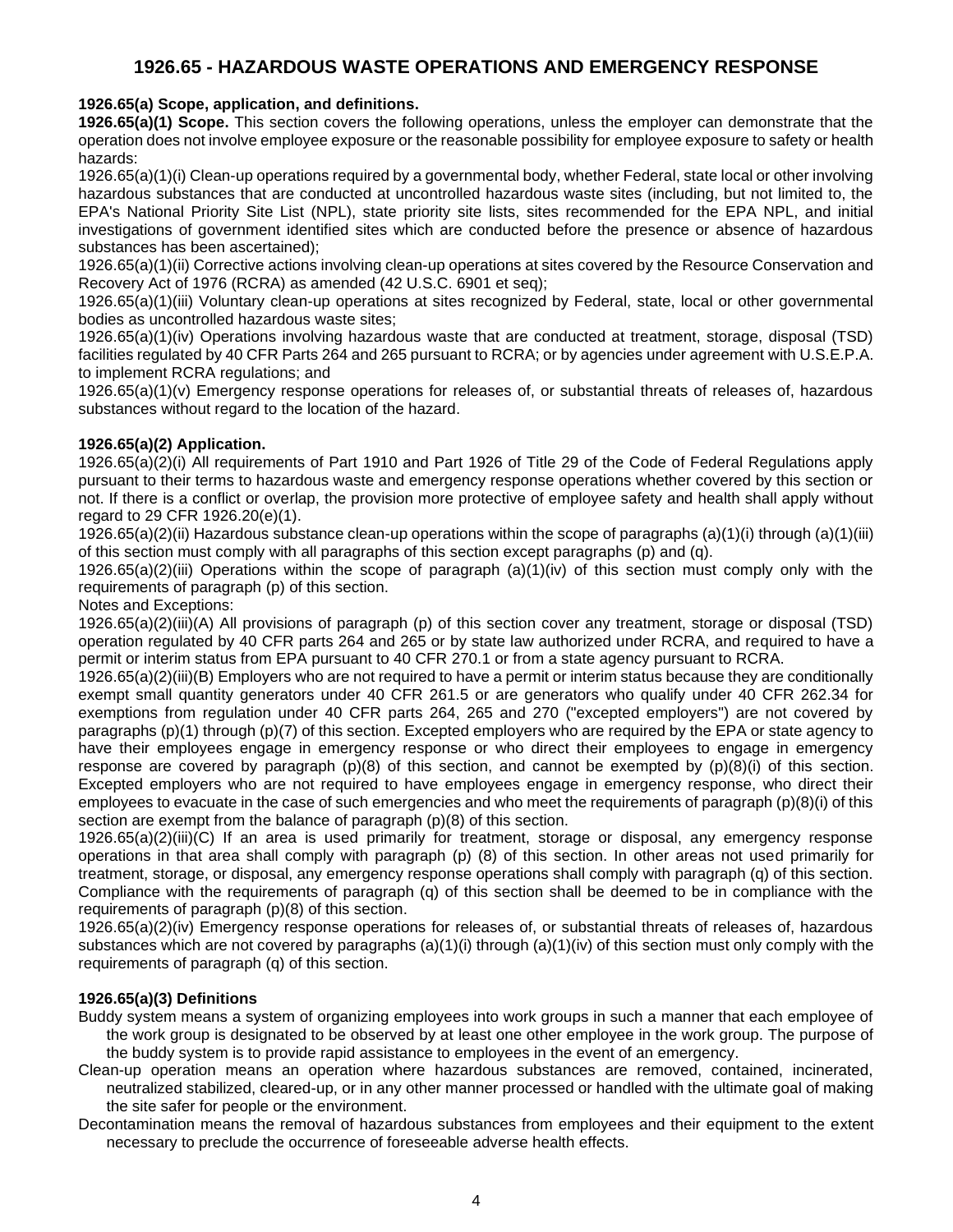# 1926.65 - HAZARDOUS WASTE OPERATIONS AND EMERGENCY RESPONSE

**1926.65(a) Scope, application, and definitions.**

**1926.65(a)(1) Scope.** This section covers the following operations, unless the employer can demonstrate that the operation does not involve employee exposure or the reasonable possibility for employee exposure to safety or health hazards:

1926.65(a)(1)(i) Clean-up operations required by a governmental body, whether Federal, state local or other involving hazardous substances that are conducted at uncontrolled hazardous waste sites (including, but not limited to, the EPA's National Priority Site List (NPL), state priority site lists, sites recommended for the EPA NPL, and initial investigations of government identified sites which are conducted before the presence or absence of hazardous substances has been ascertained);

1926.65(a)(1)(ii) Corrective actions involving clean-up operations at sites covered by the Resource Conservation and Recovery Act of 1976 (RCRA) as amended (42 U.S.C. 6901 et seq);

1926.65(a)(1)(iii) Voluntary clean-up operations at sites recognized by Federal, state, local or other governmental bodies as uncontrolled hazardous waste sites;

1926.65(a)(1)(iv) Operations involving hazardous waste that are conducted at treatment, storage, disposal (TSD) facilities regulated by 40 CFR Parts 264 and 265 pursuant to RCRA; or by agencies under agreement with U.S.E.P.A. to implement RCRA regulations; and

1926.65(a)(1)(v) Emergency response operations for releases of, or substantial threats of releases of, hazardous substances without regard to the location of the hazard.

**1926.65(a)(2) Application.**

1926.65(a)(2)(i) All requirements of Part 1910 and Part 1926 of Title 29 of the Code of Federal Regulations apply pursuant to their terms to hazardous waste and emergency response operations whether covered by this section or not. If there is a conflict or overlap, the provision more protective of employee safety and health shall apply without regard to 29 CFR 1926.20(e)(1).

1926.65(a)(2)(ii) Hazardous substance clean-up operations within the scope of paragraphs (a)(1)(i) through (a)(1)(iii) of this section must comply with all paragraphs of this section except paragraphs (p) and (q).

1926.65(a)(2)(iii) Operations within the scope of paragraph (a)(1)(iv) of this section must comply only with the requirements of paragraph (p) of this section.

Notes and Exceptions:

1926.65(a)(2)(iii)(A) All provisions of paragraph (p) of this section cover any treatment, storage or disposal (TSD) operation regulated by 40 CFR parts 264 and 265 or by state law authorized under RCRA, and required to have a permit or interim status from EPA pursuant to 40 CFR 270.1 or from a state agency pursuant to RCRA.

1926.65(a)(2)(iii)(B) Employers who are not required to have a permit or interim status because they are conditionally exempt small quantity generators under 40 CFR 261.5 or are generators who qualify under 40 CFR 262.34 for exemptions from regulation under 40 CFR parts 264, 265 and 270 ("excepted employers") are not covered by paragraphs (p)(1) through (p)(7) of this section. Excepted employers who are required by the EPA or state agency to have their employees engage in emergency response or who direct their employees to engage in emergency response are covered by paragraph (p)(8) of this section, and cannot be exempted by (p)(8)(i) of this section. Excepted employers who are not required to have employees engage in emergency response, who direct their employees to evacuate in the case of such emergencies and who meet the requirements of paragraph (p)(8)(i) of this section are exempt from the balance of paragraph (p)(8) of this section.

1926.65(a)(2)(iii)(C) If an area is used primarily for treatment, storage or disposal, any emergency response operations in that area shall comply with paragraph (p) (8) of this section. In other areas not used primarily for treatment, storage, or disposal, any emergency response operations shall comply with paragraph (q) of this section. Compliance with the requirements of paragraph (q) of this section shall be deemed to be in compliance with the requirements of paragraph (p)(8) of this section.

1926.65(a)(2)(iv) Emergency response operations for releases of, or substantial threats of releases of, hazardous substances which are not covered by paragraphs (a)(1)(i) through (a)(1)(iv) of this section must only comply with the requirements of paragraph (q) of this section.

**1926.65(a)(3) Definitions**

Buddy system means a system of organizing employees into work groups in such a manner that each employee of the work group is designated to be observed by at least one other employee in the work group. The purpose of the buddy system is to provide rapid assistance to employees in the event of an emergency.

Clean-up operation means an operation where hazardous substances are removed, contained, incinerated, neutralized stabilized, cleared-up, or in any other manner processed or handled with the ultimate goal of making the site safer for people or the environment.

Decontamination means the removal of hazardous substances from employees and their equipment to the extent necessary to preclude the occurrence of foreseeable adverse health effects.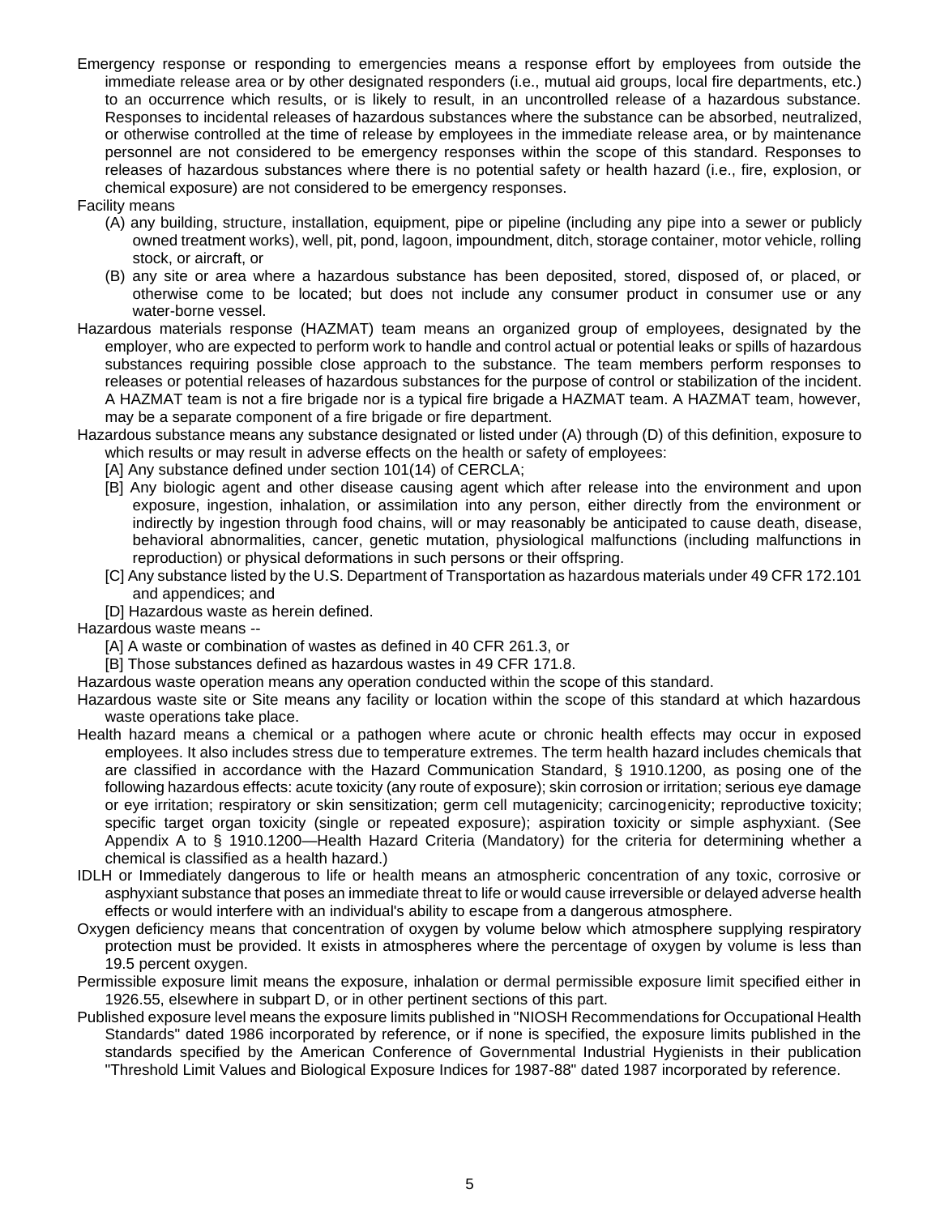Emergency response or responding to emergencies means a response effort by employees from outside the immediate release area or by other designated responders (i.e., mutual aid groups, local fire departments, etc.) to an occurrence which results, or is likely to result, in an uncontrolled release of a hazardous substance. Responses to incidental releases of hazardous substances where the substance can be absorbed, neutralized, or otherwise controlled at the time of release by employees in the immediate release area, or by maintenance personnel are not considered to be emergency responses within the scope of this standard. Responses to releases of hazardous substances where there is no potential safety or health hazard (i.e., fire, explosion, or chemical exposure) are not considered to be emergency responses.

Facility means

(A) any building, structure, installation, equipment, pipe or pipeline (including any pipe into a sewer or publicly owned treatment works), well, pit, pond, lagoon, impoundment, ditch, storage container, motor vehicle, rolling stock, or aircraft, or

(B) any site or area where a hazardous substance has been deposited, stored, disposed of, or placed, or otherwise come to be located; but does not include any consumer product in consumer use or any water-borne vessel.

Hazardous materials response (HAZMAT) team means an organized group of employees, designated by the employer, who are expected to perform work to handle and control actual or potential leaks or spills of hazardous substances requiring possible close approach to the substance. The team members perform responses to releases or potential releases of hazardous substances for the purpose of control or stabilization of the incident. A HAZMAT team is not a fire brigade nor is a typical fire brigade a HAZMAT team. A HAZMAT team, however, may be a separate component of a fire brigade or fire department.

Hazardous substance means any substance designated or listed under (A) through (D) of this definition, exposure to which results or may result in adverse effects on the health or safety of employees:

[A] Any substance defined under section 101(14) of CERCLA;

[B] Any biologic agent and other disease causing agent which after release into the environment and upon exposure, ingestion, inhalation, or assimilation into any person, either directly from the environment or indirectly by ingestion through food chains, will or may reasonably be anticipated to cause death, disease, behavioral abnormalities, cancer, genetic mutation, physiological malfunctions (including malfunctions in reproduction) or physical deformations in such persons or their offspring.

[C] Any substance listed by the U.S. Department of Transportation as hazardous materials under 49 CFR 172.101 and appendices; and

[D] Hazardous waste as herein defined.

Hazardous waste means --

[A] A waste or combination of wastes as defined in 40 CFR 261.3, or

[B] Those substances defined as hazardous wastes in 49 CFR 171.8.

Hazardous waste operation means any operation conducted within the scope of this standard.

Hazardous waste site or Site means any facility or location within the scope of this standard at which hazardous waste operations take place.

Health hazard means a chemical or a pathogen where acute or chronic health effects may occur in exposed employees. It also includes stress due to temperature extremes. The term health hazard includes chemicals that are classified in accordance with the Hazard Communication Standard, § 1910.1200, as posing one of the following hazardous effects: acute toxicity (any route of exposure); skin corrosion or irritation; serious eye damage or eye irritation; respiratory or skin sensitization; germ cell mutagenicity; carcinogenicity; reproductive toxicity; specific target organ toxicity (single or repeated exposure); aspiration toxicity or simple asphyxiant. (See Appendix A to § 1910.1200—Health Hazard Criteria (Mandatory) for the criteria for determining whether a chemical is classified as a health hazard.)

IDLH or Immediately dangerous to life or health means an atmospheric concentration of any toxic, corrosive or asphyxiant substance that poses an immediate threat to life or would cause irreversible or delayed adverse health effects or would interfere with an individual's ability to escape from a dangerous atmosphere.

Oxygen deficiency means that concentration of oxygen by volume below which atmosphere supplying respiratory protection must be provided. It exists in atmospheres where the percentage of oxygen by volume is less than 19.5 percent oxygen.

Permissible exposure limit means the exposure, inhalation or dermal permissible exposure limit specified either in 1926.55, elsewhere in subpart D, or in other pertinent sections of this part.

Published exposure level means the exposure limits published in "NIOSH Recommendations for Occupational Health Standards" dated 1986 incorporated by reference, or if none is specified, the exposure limits published in the standards specified by the American Conference of Governmental Industrial Hygienists in their publication "Threshold Limit Values and Biological Exposure Indices for 1987-88" dated 1987 incorporated by reference.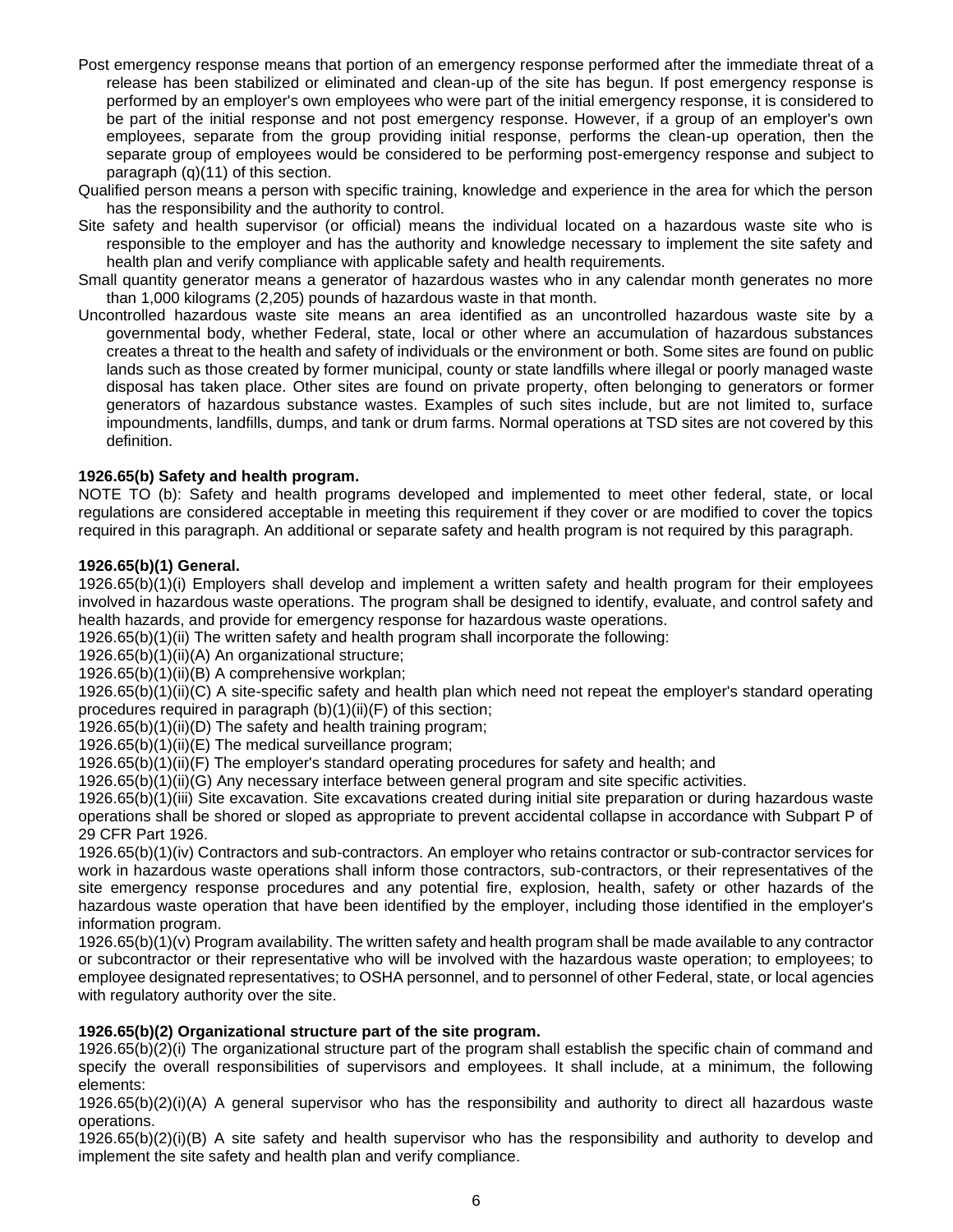Post emergency response means that portion of an emergency response performed after the immediate threat of a release has been stabilized or eliminated and clean-up of the site has begun. If post emergency response is performed by an employer's own employees who were part of the initial emergency response, it is considered to be part of the initial response and not post emergency response. However, if a group of an employer's own employees, separate from the group providing initial response, performs the clean-up operation, then the separate group of employees would be considered to be performing post-emergency response and subject to paragraph (q)(11) of this section.

Qualified person means a person with specific training, knowledge and experience in the area for which the person has the responsibility and the authority to control.

Site safety and health supervisor (or official) means the individual located on a hazardous waste site who is responsible to the employer and has the authority and knowledge necessary to implement the site safety and health plan and verify compliance with applicable safety and health requirements.

Small quantity generator means a generator of hazardous wastes who in any calendar month generates no more than 1,000 kilograms (2,205) pounds of hazardous waste in that month.

Uncontrolled hazardous waste site means an area identified as an uncontrolled hazardous waste site by a governmental body, whether Federal, state, local or other where an accumulation of hazardous substances creates a threat to the health and safety of individuals or the environment or both. Some sites are found on public lands such as those created by former municipal, county or state landfills where illegal or poorly managed waste disposal has taken place. Other sites are found on private property, often belonging to generators or former generators of hazardous substance wastes. Examples of such sites include, but are not limited to, surface impoundments, landfills, dumps, and tank or drum farms. Normal operations at TSD sites are not covered by this definition.

**1926.65(b) Safety and health program.**

NOTE TO (b): Safety and health programs developed and implemented to meet other federal, state, or local regulations are considered acceptable in meeting this requirement if they cover or are modified to cover the topics required in this paragraph. An additional or separate safety and health program is not required by this paragraph.

**1926.65(b)(1) General.**

1926.65(b)(1)(i) Employers shall develop and implement a written safety and health program for their employees involved in hazardous waste operations. The program shall be designed to identify, evaluate, and control safety and health hazards, and provide for emergency response for hazardous waste operations.

1926.65(b)(1)(ii) The written safety and health program shall incorporate the following:

1926.65(b)(1)(ii)(A) An organizational structure;

1926.65(b)(1)(ii)(B) A comprehensive workplan;

1926.65(b)(1)(ii)(C) A site-specific safety and health plan which need not repeat the employer's standard operating procedures required in paragraph (b)(1)(ii)(F) of this section;

1926.65(b)(1)(ii)(D) The safety and health training program;

1926.65(b)(1)(ii)(E) The medical surveillance program;

1926.65(b)(1)(ii)(F) The employer's standard operating procedures for safety and health; and

1926.65(b)(1)(ii)(G) Any necessary interface between general program and site specific activities.

1926.65(b)(1)(iii) Site excavation. Site excavations created during initial site preparation or during hazardous waste operations shall be shored or sloped as appropriate to prevent accidental collapse in accordance with Subpart P of 29 CFR Part 1926.

1926.65(b)(1)(iv) Contractors and sub-contractors. An employer who retains contractor or sub-contractor services for work in hazardous waste operations shall inform those contractors, sub-contractors, or their representatives of the site emergency response procedures and any potential fire, explosion, health, safety or other hazards of the hazardous waste operation that have been identified by the employer, including those identified in the employer's information program.

1926.65(b)(1)(v) Program availability. The written safety and health program shall be made available to any contractor or subcontractor or their representative who will be involved with the hazardous waste operation; to employees; to employee designated representatives; to OSHA personnel, and to personnel of other Federal, state, or local agencies with regulatory authority over the site.

**1926.65(b)(2) Organizational structure part of the site program.**

1926.65(b)(2)(i) The organizational structure part of the program shall establish the specific chain of command and specify the overall responsibilities of supervisors and employees. It shall include, at a minimum, the following elements:

1926.65(b)(2)(i)(A) A general supervisor who has the responsibility and authority to direct all hazardous waste operations.

1926.65(b)(2)(i)(B) A site safety and health supervisor who has the responsibility and authority to develop and implement the site safety and health plan and verify compliance.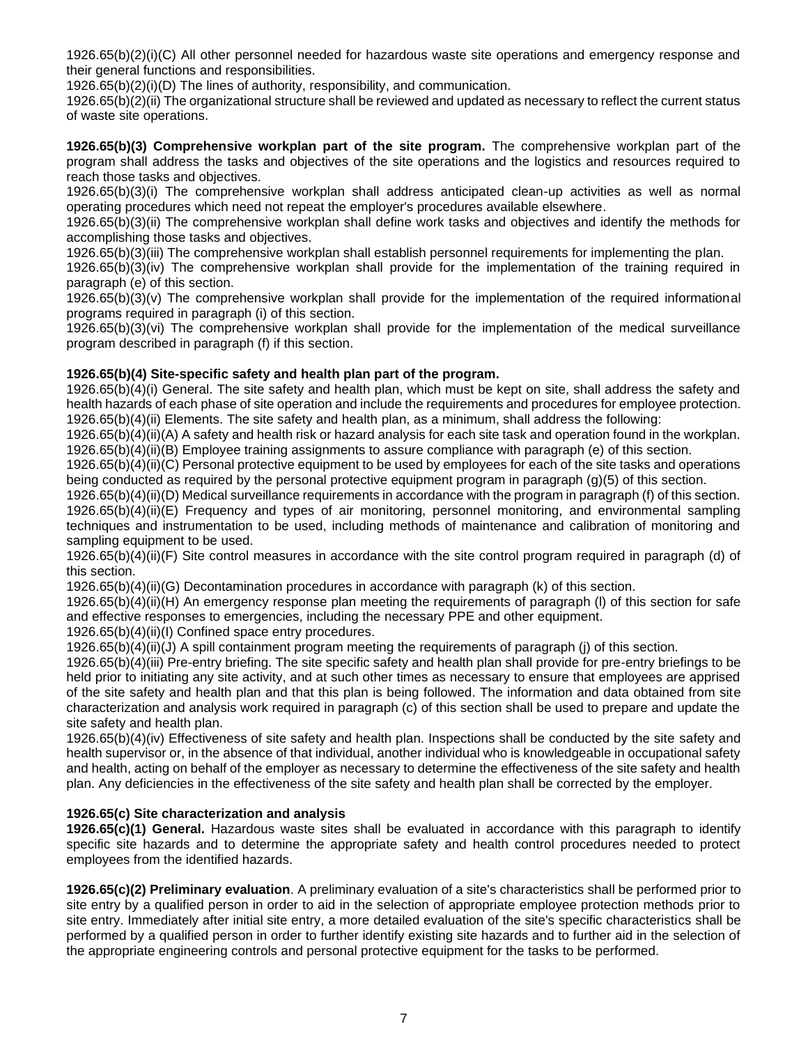1926.65(b)(2)(i)(C) All other personnel needed for hazardous waste site operations and emergency response and their general functions and responsibilities.
1926.65(b)(2)(i)(D) The lines of authority, responsibility, and communication.
1926.65(b)(2)(ii) The organizational structure shall be reviewed and updated as necessary to reflect the current status of waste site operations.

**1926.65(b)(3) Comprehensive workplan part of the site program.** The comprehensive workplan part of the program shall address the tasks and objectives of the site operations and the logistics and resources required to reach those tasks and objectives.
1926.65(b)(3)(i) The comprehensive workplan shall address anticipated clean-up activities as well as normal operating procedures which need not repeat the employer's procedures available elsewhere.
1926.65(b)(3)(ii) The comprehensive workplan shall define work tasks and objectives and identify the methods for accomplishing those tasks and objectives.
1926.65(b)(3)(iii) The comprehensive workplan shall establish personnel requirements for implementing the plan.
1926.65(b)(3)(iv) The comprehensive workplan shall provide for the implementation of the training required in paragraph (e) of this section.
1926.65(b)(3)(v) The comprehensive workplan shall provide for the implementation of the required informational programs required in paragraph (i) of this section.
1926.65(b)(3)(vi) The comprehensive workplan shall provide for the implementation of the medical surveillance program described in paragraph (f) if this section.

**1926.65(b)(4) Site-specific safety and health plan part of the program.**
1926.65(b)(4)(i) General. The site safety and health plan, which must be kept on site, shall address the safety and health hazards of each phase of site operation and include the requirements and procedures for employee protection.
1926.65(b)(4)(ii) Elements. The site safety and health plan, as a minimum, shall address the following:
1926.65(b)(4)(ii)(A) A safety and health risk or hazard analysis for each site task and operation found in the workplan.
1926.65(b)(4)(ii)(B) Employee training assignments to assure compliance with paragraph (e) of this section.
1926.65(b)(4)(ii)(C) Personal protective equipment to be used by employees for each of the site tasks and operations being conducted as required by the personal protective equipment program in paragraph (g)(5) of this section.
1926.65(b)(4)(ii)(D) Medical surveillance requirements in accordance with the program in paragraph (f) of this section.
1926.65(b)(4)(ii)(E) Frequency and types of air monitoring, personnel monitoring, and environmental sampling techniques and instrumentation to be used, including methods of maintenance and calibration of monitoring and sampling equipment to be used.
1926.65(b)(4)(ii)(F) Site control measures in accordance with the site control program required in paragraph (d) of this section.
1926.65(b)(4)(ii)(G) Decontamination procedures in accordance with paragraph (k) of this section.
1926.65(b)(4)(ii)(H) An emergency response plan meeting the requirements of paragraph (l) of this section for safe and effective responses to emergencies, including the necessary PPE and other equipment.
1926.65(b)(4)(ii)(I) Confined space entry procedures.
1926.65(b)(4)(ii)(J) A spill containment program meeting the requirements of paragraph (j) of this section.
1926.65(b)(4)(iii) Pre-entry briefing. The site specific safety and health plan shall provide for pre-entry briefings to be held prior to initiating any site activity, and at such other times as necessary to ensure that employees are apprised of the site safety and health plan and that this plan is being followed. The information and data obtained from site characterization and analysis work required in paragraph (c) of this section shall be used to prepare and update the site safety and health plan.
1926.65(b)(4)(iv) Effectiveness of site safety and health plan. Inspections shall be conducted by the site safety and health supervisor or, in the absence of that individual, another individual who is knowledgeable in occupational safety and health, acting on behalf of the employer as necessary to determine the effectiveness of the site safety and health plan. Any deficiencies in the effectiveness of the site safety and health plan shall be corrected by the employer.

**1926.65(c) Site characterization and analysis**
**1926.65(c)(1) General.** Hazardous waste sites shall be evaluated in accordance with this paragraph to identify specific site hazards and to determine the appropriate safety and health control procedures needed to protect employees from the identified hazards.

**1926.65(c)(2) Preliminary evaluation**. A preliminary evaluation of a site's characteristics shall be performed prior to site entry by a qualified person in order to aid in the selection of appropriate employee protection methods prior to site entry. Immediately after initial site entry, a more detailed evaluation of the site's specific characteristics shall be performed by a qualified person in order to further identify existing site hazards and to further aid in the selection of the appropriate engineering controls and personal protective equipment for the tasks to be performed.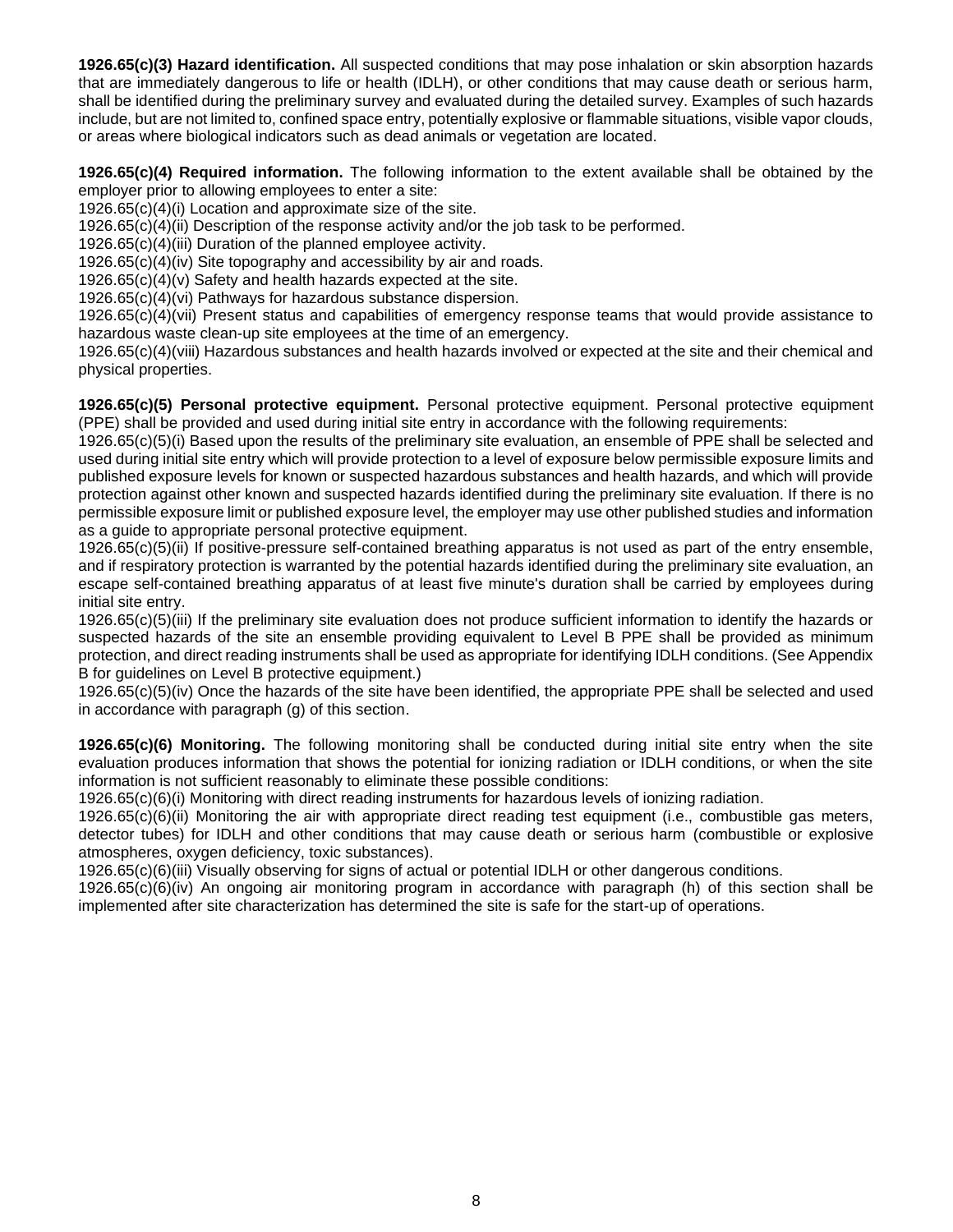**1926.65(c)(3) Hazard identification.** All suspected conditions that may pose inhalation or skin absorption hazards that are immediately dangerous to life or health (IDLH), or other conditions that may cause death or serious harm, shall be identified during the preliminary survey and evaluated during the detailed survey. Examples of such hazards include, but are not limited to, confined space entry, potentially explosive or flammable situations, visible vapor clouds, or areas where biological indicators such as dead animals or vegetation are located.

**1926.65(c)(4) Required information.** The following information to the extent available shall be obtained by the employer prior to allowing employees to enter a site:

1926.65(c)(4)(i) Location and approximate size of the site.

1926.65(c)(4)(ii) Description of the response activity and/or the job task to be performed.

1926.65(c)(4)(iii) Duration of the planned employee activity.

1926.65(c)(4)(iv) Site topography and accessibility by air and roads.

1926.65(c)(4)(v) Safety and health hazards expected at the site.

1926.65(c)(4)(vi) Pathways for hazardous substance dispersion.

1926.65(c)(4)(vii) Present status and capabilities of emergency response teams that would provide assistance to hazardous waste clean-up site employees at the time of an emergency.

1926.65(c)(4)(viii) Hazardous substances and health hazards involved or expected at the site and their chemical and physical properties.

**1926.65(c)(5) Personal protective equipment.** Personal protective equipment. Personal protective equipment (PPE) shall be provided and used during initial site entry in accordance with the following requirements:

1926.65(c)(5)(i) Based upon the results of the preliminary site evaluation, an ensemble of PPE shall be selected and used during initial site entry which will provide protection to a level of exposure below permissible exposure limits and published exposure levels for known or suspected hazardous substances and health hazards, and which will provide protection against other known and suspected hazards identified during the preliminary site evaluation. If there is no permissible exposure limit or published exposure level, the employer may use other published studies and information as a guide to appropriate personal protective equipment.

1926.65(c)(5)(ii) If positive-pressure self-contained breathing apparatus is not used as part of the entry ensemble, and if respiratory protection is warranted by the potential hazards identified during the preliminary site evaluation, an escape self-contained breathing apparatus of at least five minute's duration shall be carried by employees during initial site entry.

1926.65(c)(5)(iii) If the preliminary site evaluation does not produce sufficient information to identify the hazards or suspected hazards of the site an ensemble providing equivalent to Level B PPE shall be provided as minimum protection, and direct reading instruments shall be used as appropriate for identifying IDLH conditions. (See Appendix B for guidelines on Level B protective equipment.)

1926.65(c)(5)(iv) Once the hazards of the site have been identified, the appropriate PPE shall be selected and used in accordance with paragraph (g) of this section.

**1926.65(c)(6) Monitoring.** The following monitoring shall be conducted during initial site entry when the site evaluation produces information that shows the potential for ionizing radiation or IDLH conditions, or when the site information is not sufficient reasonably to eliminate these possible conditions:

1926.65(c)(6)(i) Monitoring with direct reading instruments for hazardous levels of ionizing radiation.

1926.65(c)(6)(ii) Monitoring the air with appropriate direct reading test equipment (i.e., combustible gas meters, detector tubes) for IDLH and other conditions that may cause death or serious harm (combustible or explosive atmospheres, oxygen deficiency, toxic substances).

1926.65(c)(6)(iii) Visually observing for signs of actual or potential IDLH or other dangerous conditions.

1926.65(c)(6)(iv) An ongoing air monitoring program in accordance with paragraph (h) of this section shall be implemented after site characterization has determined the site is safe for the start-up of operations.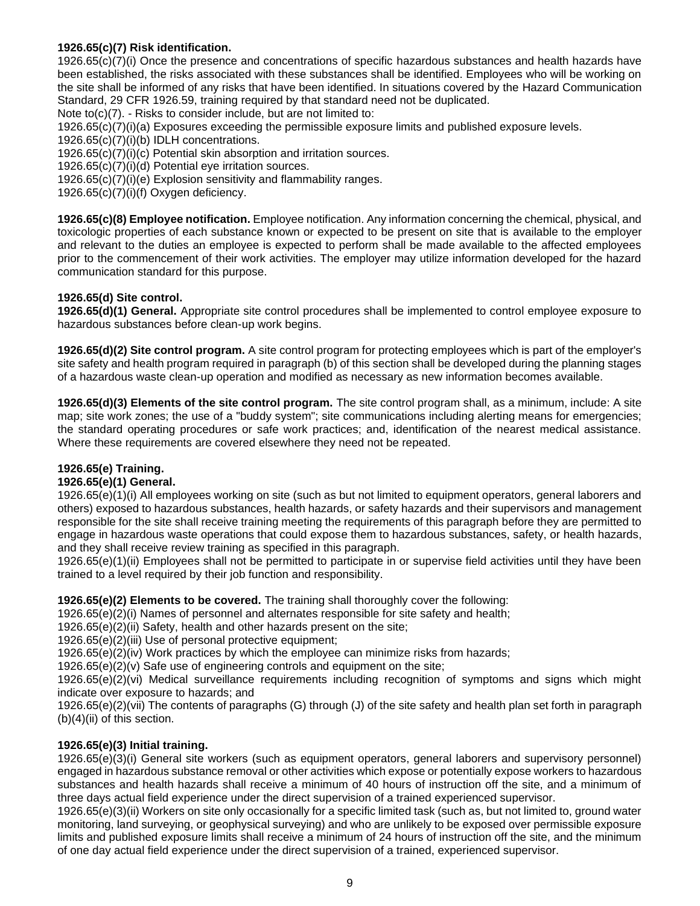**1926.65(c)(7) Risk identification.**

1926.65(c)(7)(i) Once the presence and concentrations of specific hazardous substances and health hazards have been established, the risks associated with these substances shall be identified. Employees who will be working on the site shall be informed of any risks that have been identified. In situations covered by the Hazard Communication Standard, 29 CFR 1926.59, training required by that standard need not be duplicated.

Note to(c)(7). - Risks to consider include, but are not limited to:

1926.65(c)(7)(i)(a) Exposures exceeding the permissible exposure limits and published exposure levels.

1926.65(c)(7)(i)(b) IDLH concentrations.

1926.65(c)(7)(i)(c) Potential skin absorption and irritation sources.

1926.65(c)(7)(i)(d) Potential eye irritation sources.

1926.65(c)(7)(i)(e) Explosion sensitivity and flammability ranges.

1926.65(c)(7)(i)(f) Oxygen deficiency.

**1926.65(c)(8) Employee notification.** Employee notification. Any information concerning the chemical, physical, and toxicologic properties of each substance known or expected to be present on site that is available to the employer and relevant to the duties an employee is expected to perform shall be made available to the affected employees prior to the commencement of their work activities. The employer may utilize information developed for the hazard communication standard for this purpose.

**1926.65(d) Site control.**

**1926.65(d)(1) General.** Appropriate site control procedures shall be implemented to control employee exposure to hazardous substances before clean-up work begins.

**1926.65(d)(2) Site control program.** A site control program for protecting employees which is part of the employer's site safety and health program required in paragraph (b) of this section shall be developed during the planning stages of a hazardous waste clean-up operation and modified as necessary as new information becomes available.

**1926.65(d)(3) Elements of the site control program.** The site control program shall, as a minimum, include: A site map; site work zones; the use of a "buddy system"; site communications including alerting means for emergencies; the standard operating procedures or safe work practices; and, identification of the nearest medical assistance. Where these requirements are covered elsewhere they need not be repeated.

**1926.65(e) Training.**

**1926.65(e)(1) General.**

1926.65(e)(1)(i) All employees working on site (such as but not limited to equipment operators, general laborers and others) exposed to hazardous substances, health hazards, or safety hazards and their supervisors and management responsible for the site shall receive training meeting the requirements of this paragraph before they are permitted to engage in hazardous waste operations that could expose them to hazardous substances, safety, or health hazards, and they shall receive review training as specified in this paragraph.

1926.65(e)(1)(ii) Employees shall not be permitted to participate in or supervise field activities until they have been trained to a level required by their job function and responsibility.

**1926.65(e)(2) Elements to be covered.** The training shall thoroughly cover the following:

1926.65(e)(2)(i) Names of personnel and alternates responsible for site safety and health;

1926.65(e)(2)(ii) Safety, health and other hazards present on the site;

1926.65(e)(2)(iii) Use of personal protective equipment;

1926.65(e)(2)(iv) Work practices by which the employee can minimize risks from hazards;

1926.65(e)(2)(v) Safe use of engineering controls and equipment on the site;

1926.65(e)(2)(vi) Medical surveillance requirements including recognition of symptoms and signs which might indicate over exposure to hazards; and

1926.65(e)(2)(vii) The contents of paragraphs (G) through (J) of the site safety and health plan set forth in paragraph (b)(4)(ii) of this section.

**1926.65(e)(3) Initial training.**

1926.65(e)(3)(i) General site workers (such as equipment operators, general laborers and supervisory personnel) engaged in hazardous substance removal or other activities which expose or potentially expose workers to hazardous substances and health hazards shall receive a minimum of 40 hours of instruction off the site, and a minimum of three days actual field experience under the direct supervision of a trained experienced supervisor.

1926.65(e)(3)(ii) Workers on site only occasionally for a specific limited task (such as, but not limited to, ground water monitoring, land surveying, or geophysical surveying) and who are unlikely to be exposed over permissible exposure limits and published exposure limits shall receive a minimum of 24 hours of instruction off the site, and the minimum of one day actual field experience under the direct supervision of a trained, experienced supervisor.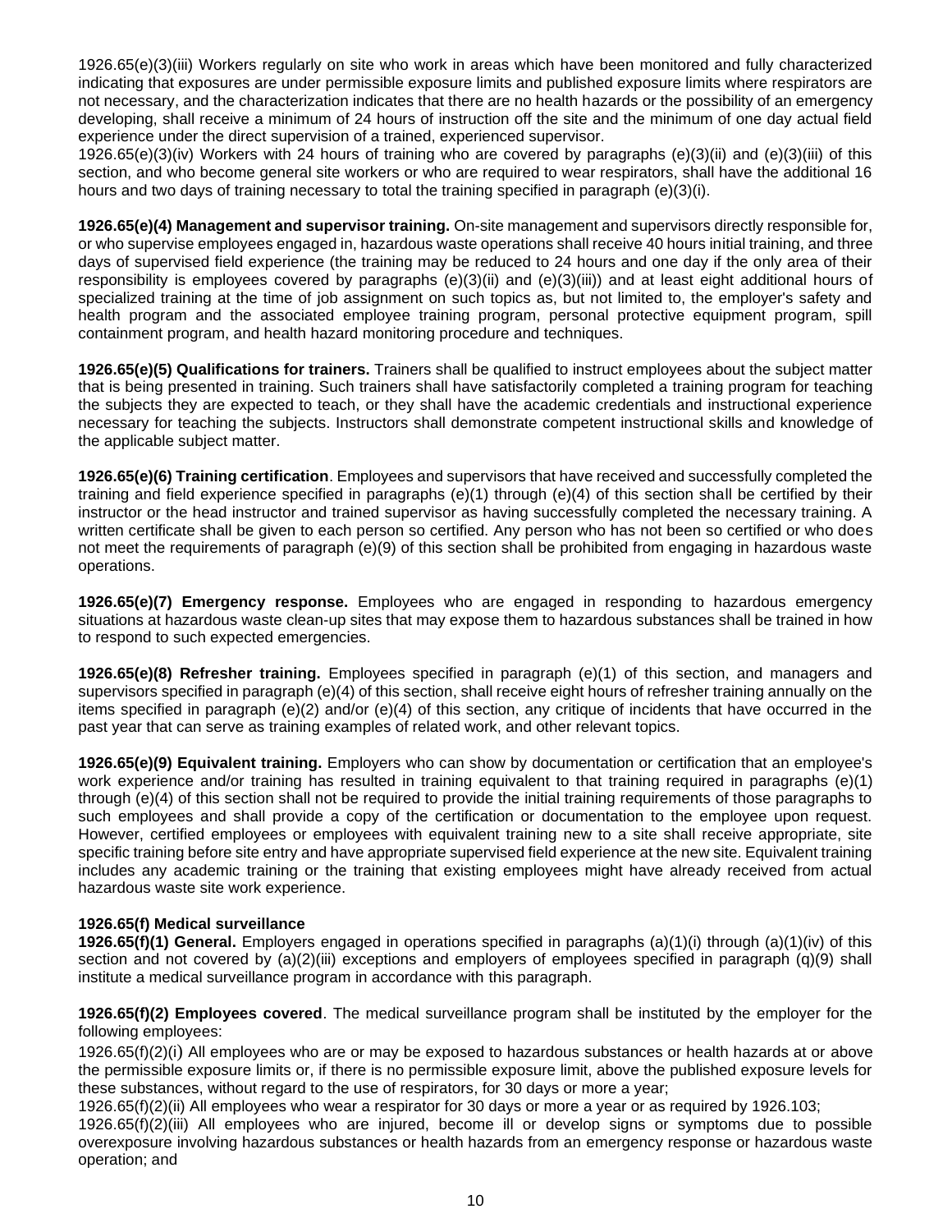1926.65(e)(3)(iii) Workers regularly on site who work in areas which have been monitored and fully characterized indicating that exposures are under permissible exposure limits and published exposure limits where respirators are not necessary, and the characterization indicates that there are no health hazards or the possibility of an emergency developing, shall receive a minimum of 24 hours of instruction off the site and the minimum of one day actual field experience under the direct supervision of a trained, experienced supervisor.

1926.65(e)(3)(iv) Workers with 24 hours of training who are covered by paragraphs (e)(3)(ii) and (e)(3)(iii) of this section, and who become general site workers or who are required to wear respirators, shall have the additional 16 hours and two days of training necessary to total the training specified in paragraph (e)(3)(i).

**1926.65(e)(4) Management and supervisor training.** On-site management and supervisors directly responsible for, or who supervise employees engaged in, hazardous waste operations shall receive 40 hours initial training, and three days of supervised field experience (the training may be reduced to 24 hours and one day if the only area of their responsibility is employees covered by paragraphs (e)(3)(ii) and (e)(3)(iii)) and at least eight additional hours of specialized training at the time of job assignment on such topics as, but not limited to, the employer's safety and health program and the associated employee training program, personal protective equipment program, spill containment program, and health hazard monitoring procedure and techniques.

**1926.65(e)(5) Qualifications for trainers.** Trainers shall be qualified to instruct employees about the subject matter that is being presented in training. Such trainers shall have satisfactorily completed a training program for teaching the subjects they are expected to teach, or they shall have the academic credentials and instructional experience necessary for teaching the subjects. Instructors shall demonstrate competent instructional skills and knowledge of the applicable subject matter.

**1926.65(e)(6) Training certification**. Employees and supervisors that have received and successfully completed the training and field experience specified in paragraphs (e)(1) through (e)(4) of this section shall be certified by their instructor or the head instructor and trained supervisor as having successfully completed the necessary training. A written certificate shall be given to each person so certified. Any person who has not been so certified or who does not meet the requirements of paragraph (e)(9) of this section shall be prohibited from engaging in hazardous waste operations.

**1926.65(e)(7) Emergency response.** Employees who are engaged in responding to hazardous emergency situations at hazardous waste clean-up sites that may expose them to hazardous substances shall be trained in how to respond to such expected emergencies.

**1926.65(e)(8) Refresher training.** Employees specified in paragraph (e)(1) of this section, and managers and supervisors specified in paragraph (e)(4) of this section, shall receive eight hours of refresher training annually on the items specified in paragraph (e)(2) and/or (e)(4) of this section, any critique of incidents that have occurred in the past year that can serve as training examples of related work, and other relevant topics.

**1926.65(e)(9) Equivalent training.** Employers who can show by documentation or certification that an employee's work experience and/or training has resulted in training equivalent to that training required in paragraphs (e)(1) through (e)(4) of this section shall not be required to provide the initial training requirements of those paragraphs to such employees and shall provide a copy of the certification or documentation to the employee upon request. However, certified employees or employees with equivalent training new to a site shall receive appropriate, site specific training before site entry and have appropriate supervised field experience at the new site. Equivalent training includes any academic training or the training that existing employees might have already received from actual hazardous waste site work experience.

**1926.65(f) Medical surveillance**

**1926.65(f)(1) General.** Employers engaged in operations specified in paragraphs (a)(1)(i) through (a)(1)(iv) of this section and not covered by (a)(2)(iii) exceptions and employers of employees specified in paragraph (q)(9) shall institute a medical surveillance program in accordance with this paragraph.

**1926.65(f)(2) Employees covered**. The medical surveillance program shall be instituted by the employer for the following employees:

1926.65(f)(2)(i) All employees who are or may be exposed to hazardous substances or health hazards at or above the permissible exposure limits or, if there is no permissible exposure limit, above the published exposure levels for these substances, without regard to the use of respirators, for 30 days or more a year;

1926.65(f)(2)(ii) All employees who wear a respirator for 30 days or more a year or as required by 1926.103;

1926.65(f)(2)(iii) All employees who are injured, become ill or develop signs or symptoms due to possible overexposure involving hazardous substances or health hazards from an emergency response or hazardous waste operation; and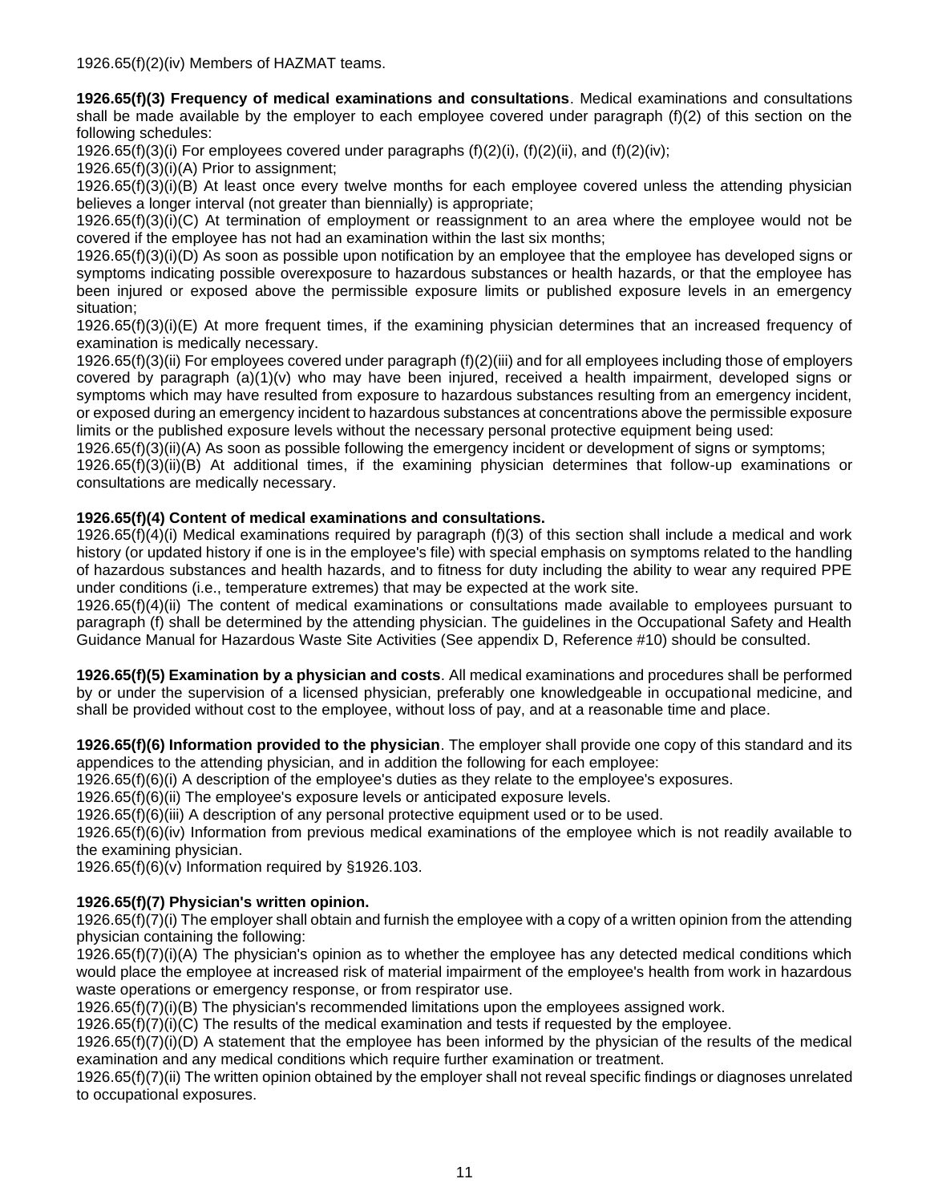1926.65(f)(2)(iv) Members of HAZMAT teams.

**1926.65(f)(3) Frequency of medical examinations and consultations**. Medical examinations and consultations shall be made available by the employer to each employee covered under paragraph (f)(2) of this section on the following schedules:

1926.65(f)(3)(i) For employees covered under paragraphs (f)(2)(i), (f)(2)(ii), and (f)(2)(iv);

1926.65(f)(3)(i)(A) Prior to assignment;

1926.65(f)(3)(i)(B) At least once every twelve months for each employee covered unless the attending physician believes a longer interval (not greater than biennially) is appropriate;

1926.65(f)(3)(i)(C) At termination of employment or reassignment to an area where the employee would not be covered if the employee has not had an examination within the last six months;

1926.65(f)(3)(i)(D) As soon as possible upon notification by an employee that the employee has developed signs or symptoms indicating possible overexposure to hazardous substances or health hazards, or that the employee has been injured or exposed above the permissible exposure limits or published exposure levels in an emergency situation;

1926.65(f)(3)(i)(E) At more frequent times, if the examining physician determines that an increased frequency of examination is medically necessary.

1926.65(f)(3)(ii) For employees covered under paragraph (f)(2)(iii) and for all employees including those of employers covered by paragraph (a)(1)(v) who may have been injured, received a health impairment, developed signs or symptoms which may have resulted from exposure to hazardous substances resulting from an emergency incident, or exposed during an emergency incident to hazardous substances at concentrations above the permissible exposure limits or the published exposure levels without the necessary personal protective equipment being used:

1926.65(f)(3)(ii)(A) As soon as possible following the emergency incident or development of signs or symptoms;

1926.65(f)(3)(ii)(B) At additional times, if the examining physician determines that follow-up examinations or consultations are medically necessary.

**1926.65(f)(4) Content of medical examinations and consultations.**

1926.65(f)(4)(i) Medical examinations required by paragraph (f)(3) of this section shall include a medical and work history (or updated history if one is in the employee's file) with special emphasis on symptoms related to the handling of hazardous substances and health hazards, and to fitness for duty including the ability to wear any required PPE under conditions (i.e., temperature extremes) that may be expected at the work site.

1926.65(f)(4)(ii) The content of medical examinations or consultations made available to employees pursuant to paragraph (f) shall be determined by the attending physician. The guidelines in the Occupational Safety and Health Guidance Manual for Hazardous Waste Site Activities (See appendix D, Reference #10) should be consulted.

**1926.65(f)(5) Examination by a physician and costs**. All medical examinations and procedures shall be performed by or under the supervision of a licensed physician, preferably one knowledgeable in occupational medicine, and shall be provided without cost to the employee, without loss of pay, and at a reasonable time and place.

**1926.65(f)(6) Information provided to the physician**. The employer shall provide one copy of this standard and its appendices to the attending physician, and in addition the following for each employee:

1926.65(f)(6)(i) A description of the employee's duties as they relate to the employee's exposures.

1926.65(f)(6)(ii) The employee's exposure levels or anticipated exposure levels.

1926.65(f)(6)(iii) A description of any personal protective equipment used or to be used.

1926.65(f)(6)(iv) Information from previous medical examinations of the employee which is not readily available to the examining physician.

1926.65(f)(6)(v) Information required by §1926.103.

**1926.65(f)(7) Physician's written opinion.**

1926.65(f)(7)(i) The employer shall obtain and furnish the employee with a copy of a written opinion from the attending physician containing the following:

1926.65(f)(7)(i)(A) The physician's opinion as to whether the employee has any detected medical conditions which would place the employee at increased risk of material impairment of the employee's health from work in hazardous waste operations or emergency response, or from respirator use.

1926.65(f)(7)(i)(B) The physician's recommended limitations upon the employees assigned work.

1926.65(f)(7)(i)(C) The results of the medical examination and tests if requested by the employee.

1926.65(f)(7)(i)(D) A statement that the employee has been informed by the physician of the results of the medical examination and any medical conditions which require further examination or treatment.

1926.65(f)(7)(ii) The written opinion obtained by the employer shall not reveal specific findings or diagnoses unrelated to occupational exposures.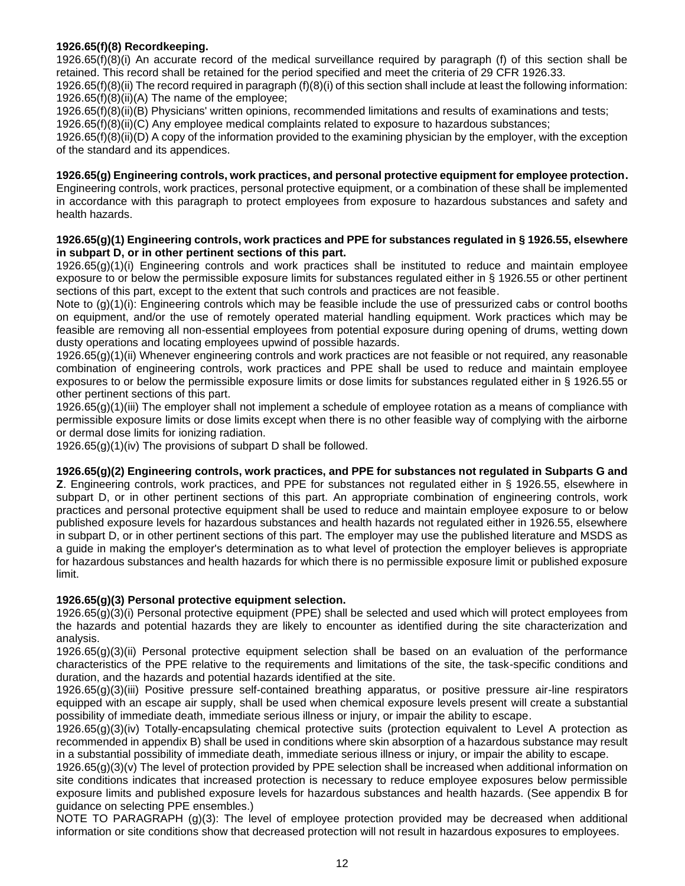**1926.65(f)(8) Recordkeeping.**

1926.65(f)(8)(i) An accurate record of the medical surveillance required by paragraph (f) of this section shall be retained. This record shall be retained for the period specified and meet the criteria of 29 CFR 1926.33.

1926.65(f)(8)(ii) The record required in paragraph (f)(8)(i) of this section shall include at least the following information:

1926.65(f)(8)(ii)(A) The name of the employee;

1926.65(f)(8)(ii)(B) Physicians' written opinions, recommended limitations and results of examinations and tests;

1926.65(f)(8)(ii)(C) Any employee medical complaints related to exposure to hazardous substances;

1926.65(f)(8)(ii)(D) A copy of the information provided to the examining physician by the employer, with the exception of the standard and its appendices.

**1926.65(g) Engineering controls, work practices, and personal protective equipment for employee protection.** Engineering controls, work practices, personal protective equipment, or a combination of these shall be implemented in accordance with this paragraph to protect employees from exposure to hazardous substances and safety and health hazards.

**1926.65(g)(1) Engineering controls, work practices and PPE for substances regulated in § 1926.55, elsewhere in subpart D, or in other pertinent sections of this part.**

1926.65(g)(1)(i) Engineering controls and work practices shall be instituted to reduce and maintain employee exposure to or below the permissible exposure limits for substances regulated either in § 1926.55 or other pertinent sections of this part, except to the extent that such controls and practices are not feasible.

Note to (g)(1)(i): Engineering controls which may be feasible include the use of pressurized cabs or control booths on equipment, and/or the use of remotely operated material handling equipment. Work practices which may be feasible are removing all non-essential employees from potential exposure during opening of drums, wetting down dusty operations and locating employees upwind of possible hazards.

1926.65(g)(1)(ii) Whenever engineering controls and work practices are not feasible or not required, any reasonable combination of engineering controls, work practices and PPE shall be used to reduce and maintain employee exposures to or below the permissible exposure limits or dose limits for substances regulated either in § 1926.55 or other pertinent sections of this part.

1926.65(g)(1)(iii) The employer shall not implement a schedule of employee rotation as a means of compliance with permissible exposure limits or dose limits except when there is no other feasible way of complying with the airborne or dermal dose limits for ionizing radiation.

1926.65(g)(1)(iv) The provisions of subpart D shall be followed.

**1926.65(g)(2) Engineering controls, work practices, and PPE for substances not regulated in Subparts G and Z**. Engineering controls, work practices, and PPE for substances not regulated either in § 1926.55, elsewhere in subpart D, or in other pertinent sections of this part. An appropriate combination of engineering controls, work practices and personal protective equipment shall be used to reduce and maintain employee exposure to or below published exposure levels for hazardous substances and health hazards not regulated either in 1926.55, elsewhere in subpart D, or in other pertinent sections of this part. The employer may use the published literature and MSDS as a guide in making the employer's determination as to what level of protection the employer believes is appropriate for hazardous substances and health hazards for which there is no permissible exposure limit or published exposure limit.

**1926.65(g)(3) Personal protective equipment selection.**

1926.65(g)(3)(i) Personal protective equipment (PPE) shall be selected and used which will protect employees from the hazards and potential hazards they are likely to encounter as identified during the site characterization and analysis.

1926.65(g)(3)(ii) Personal protective equipment selection shall be based on an evaluation of the performance characteristics of the PPE relative to the requirements and limitations of the site, the task-specific conditions and duration, and the hazards and potential hazards identified at the site.

1926.65(g)(3)(iii) Positive pressure self-contained breathing apparatus, or positive pressure air-line respirators equipped with an escape air supply, shall be used when chemical exposure levels present will create a substantial possibility of immediate death, immediate serious illness or injury, or impair the ability to escape.

1926.65(g)(3)(iv) Totally-encapsulating chemical protective suits (protection equivalent to Level A protection as recommended in appendix B) shall be used in conditions where skin absorption of a hazardous substance may result in a substantial possibility of immediate death, immediate serious illness or injury, or impair the ability to escape.

1926.65(g)(3)(v) The level of protection provided by PPE selection shall be increased when additional information on site conditions indicates that increased protection is necessary to reduce employee exposures below permissible exposure limits and published exposure levels for hazardous substances and health hazards. (See appendix B for guidance on selecting PPE ensembles.)

NOTE TO PARAGRAPH (g)(3): The level of employee protection provided may be decreased when additional information or site conditions show that decreased protection will not result in hazardous exposures to employees.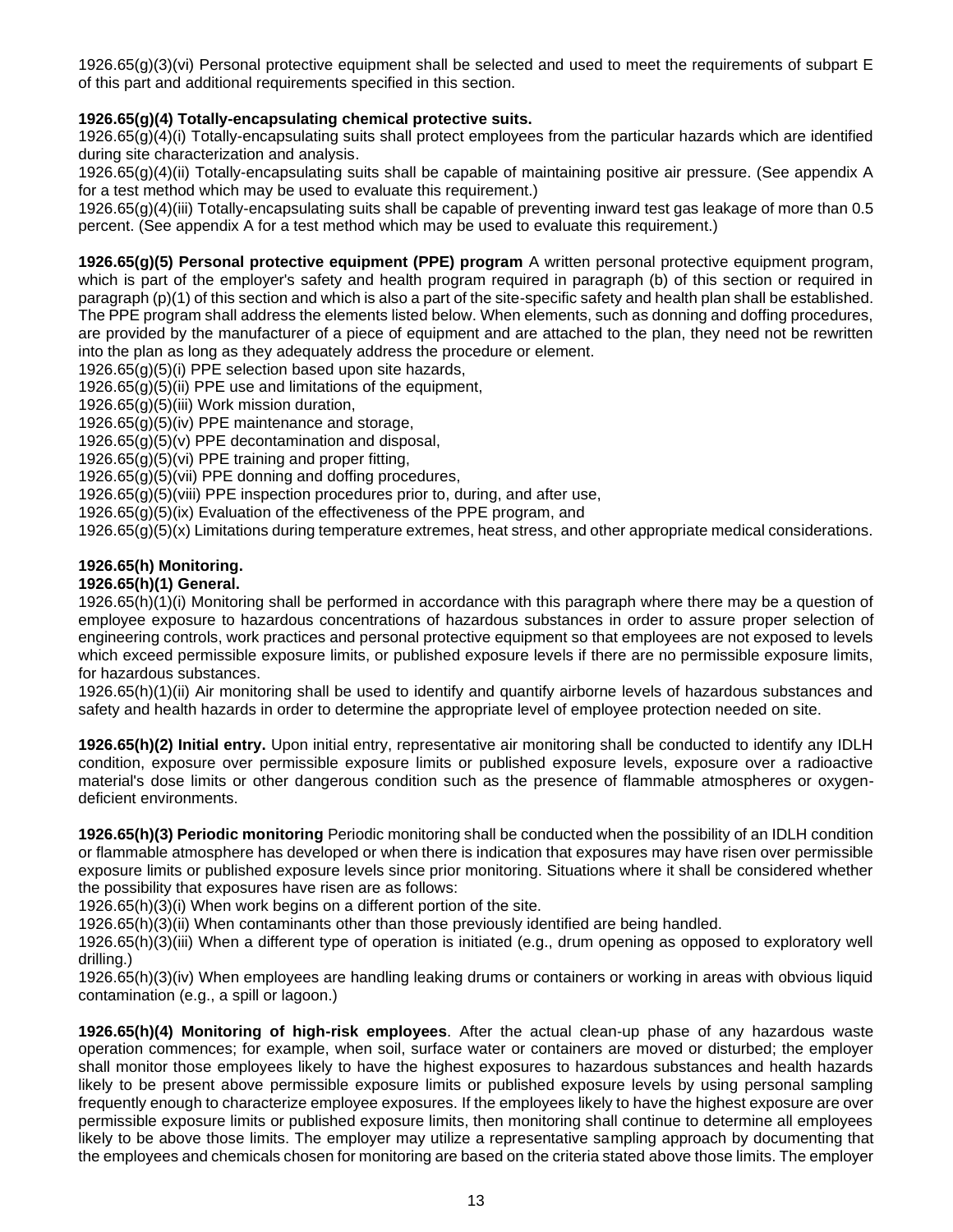1926.65(g)(3)(vi) Personal protective equipment shall be selected and used to meet the requirements of subpart E of this part and additional requirements specified in this section.

**1926.65(g)(4) Totally-encapsulating chemical protective suits.**

1926.65(g)(4)(i) Totally-encapsulating suits shall protect employees from the particular hazards which are identified during site characterization and analysis.

1926.65(g)(4)(ii) Totally-encapsulating suits shall be capable of maintaining positive air pressure. (See appendix A for a test method which may be used to evaluate this requirement.)

1926.65(g)(4)(iii) Totally-encapsulating suits shall be capable of preventing inward test gas leakage of more than 0.5 percent. (See appendix A for a test method which may be used to evaluate this requirement.)

**1926.65(g)(5) Personal protective equipment (PPE) program** A written personal protective equipment program, which is part of the employer's safety and health program required in paragraph (b) of this section or required in paragraph (p)(1) of this section and which is also a part of the site-specific safety and health plan shall be established. The PPE program shall address the elements listed below. When elements, such as donning and doffing procedures, are provided by the manufacturer of a piece of equipment and are attached to the plan, they need not be rewritten into the plan as long as they adequately address the procedure or element.

1926.65(g)(5)(i) PPE selection based upon site hazards,

1926.65(g)(5)(ii) PPE use and limitations of the equipment,

1926.65(g)(5)(iii) Work mission duration,

1926.65(g)(5)(iv) PPE maintenance and storage,

1926.65(g)(5)(v) PPE decontamination and disposal,

1926.65(g)(5)(vi) PPE training and proper fitting,

1926.65(g)(5)(vii) PPE donning and doffing procedures,

1926.65(g)(5)(viii) PPE inspection procedures prior to, during, and after use,

1926.65(g)(5)(ix) Evaluation of the effectiveness of the PPE program, and

1926.65(g)(5)(x) Limitations during temperature extremes, heat stress, and other appropriate medical considerations.

**1926.65(h) Monitoring.**

**1926.65(h)(1) General.**

1926.65(h)(1)(i) Monitoring shall be performed in accordance with this paragraph where there may be a question of employee exposure to hazardous concentrations of hazardous substances in order to assure proper selection of engineering controls, work practices and personal protective equipment so that employees are not exposed to levels which exceed permissible exposure limits, or published exposure levels if there are no permissible exposure limits, for hazardous substances.

1926.65(h)(1)(ii) Air monitoring shall be used to identify and quantify airborne levels of hazardous substances and safety and health hazards in order to determine the appropriate level of employee protection needed on site.

**1926.65(h)(2) Initial entry.** Upon initial entry, representative air monitoring shall be conducted to identify any IDLH condition, exposure over permissible exposure limits or published exposure levels, exposure over a radioactive material's dose limits or other dangerous condition such as the presence of flammable atmospheres or oxygen-deficient environments.

**1926.65(h)(3) Periodic monitoring** Periodic monitoring shall be conducted when the possibility of an IDLH condition or flammable atmosphere has developed or when there is indication that exposures may have risen over permissible exposure limits or published exposure levels since prior monitoring. Situations where it shall be considered whether the possibility that exposures have risen are as follows:

1926.65(h)(3)(i) When work begins on a different portion of the site.

1926.65(h)(3)(ii) When contaminants other than those previously identified are being handled.

1926.65(h)(3)(iii) When a different type of operation is initiated (e.g., drum opening as opposed to exploratory well drilling.)

1926.65(h)(3)(iv) When employees are handling leaking drums or containers or working in areas with obvious liquid contamination (e.g., a spill or lagoon.)

**1926.65(h)(4) Monitoring of high-risk employees**. After the actual clean-up phase of any hazardous waste operation commences; for example, when soil, surface water or containers are moved or disturbed; the employer shall monitor those employees likely to have the highest exposures to hazardous substances and health hazards likely to be present above permissible exposure limits or published exposure levels by using personal sampling frequently enough to characterize employee exposures. If the employees likely to have the highest exposure are over permissible exposure limits or published exposure limits, then monitoring shall continue to determine all employees likely to be above those limits. The employer may utilize a representative sampling approach by documenting that the employees and chemicals chosen for monitoring are based on the criteria stated above those limits. The employer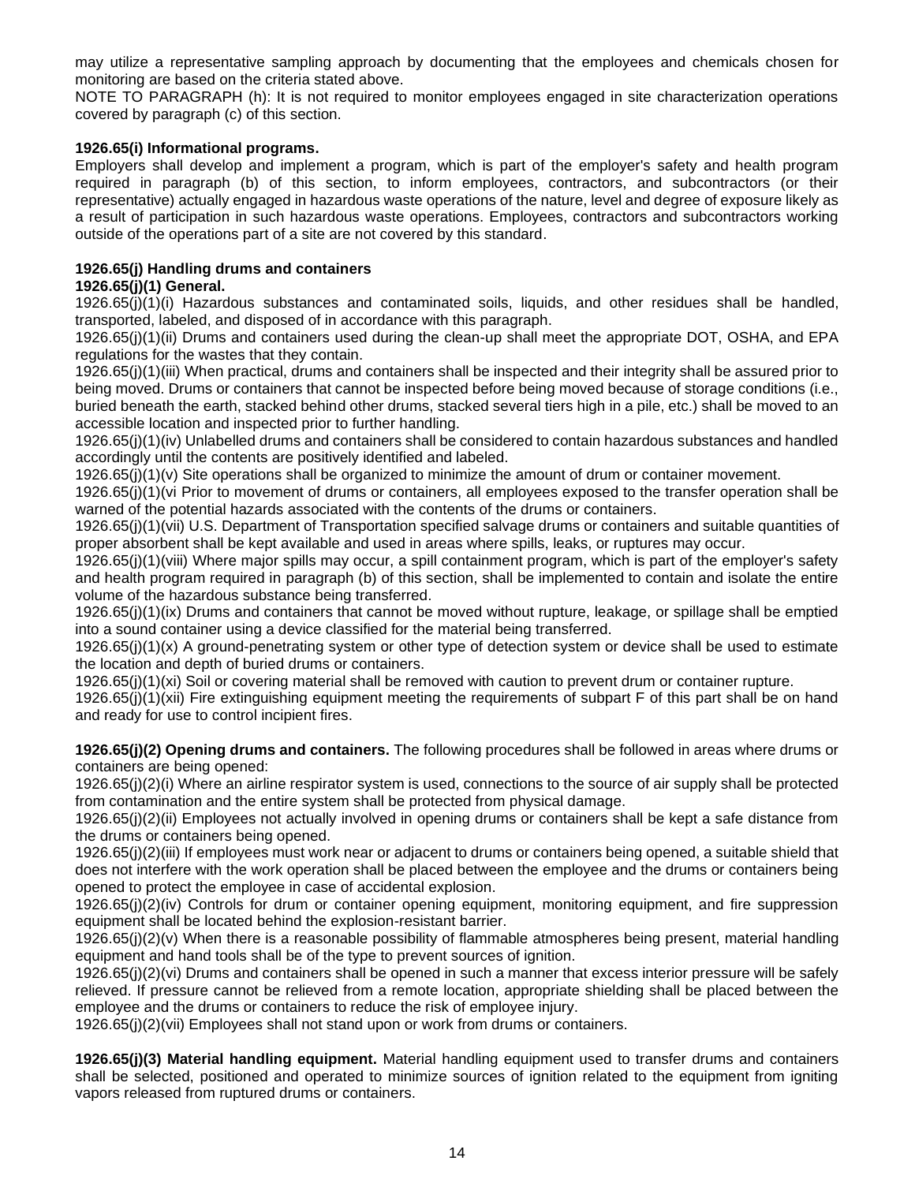may utilize a representative sampling approach by documenting that the employees and chemicals chosen for monitoring are based on the criteria stated above.

NOTE TO PARAGRAPH (h): It is not required to monitor employees engaged in site characterization operations covered by paragraph (c) of this section.

**1926.65(i) Informational programs.**

Employers shall develop and implement a program, which is part of the employer's safety and health program required in paragraph (b) of this section, to inform employees, contractors, and subcontractors (or their representative) actually engaged in hazardous waste operations of the nature, level and degree of exposure likely as a result of participation in such hazardous waste operations. Employees, contractors and subcontractors working outside of the operations part of a site are not covered by this standard.

**1926.65(j) Handling drums and containers**

**1926.65(j)(1) General.**

1926.65(j)(1)(i) Hazardous substances and contaminated soils, liquids, and other residues shall be handled, transported, labeled, and disposed of in accordance with this paragraph.

1926.65(j)(1)(ii) Drums and containers used during the clean-up shall meet the appropriate DOT, OSHA, and EPA regulations for the wastes that they contain.

1926.65(j)(1)(iii) When practical, drums and containers shall be inspected and their integrity shall be assured prior to being moved. Drums or containers that cannot be inspected before being moved because of storage conditions (i.e., buried beneath the earth, stacked behind other drums, stacked several tiers high in a pile, etc.) shall be moved to an accessible location and inspected prior to further handling.

1926.65(j)(1)(iv) Unlabelled drums and containers shall be considered to contain hazardous substances and handled accordingly until the contents are positively identified and labeled.

1926.65(j)(1)(v) Site operations shall be organized to minimize the amount of drum or container movement.

1926.65(j)(1)(vi Prior to movement of drums or containers, all employees exposed to the transfer operation shall be warned of the potential hazards associated with the contents of the drums or containers.

1926.65(j)(1)(vii) U.S. Department of Transportation specified salvage drums or containers and suitable quantities of proper absorbent shall be kept available and used in areas where spills, leaks, or ruptures may occur.

1926.65(j)(1)(viii) Where major spills may occur, a spill containment program, which is part of the employer's safety and health program required in paragraph (b) of this section, shall be implemented to contain and isolate the entire volume of the hazardous substance being transferred.

1926.65(j)(1)(ix) Drums and containers that cannot be moved without rupture, leakage, or spillage shall be emptied into a sound container using a device classified for the material being transferred.

1926.65(j)(1)(x) A ground-penetrating system or other type of detection system or device shall be used to estimate the location and depth of buried drums or containers.

1926.65(j)(1)(xi) Soil or covering material shall be removed with caution to prevent drum or container rupture.

1926.65(j)(1)(xii) Fire extinguishing equipment meeting the requirements of subpart F of this part shall be on hand and ready for use to control incipient fires.

**1926.65(j)(2) Opening drums and containers.** The following procedures shall be followed in areas where drums or containers are being opened:

1926.65(j)(2)(i) Where an airline respirator system is used, connections to the source of air supply shall be protected from contamination and the entire system shall be protected from physical damage.

1926.65(j)(2)(ii) Employees not actually involved in opening drums or containers shall be kept a safe distance from the drums or containers being opened.

1926.65(j)(2)(iii) If employees must work near or adjacent to drums or containers being opened, a suitable shield that does not interfere with the work operation shall be placed between the employee and the drums or containers being opened to protect the employee in case of accidental explosion.

1926.65(j)(2)(iv) Controls for drum or container opening equipment, monitoring equipment, and fire suppression equipment shall be located behind the explosion-resistant barrier.

1926.65(j)(2)(v) When there is a reasonable possibility of flammable atmospheres being present, material handling equipment and hand tools shall be of the type to prevent sources of ignition.

1926.65(j)(2)(vi) Drums and containers shall be opened in such a manner that excess interior pressure will be safely relieved. If pressure cannot be relieved from a remote location, appropriate shielding shall be placed between the employee and the drums or containers to reduce the risk of employee injury.

1926.65(j)(2)(vii) Employees shall not stand upon or work from drums or containers.

**1926.65(j)(3) Material handling equipment.** Material handling equipment used to transfer drums and containers shall be selected, positioned and operated to minimize sources of ignition related to the equipment from igniting vapors released from ruptured drums or containers.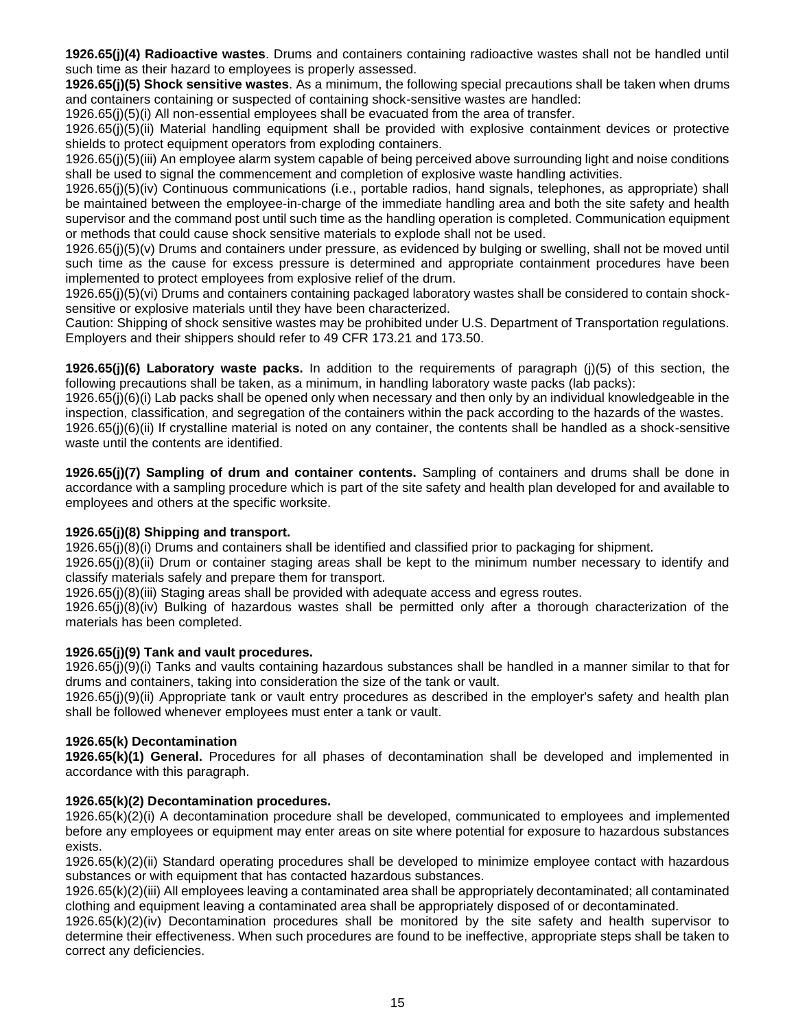**1926.65(j)(4) Radioactive wastes**. Drums and containers containing radioactive wastes shall not be handled until such time as their hazard to employees is properly assessed.

**1926.65(j)(5) Shock sensitive wastes**. As a minimum, the following special precautions shall be taken when drums and containers containing or suspected of containing shock-sensitive wastes are handled:

1926.65(j)(5)(i) All non-essential employees shall be evacuated from the area of transfer.

1926.65(j)(5)(ii) Material handling equipment shall be provided with explosive containment devices or protective shields to protect equipment operators from exploding containers.

1926.65(j)(5)(iii) An employee alarm system capable of being perceived above surrounding light and noise conditions shall be used to signal the commencement and completion of explosive waste handling activities.

1926.65(j)(5)(iv) Continuous communications (i.e., portable radios, hand signals, telephones, as appropriate) shall be maintained between the employee-in-charge of the immediate handling area and both the site safety and health supervisor and the command post until such time as the handling operation is completed. Communication equipment or methods that could cause shock sensitive materials to explode shall not be used.

1926.65(j)(5)(v) Drums and containers under pressure, as evidenced by bulging or swelling, shall not be moved until such time as the cause for excess pressure is determined and appropriate containment procedures have been implemented to protect employees from explosive relief of the drum.

1926.65(j)(5)(vi) Drums and containers containing packaged laboratory wastes shall be considered to contain shock-sensitive or explosive materials until they have been characterized.

Caution: Shipping of shock sensitive wastes may be prohibited under U.S. Department of Transportation regulations. Employers and their shippers should refer to 49 CFR 173.21 and 173.50.

**1926.65(j)(6) Laboratory waste packs.** In addition to the requirements of paragraph (j)(5) of this section, the following precautions shall be taken, as a minimum, in handling laboratory waste packs (lab packs):

1926.65(j)(6)(i) Lab packs shall be opened only when necessary and then only by an individual knowledgeable in the inspection, classification, and segregation of the containers within the pack according to the hazards of the wastes.

1926.65(j)(6)(ii) If crystalline material is noted on any container, the contents shall be handled as a shock-sensitive waste until the contents are identified.

**1926.65(j)(7) Sampling of drum and container contents.** Sampling of containers and drums shall be done in accordance with a sampling procedure which is part of the site safety and health plan developed for and available to employees and others at the specific worksite.

**1926.65(j)(8) Shipping and transport.**

1926.65(j)(8)(i) Drums and containers shall be identified and classified prior to packaging for shipment.

1926.65(j)(8)(ii) Drum or container staging areas shall be kept to the minimum number necessary to identify and classify materials safely and prepare them for transport.

1926.65(j)(8)(iii) Staging areas shall be provided with adequate access and egress routes.

1926.65(j)(8)(iv) Bulking of hazardous wastes shall be permitted only after a thorough characterization of the materials has been completed.

**1926.65(j)(9) Tank and vault procedures.**

1926.65(j)(9)(i) Tanks and vaults containing hazardous substances shall be handled in a manner similar to that for drums and containers, taking into consideration the size of the tank or vault.

1926.65(j)(9)(ii) Appropriate tank or vault entry procedures as described in the employer's safety and health plan shall be followed whenever employees must enter a tank or vault.

**1926.65(k) Decontamination**

**1926.65(k)(1) General.** Procedures for all phases of decontamination shall be developed and implemented in accordance with this paragraph.

**1926.65(k)(2) Decontamination procedures.**

1926.65(k)(2)(i) A decontamination procedure shall be developed, communicated to employees and implemented before any employees or equipment may enter areas on site where potential for exposure to hazardous substances exists.

1926.65(k)(2)(ii) Standard operating procedures shall be developed to minimize employee contact with hazardous substances or with equipment that has contacted hazardous substances.

1926.65(k)(2)(iii) All employees leaving a contaminated area shall be appropriately decontaminated; all contaminated clothing and equipment leaving a contaminated area shall be appropriately disposed of or decontaminated.

1926.65(k)(2)(iv) Decontamination procedures shall be monitored by the site safety and health supervisor to determine their effectiveness. When such procedures are found to be ineffective, appropriate steps shall be taken to correct any deficiencies.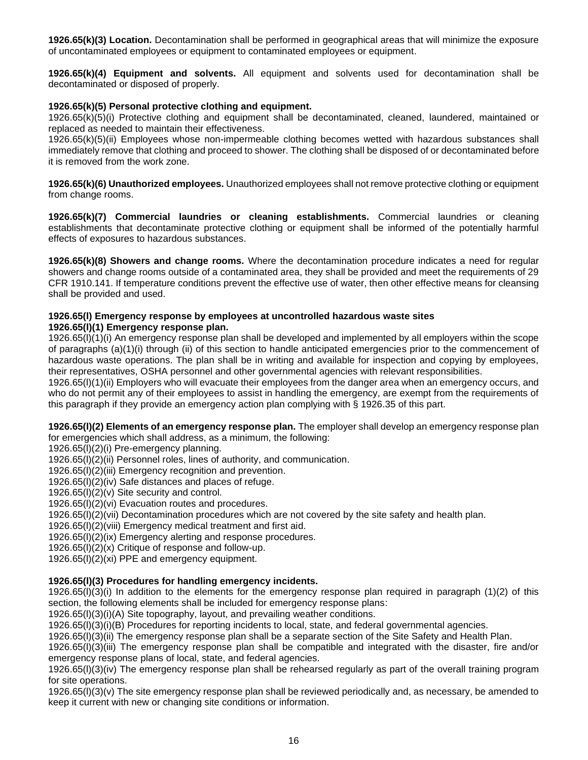**1926.65(k)(3) Location.** Decontamination shall be performed in geographical areas that will minimize the exposure of uncontaminated employees or equipment to contaminated employees or equipment.

**1926.65(k)(4) Equipment and solvents.** All equipment and solvents used for decontamination shall be decontaminated or disposed of properly.

**1926.65(k)(5) Personal protective clothing and equipment.**
1926.65(k)(5)(i) Protective clothing and equipment shall be decontaminated, cleaned, laundered, maintained or replaced as needed to maintain their effectiveness.
1926.65(k)(5)(ii) Employees whose non-impermeable clothing becomes wetted with hazardous substances shall immediately remove that clothing and proceed to shower. The clothing shall be disposed of or decontaminated before it is removed from the work zone.

**1926.65(k)(6) Unauthorized employees.** Unauthorized employees shall not remove protective clothing or equipment from change rooms.

**1926.65(k)(7) Commercial laundries or cleaning establishments.** Commercial laundries or cleaning establishments that decontaminate protective clothing or equipment shall be informed of the potentially harmful effects of exposures to hazardous substances.

**1926.65(k)(8) Showers and change rooms.** Where the decontamination procedure indicates a need for regular showers and change rooms outside of a contaminated area, they shall be provided and meet the requirements of 29 CFR 1910.141. If temperature conditions prevent the effective use of water, then other effective means for cleansing shall be provided and used.

**1926.65(l) Emergency response by employees at uncontrolled hazardous waste sites**
**1926.65(l)(1) Emergency response plan.**
1926.65(l)(1)(i) An emergency response plan shall be developed and implemented by all employers within the scope of paragraphs (a)(1)(i) through (ii) of this section to handle anticipated emergencies prior to the commencement of hazardous waste operations. The plan shall be in writing and available for inspection and copying by employees, their representatives, OSHA personnel and other governmental agencies with relevant responsibilities.
1926.65(l)(1)(ii) Employers who will evacuate their employees from the danger area when an emergency occurs, and who do not permit any of their employees to assist in handling the emergency, are exempt from the requirements of this paragraph if they provide an emergency action plan complying with § 1926.35 of this part.

**1926.65(l)(2) Elements of an emergency response plan.** The employer shall develop an emergency response plan for emergencies which shall address, as a minimum, the following:
1926.65(l)(2)(i) Pre-emergency planning.
1926.65(l)(2)(ii) Personnel roles, lines of authority, and communication.
1926.65(l)(2)(iii) Emergency recognition and prevention.
1926.65(l)(2)(iv) Safe distances and places of refuge.
1926.65(l)(2)(v) Site security and control.
1926.65(l)(2)(vi) Evacuation routes and procedures.
1926.65(l)(2)(vii) Decontamination procedures which are not covered by the site safety and health plan.
1926.65(l)(2)(viii) Emergency medical treatment and first aid.
1926.65(l)(2)(ix) Emergency alerting and response procedures.
1926.65(l)(2)(x) Critique of response and follow-up.
1926.65(l)(2)(xi) PPE and emergency equipment.

**1926.65(l)(3) Procedures for handling emergency incidents.**
1926.65(l)(3)(i) In addition to the elements for the emergency response plan required in paragraph (1)(2) of this section, the following elements shall be included for emergency response plans:
1926.65(l)(3)(i)(A) Site topography, layout, and prevailing weather conditions.
1926.65(l)(3)(i)(B) Procedures for reporting incidents to local, state, and federal governmental agencies.
1926.65(l)(3)(ii) The emergency response plan shall be a separate section of the Site Safety and Health Plan.
1926.65(l)(3)(iii) The emergency response plan shall be compatible and integrated with the disaster, fire and/or emergency response plans of local, state, and federal agencies.
1926.65(l)(3)(iv) The emergency response plan shall be rehearsed regularly as part of the overall training program for site operations.
1926.65(l)(3)(v) The site emergency response plan shall be reviewed periodically and, as necessary, be amended to keep it current with new or changing site conditions or information.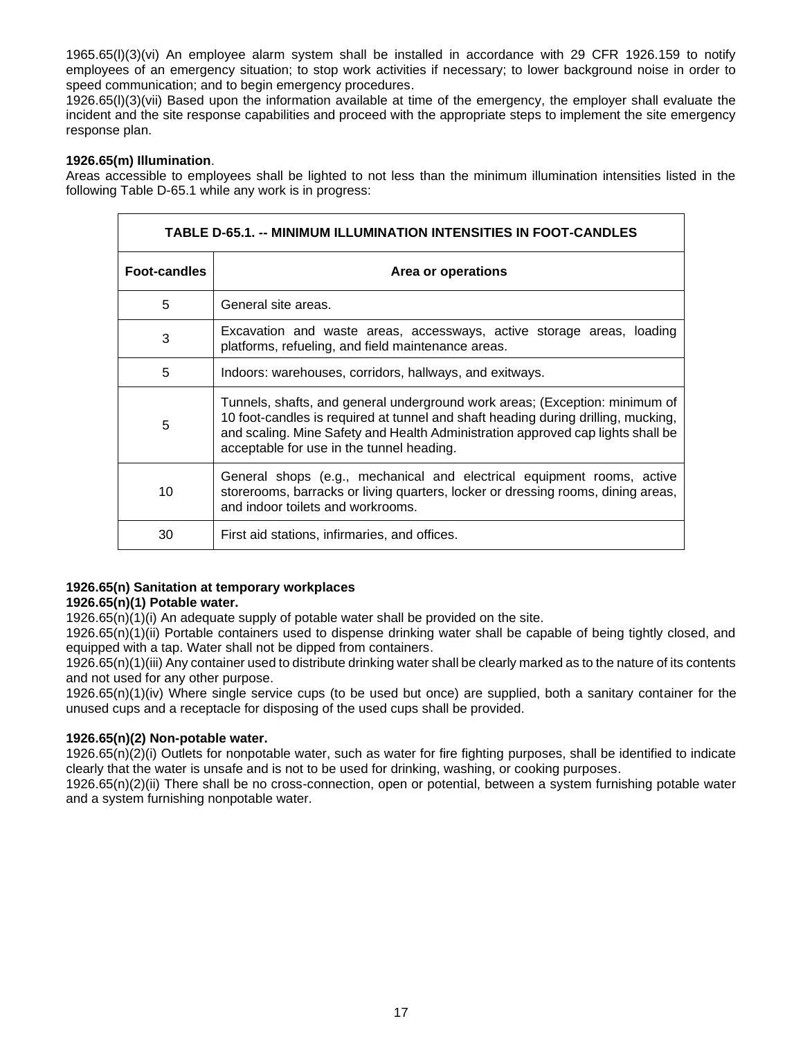1965.65(l)(3)(vi) An employee alarm system shall be installed in accordance with 29 CFR 1926.159 to notify employees of an emergency situation; to stop work activities if necessary; to lower background noise in order to speed communication; and to begin emergency procedures.

1926.65(l)(3)(vii) Based upon the information available at time of the emergency, the employer shall evaluate the incident and the site response capabilities and proceed with the appropriate steps to implement the site emergency response plan.

**1926.65(m) Illumination**.

Areas accessible to employees shall be lighted to not less than the minimum illumination intensities listed in the following Table D-65.1 while any work is in progress:

| TABLE D-65.1. -- MINIMUM ILLUMINATION INTENSITIES IN FOOT-CANDLES | |
|---|---|
| **Foot-candles** | **Area or operations** |
| 5 | General site areas. |
| 3 | Excavation and waste areas, accessways, active storage areas, loading platforms, refueling, and field maintenance areas. |
| 5 | Indoors: warehouses, corridors, hallways, and exitways. |
| 5 | Tunnels, shafts, and general underground work areas; (Exception: minimum of 10 foot-candles is required at tunnel and shaft heading during drilling, mucking, and scaling. Mine Safety and Health Administration approved cap lights shall be acceptable for use in the tunnel heading. |
| 10 | General shops (e.g., mechanical and electrical equipment rooms, active storerooms, barracks or living quarters, locker or dressing rooms, dining areas, and indoor toilets and workrooms. |
| 30 | First aid stations, infirmaries, and offices. |

**1926.65(n) Sanitation at temporary workplaces**

**1926.65(n)(1) Potable water.**

1926.65(n)(1)(i) An adequate supply of potable water shall be provided on the site.

1926.65(n)(1)(ii) Portable containers used to dispense drinking water shall be capable of being tightly closed, and equipped with a tap. Water shall not be dipped from containers.

1926.65(n)(1)(iii) Any container used to distribute drinking water shall be clearly marked as to the nature of its contents and not used for any other purpose.

1926.65(n)(1)(iv) Where single service cups (to be used but once) are supplied, both a sanitary container for the unused cups and a receptacle for disposing of the used cups shall be provided.

**1926.65(n)(2) Non-potable water.**

1926.65(n)(2)(i) Outlets for nonpotable water, such as water for fire fighting purposes, shall be identified to indicate clearly that the water is unsafe and is not to be used for drinking, washing, or cooking purposes.

1926.65(n)(2)(ii) There shall be no cross-connection, open or potential, between a system furnishing potable water and a system furnishing nonpotable water.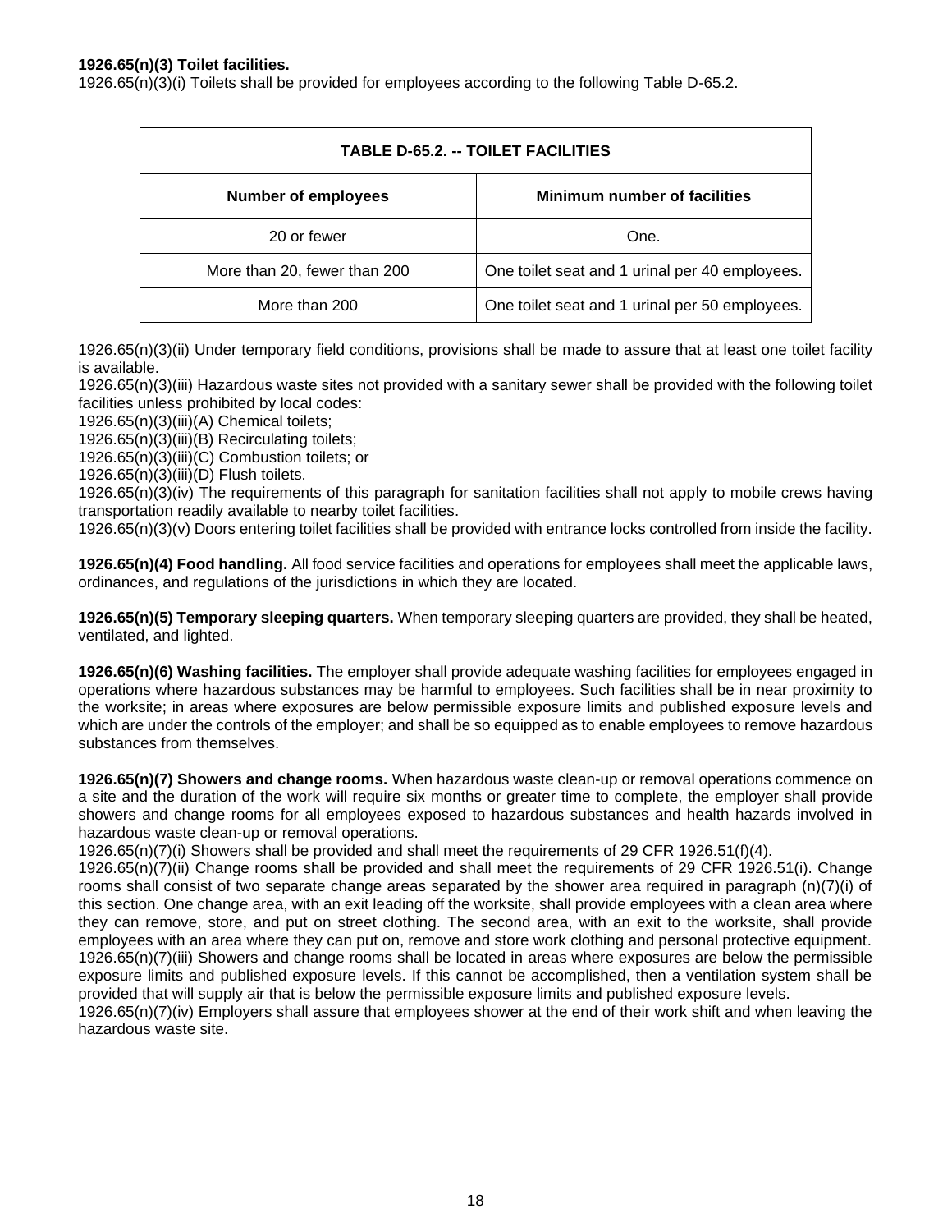**1926.65(n)(3) Toilet facilities.**

1926.65(n)(3)(i) Toilets shall be provided for employees according to the following Table D-65.2.

**TABLE D-65.2. -- TOILET FACILITIES**

| Number of employees | Minimum number of facilities |
|---|---|
| 20 or fewer | One. |
| More than 20, fewer than 200 | One toilet seat and 1 urinal per 40 employees. |
| More than 200 | One toilet seat and 1 urinal per 50 employees. |

1926.65(n)(3)(ii) Under temporary field conditions, provisions shall be made to assure that at least one toilet facility is available.

1926.65(n)(3)(iii) Hazardous waste sites not provided with a sanitary sewer shall be provided with the following toilet facilities unless prohibited by local codes:

1926.65(n)(3)(iii)(A) Chemical toilets;

1926.65(n)(3)(iii)(B) Recirculating toilets;

1926.65(n)(3)(iii)(C) Combustion toilets; or

1926.65(n)(3)(iii)(D) Flush toilets.

1926.65(n)(3)(iv) The requirements of this paragraph for sanitation facilities shall not apply to mobile crews having transportation readily available to nearby toilet facilities.

1926.65(n)(3)(v) Doors entering toilet facilities shall be provided with entrance locks controlled from inside the facility.

**1926.65(n)(4) Food handling.** All food service facilities and operations for employees shall meet the applicable laws, ordinances, and regulations of the jurisdictions in which they are located.

**1926.65(n)(5) Temporary sleeping quarters.** When temporary sleeping quarters are provided, they shall be heated, ventilated, and lighted.

**1926.65(n)(6) Washing facilities.** The employer shall provide adequate washing facilities for employees engaged in operations where hazardous substances may be harmful to employees. Such facilities shall be in near proximity to the worksite; in areas where exposures are below permissible exposure limits and published exposure levels and which are under the controls of the employer; and shall be so equipped as to enable employees to remove hazardous substances from themselves.

**1926.65(n)(7) Showers and change rooms.** When hazardous waste clean-up or removal operations commence on a site and the duration of the work will require six months or greater time to complete, the employer shall provide showers and change rooms for all employees exposed to hazardous substances and health hazards involved in hazardous waste clean-up or removal operations.

1926.65(n)(7)(i) Showers shall be provided and shall meet the requirements of 29 CFR 1926.51(f)(4).

1926.65(n)(7)(ii) Change rooms shall be provided and shall meet the requirements of 29 CFR 1926.51(i). Change rooms shall consist of two separate change areas separated by the shower area required in paragraph (n)(7)(i) of this section. One change area, with an exit leading off the worksite, shall provide employees with a clean area where they can remove, store, and put on street clothing. The second area, with an exit to the worksite, shall provide employees with an area where they can put on, remove and store work clothing and personal protective equipment.

1926.65(n)(7)(iii) Showers and change rooms shall be located in areas where exposures are below the permissible exposure limits and published exposure levels. If this cannot be accomplished, then a ventilation system shall be provided that will supply air that is below the permissible exposure limits and published exposure levels.

1926.65(n)(7)(iv) Employers shall assure that employees shower at the end of their work shift and when leaving the hazardous waste site.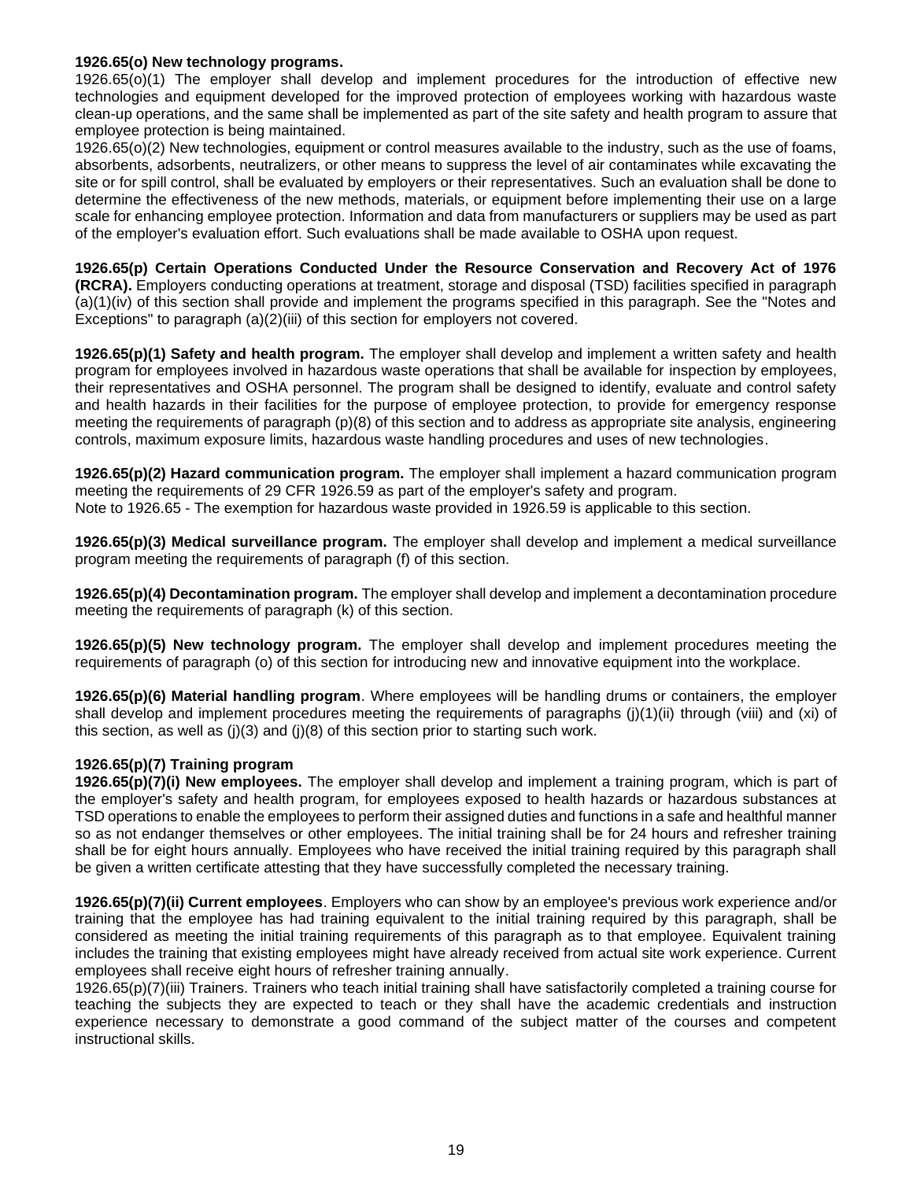**1926.65(o) New technology programs.**

1926.65(o)(1) The employer shall develop and implement procedures for the introduction of effective new technologies and equipment developed for the improved protection of employees working with hazardous waste clean-up operations, and the same shall be implemented as part of the site safety and health program to assure that employee protection is being maintained.

1926.65(o)(2) New technologies, equipment or control measures available to the industry, such as the use of foams, absorbents, adsorbents, neutralizers, or other means to suppress the level of air contaminates while excavating the site or for spill control, shall be evaluated by employers or their representatives. Such an evaluation shall be done to determine the effectiveness of the new methods, materials, or equipment before implementing their use on a large scale for enhancing employee protection. Information and data from manufacturers or suppliers may be used as part of the employer's evaluation effort. Such evaluations shall be made available to OSHA upon request.

**1926.65(p) Certain Operations Conducted Under the Resource Conservation and Recovery Act of 1976 (RCRA).** Employers conducting operations at treatment, storage and disposal (TSD) facilities specified in paragraph (a)(1)(iv) of this section shall provide and implement the programs specified in this paragraph. See the "Notes and Exceptions" to paragraph (a)(2)(iii) of this section for employers not covered.

**1926.65(p)(1) Safety and health program.** The employer shall develop and implement a written safety and health program for employees involved in hazardous waste operations that shall be available for inspection by employees, their representatives and OSHA personnel. The program shall be designed to identify, evaluate and control safety and health hazards in their facilities for the purpose of employee protection, to provide for emergency response meeting the requirements of paragraph (p)(8) of this section and to address as appropriate site analysis, engineering controls, maximum exposure limits, hazardous waste handling procedures and uses of new technologies.

**1926.65(p)(2) Hazard communication program.** The employer shall implement a hazard communication program meeting the requirements of 29 CFR 1926.59 as part of the employer's safety and program.

Note to 1926.65 - The exemption for hazardous waste provided in 1926.59 is applicable to this section.

**1926.65(p)(3) Medical surveillance program.** The employer shall develop and implement a medical surveillance program meeting the requirements of paragraph (f) of this section.

**1926.65(p)(4) Decontamination program.** The employer shall develop and implement a decontamination procedure meeting the requirements of paragraph (k) of this section.

**1926.65(p)(5) New technology program.** The employer shall develop and implement procedures meeting the requirements of paragraph (o) of this section for introducing new and innovative equipment into the workplace.

**1926.65(p)(6) Material handling program**. Where employees will be handling drums or containers, the employer shall develop and implement procedures meeting the requirements of paragraphs (j)(1)(ii) through (viii) and (xi) of this section, as well as (j)(3) and (j)(8) of this section prior to starting such work.

**1926.65(p)(7) Training program**

**1926.65(p)(7)(i) New employees.** The employer shall develop and implement a training program, which is part of the employer's safety and health program, for employees exposed to health hazards or hazardous substances at TSD operations to enable the employees to perform their assigned duties and functions in a safe and healthful manner so as not endanger themselves or other employees. The initial training shall be for 24 hours and refresher training shall be for eight hours annually. Employees who have received the initial training required by this paragraph shall be given a written certificate attesting that they have successfully completed the necessary training.

**1926.65(p)(7)(ii) Current employees**. Employers who can show by an employee's previous work experience and/or training that the employee has had training equivalent to the initial training required by this paragraph, shall be considered as meeting the initial training requirements of this paragraph as to that employee. Equivalent training includes the training that existing employees might have already received from actual site work experience. Current employees shall receive eight hours of refresher training annually.

1926.65(p)(7)(iii) Trainers. Trainers who teach initial training shall have satisfactorily completed a training course for teaching the subjects they are expected to teach or they shall have the academic credentials and instruction experience necessary to demonstrate a good command of the subject matter of the courses and competent instructional skills.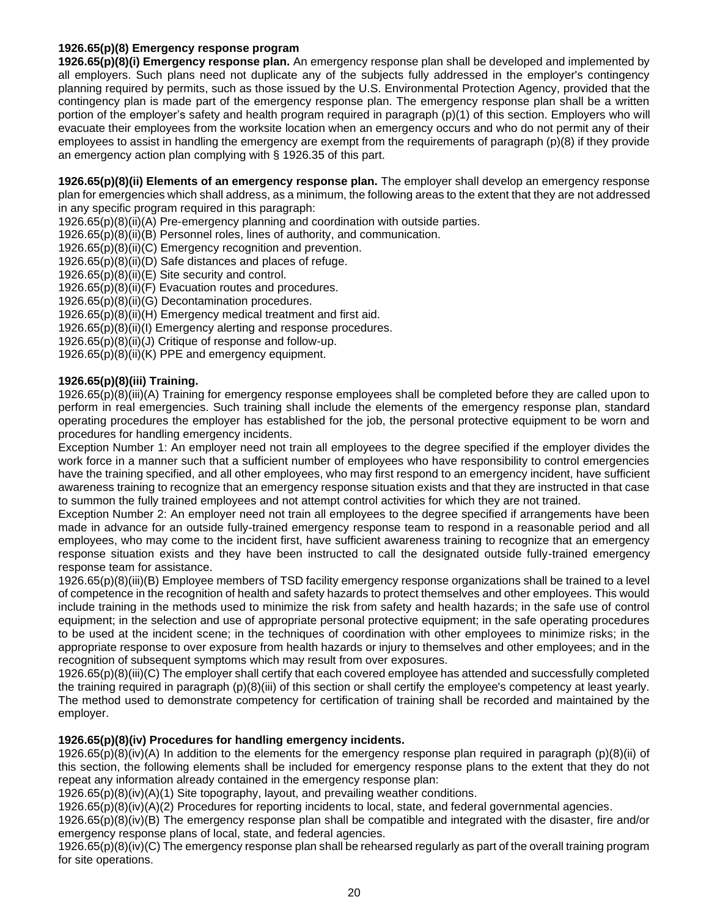**1926.65(p)(8) Emergency response program**

**1926.65(p)(8)(i) Emergency response plan.** An emergency response plan shall be developed and implemented by all employers. Such plans need not duplicate any of the subjects fully addressed in the employer's contingency planning required by permits, such as those issued by the U.S. Environmental Protection Agency, provided that the contingency plan is made part of the emergency response plan. The emergency response plan shall be a written portion of the employer's safety and health program required in paragraph (p)(1) of this section. Employers who will evacuate their employees from the worksite location when an emergency occurs and who do not permit any of their employees to assist in handling the emergency are exempt from the requirements of paragraph (p)(8) if they provide an emergency action plan complying with § 1926.35 of this part.

**1926.65(p)(8)(ii) Elements of an emergency response plan.** The employer shall develop an emergency response plan for emergencies which shall address, as a minimum, the following areas to the extent that they are not addressed in any specific program required in this paragraph:

1926.65(p)(8)(ii)(A) Pre-emergency planning and coordination with outside parties.
1926.65(p)(8)(ii)(B) Personnel roles, lines of authority, and communication.
1926.65(p)(8)(ii)(C) Emergency recognition and prevention.
1926.65(p)(8)(ii)(D) Safe distances and places of refuge.
1926.65(p)(8)(ii)(E) Site security and control.
1926.65(p)(8)(ii)(F) Evacuation routes and procedures.
1926.65(p)(8)(ii)(G) Decontamination procedures.
1926.65(p)(8)(ii)(H) Emergency medical treatment and first aid.
1926.65(p)(8)(ii)(I) Emergency alerting and response procedures.
1926.65(p)(8)(ii)(J) Critique of response and follow-up.
1926.65(p)(8)(ii)(K) PPE and emergency equipment.

**1926.65(p)(8)(iii) Training.**

1926.65(p)(8)(iii)(A) Training for emergency response employees shall be completed before they are called upon to perform in real emergencies. Such training shall include the elements of the emergency response plan, standard operating procedures the employer has established for the job, the personal protective equipment to be worn and procedures for handling emergency incidents.

Exception Number 1: An employer need not train all employees to the degree specified if the employer divides the work force in a manner such that a sufficient number of employees who have responsibility to control emergencies have the training specified, and all other employees, who may first respond to an emergency incident, have sufficient awareness training to recognize that an emergency response situation exists and that they are instructed in that case to summon the fully trained employees and not attempt control activities for which they are not trained.

Exception Number 2: An employer need not train all employees to the degree specified if arrangements have been made in advance for an outside fully-trained emergency response team to respond in a reasonable period and all employees, who may come to the incident first, have sufficient awareness training to recognize that an emergency response situation exists and they have been instructed to call the designated outside fully-trained emergency response team for assistance.

1926.65(p)(8)(iii)(B) Employee members of TSD facility emergency response organizations shall be trained to a level of competence in the recognition of health and safety hazards to protect themselves and other employees. This would include training in the methods used to minimize the risk from safety and health hazards; in the safe use of control equipment; in the selection and use of appropriate personal protective equipment; in the safe operating procedures to be used at the incident scene; in the techniques of coordination with other employees to minimize risks; in the appropriate response to over exposure from health hazards or injury to themselves and other employees; and in the recognition of subsequent symptoms which may result from over exposures.

1926.65(p)(8)(iii)(C) The employer shall certify that each covered employee has attended and successfully completed the training required in paragraph (p)(8)(iii) of this section or shall certify the employee's competency at least yearly. The method used to demonstrate competency for certification of training shall be recorded and maintained by the employer.

**1926.65(p)(8)(iv) Procedures for handling emergency incidents.**

1926.65(p)(8)(iv)(A) In addition to the elements for the emergency response plan required in paragraph (p)(8)(ii) of this section, the following elements shall be included for emergency response plans to the extent that they do not repeat any information already contained in the emergency response plan:

1926.65(p)(8)(iv)(A)(1) Site topography, layout, and prevailing weather conditions.
1926.65(p)(8)(iv)(A)(2) Procedures for reporting incidents to local, state, and federal governmental agencies.

1926.65(p)(8)(iv)(B) The emergency response plan shall be compatible and integrated with the disaster, fire and/or emergency response plans of local, state, and federal agencies.

1926.65(p)(8)(iv)(C) The emergency response plan shall be rehearsed regularly as part of the overall training program for site operations.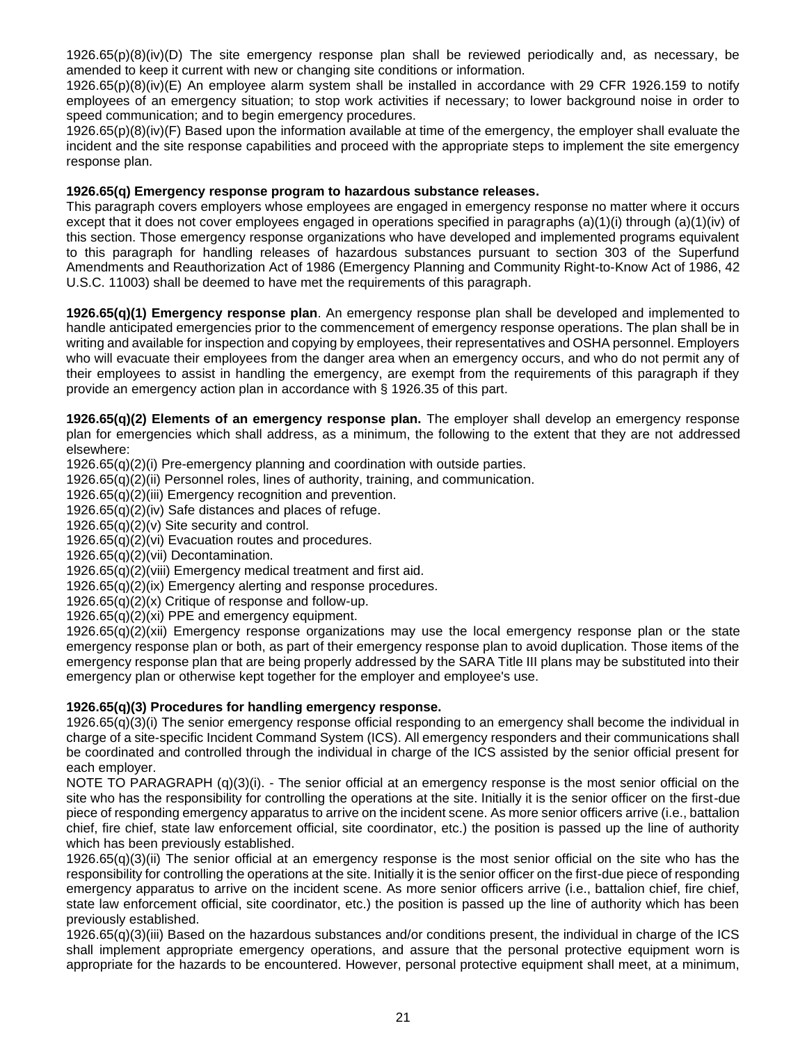1926.65(p)(8)(iv)(D) The site emergency response plan shall be reviewed periodically and, as necessary, be amended to keep it current with new or changing site conditions or information.

1926.65(p)(8)(iv)(E) An employee alarm system shall be installed in accordance with 29 CFR 1926.159 to notify employees of an emergency situation; to stop work activities if necessary; to lower background noise in order to speed communication; and to begin emergency procedures.

1926.65(p)(8)(iv)(F) Based upon the information available at time of the emergency, the employer shall evaluate the incident and the site response capabilities and proceed with the appropriate steps to implement the site emergency response plan.

**1926.65(q) Emergency response program to hazardous substance releases.**

This paragraph covers employers whose employees are engaged in emergency response no matter where it occurs except that it does not cover employees engaged in operations specified in paragraphs (a)(1)(i) through (a)(1)(iv) of this section. Those emergency response organizations who have developed and implemented programs equivalent to this paragraph for handling releases of hazardous substances pursuant to section 303 of the Superfund Amendments and Reauthorization Act of 1986 (Emergency Planning and Community Right-to-Know Act of 1986, 42 U.S.C. 11003) shall be deemed to have met the requirements of this paragraph.

**1926.65(q)(1) Emergency response plan**. An emergency response plan shall be developed and implemented to handle anticipated emergencies prior to the commencement of emergency response operations. The plan shall be in writing and available for inspection and copying by employees, their representatives and OSHA personnel. Employers who will evacuate their employees from the danger area when an emergency occurs, and who do not permit any of their employees to assist in handling the emergency, are exempt from the requirements of this paragraph if they provide an emergency action plan in accordance with § 1926.35 of this part.

**1926.65(q)(2) Elements of an emergency response plan.** The employer shall develop an emergency response plan for emergencies which shall address, as a minimum, the following to the extent that they are not addressed elsewhere:

1926.65(q)(2)(i) Pre-emergency planning and coordination with outside parties.

1926.65(q)(2)(ii) Personnel roles, lines of authority, training, and communication.

1926.65(q)(2)(iii) Emergency recognition and prevention.

1926.65(q)(2)(iv) Safe distances and places of refuge.

1926.65(q)(2)(v) Site security and control.

1926.65(q)(2)(vi) Evacuation routes and procedures.

1926.65(q)(2)(vii) Decontamination.

1926.65(q)(2)(viii) Emergency medical treatment and first aid.

1926.65(q)(2)(ix) Emergency alerting and response procedures.

1926.65(q)(2)(x) Critique of response and follow-up.

1926.65(q)(2)(xi) PPE and emergency equipment.

1926.65(q)(2)(xii) Emergency response organizations may use the local emergency response plan or the state emergency response plan or both, as part of their emergency response plan to avoid duplication. Those items of the emergency response plan that are being properly addressed by the SARA Title III plans may be substituted into their emergency plan or otherwise kept together for the employer and employee's use.

**1926.65(q)(3) Procedures for handling emergency response.**

1926.65(q)(3)(i) The senior emergency response official responding to an emergency shall become the individual in charge of a site-specific Incident Command System (ICS). All emergency responders and their communications shall be coordinated and controlled through the individual in charge of the ICS assisted by the senior official present for each employer.

NOTE TO PARAGRAPH (q)(3)(i). - The senior official at an emergency response is the most senior official on the site who has the responsibility for controlling the operations at the site. Initially it is the senior officer on the first-due piece of responding emergency apparatus to arrive on the incident scene. As more senior officers arrive (i.e., battalion chief, fire chief, state law enforcement official, site coordinator, etc.) the position is passed up the line of authority which has been previously established.

1926.65(q)(3)(ii) The senior official at an emergency response is the most senior official on the site who has the responsibility for controlling the operations at the site. Initially it is the senior officer on the first-due piece of responding emergency apparatus to arrive on the incident scene. As more senior officers arrive (i.e., battalion chief, fire chief, state law enforcement official, site coordinator, etc.) the position is passed up the line of authority which has been previously established.

1926.65(q)(3)(iii) Based on the hazardous substances and/or conditions present, the individual in charge of the ICS shall implement appropriate emergency operations, and assure that the personal protective equipment worn is appropriate for the hazards to be encountered. However, personal protective equipment shall meet, at a minimum,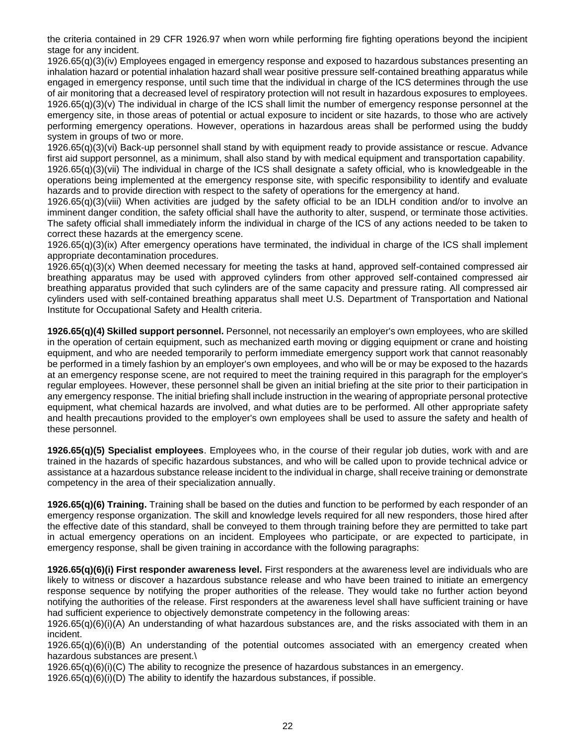the criteria contained in 29 CFR 1926.97 when worn while performing fire fighting operations beyond the incipient stage for any incident.

1926.65(q)(3)(iv) Employees engaged in emergency response and exposed to hazardous substances presenting an inhalation hazard or potential inhalation hazard shall wear positive pressure self-contained breathing apparatus while engaged in emergency response, until such time that the individual in charge of the ICS determines through the use of air monitoring that a decreased level of respiratory protection will not result in hazardous exposures to employees.

1926.65(q)(3)(v) The individual in charge of the ICS shall limit the number of emergency response personnel at the emergency site, in those areas of potential or actual exposure to incident or site hazards, to those who are actively performing emergency operations. However, operations in hazardous areas shall be performed using the buddy system in groups of two or more.

1926.65(q)(3)(vi) Back-up personnel shall stand by with equipment ready to provide assistance or rescue. Advance first aid support personnel, as a minimum, shall also stand by with medical equipment and transportation capability.

1926.65(q)(3)(vii) The individual in charge of the ICS shall designate a safety official, who is knowledgeable in the operations being implemented at the emergency response site, with specific responsibility to identify and evaluate hazards and to provide direction with respect to the safety of operations for the emergency at hand.

1926.65(q)(3)(viii) When activities are judged by the safety official to be an IDLH condition and/or to involve an imminent danger condition, the safety official shall have the authority to alter, suspend, or terminate those activities. The safety official shall immediately inform the individual in charge of the ICS of any actions needed to be taken to correct these hazards at the emergency scene.

1926.65(q)(3)(ix) After emergency operations have terminated, the individual in charge of the ICS shall implement appropriate decontamination procedures.

1926.65(q)(3)(x) When deemed necessary for meeting the tasks at hand, approved self-contained compressed air breathing apparatus may be used with approved cylinders from other approved self-contained compressed air breathing apparatus provided that such cylinders are of the same capacity and pressure rating. All compressed air cylinders used with self-contained breathing apparatus shall meet U.S. Department of Transportation and National Institute for Occupational Safety and Health criteria.

**1926.65(q)(4) Skilled support personnel.** Personnel, not necessarily an employer's own employees, who are skilled in the operation of certain equipment, such as mechanized earth moving or digging equipment or crane and hoisting equipment, and who are needed temporarily to perform immediate emergency support work that cannot reasonably be performed in a timely fashion by an employer's own employees, and who will be or may be exposed to the hazards at an emergency response scene, are not required to meet the training required in this paragraph for the employer's regular employees. However, these personnel shall be given an initial briefing at the site prior to their participation in any emergency response. The initial briefing shall include instruction in the wearing of appropriate personal protective equipment, what chemical hazards are involved, and what duties are to be performed. All other appropriate safety and health precautions provided to the employer's own employees shall be used to assure the safety and health of these personnel.

**1926.65(q)(5) Specialist employees**. Employees who, in the course of their regular job duties, work with and are trained in the hazards of specific hazardous substances, and who will be called upon to provide technical advice or assistance at a hazardous substance release incident to the individual in charge, shall receive training or demonstrate competency in the area of their specialization annually.

**1926.65(q)(6) Training.** Training shall be based on the duties and function to be performed by each responder of an emergency response organization. The skill and knowledge levels required for all new responders, those hired after the effective date of this standard, shall be conveyed to them through training before they are permitted to take part in actual emergency operations on an incident. Employees who participate, or are expected to participate, in emergency response, shall be given training in accordance with the following paragraphs:

**1926.65(q)(6)(i) First responder awareness level.** First responders at the awareness level are individuals who are likely to witness or discover a hazardous substance release and who have been trained to initiate an emergency response sequence by notifying the proper authorities of the release. They would take no further action beyond notifying the authorities of the release. First responders at the awareness level shall have sufficient training or have had sufficient experience to objectively demonstrate competency in the following areas:

1926.65(q)(6)(i)(A) An understanding of what hazardous substances are, and the risks associated with them in an incident.

1926.65(q)(6)(i)(B) An understanding of the potential outcomes associated with an emergency created when hazardous substances are present.\

1926.65(q)(6)(i)(C) The ability to recognize the presence of hazardous substances in an emergency.

1926.65(q)(6)(i)(D) The ability to identify the hazardous substances, if possible.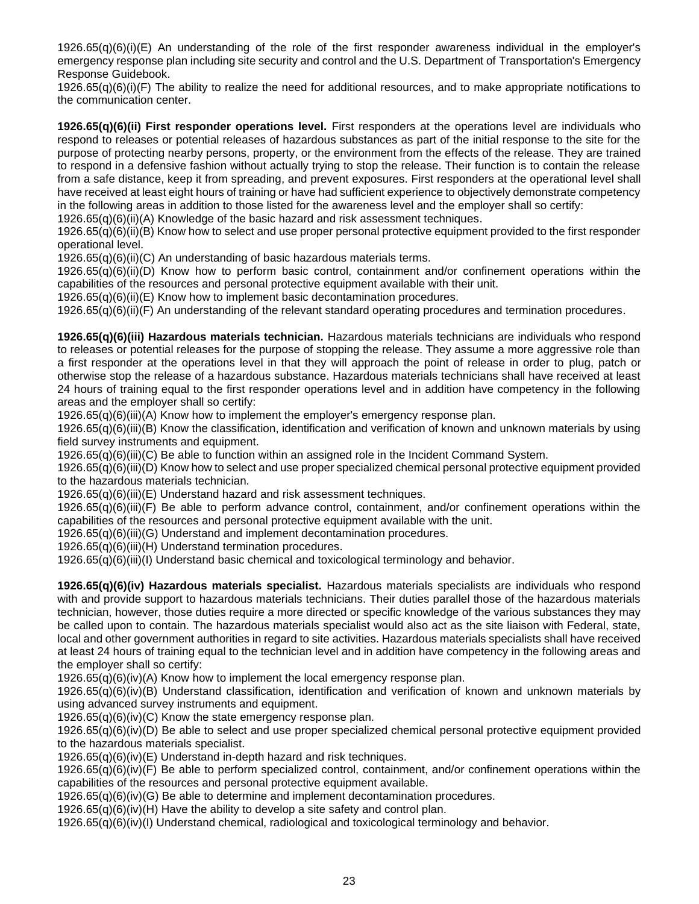1926.65(q)(6)(i)(E) An understanding of the role of the first responder awareness individual in the employer's emergency response plan including site security and control and the U.S. Department of Transportation's Emergency Response Guidebook.

1926.65(q)(6)(i)(F) The ability to realize the need for additional resources, and to make appropriate notifications to the communication center.

**1926.65(q)(6)(ii) First responder operations level.** First responders at the operations level are individuals who respond to releases or potential releases of hazardous substances as part of the initial response to the site for the purpose of protecting nearby persons, property, or the environment from the effects of the release. They are trained to respond in a defensive fashion without actually trying to stop the release. Their function is to contain the release from a safe distance, keep it from spreading, and prevent exposures. First responders at the operational level shall have received at least eight hours of training or have had sufficient experience to objectively demonstrate competency in the following areas in addition to those listed for the awareness level and the employer shall so certify:

1926.65(q)(6)(ii)(A) Knowledge of the basic hazard and risk assessment techniques.

1926.65(q)(6)(ii)(B) Know how to select and use proper personal protective equipment provided to the first responder operational level.

1926.65(q)(6)(ii)(C) An understanding of basic hazardous materials terms.

1926.65(q)(6)(ii)(D) Know how to perform basic control, containment and/or confinement operations within the capabilities of the resources and personal protective equipment available with their unit.

1926.65(q)(6)(ii)(E) Know how to implement basic decontamination procedures.

1926.65(q)(6)(ii)(F) An understanding of the relevant standard operating procedures and termination procedures.

**1926.65(q)(6)(iii) Hazardous materials technician.** Hazardous materials technicians are individuals who respond to releases or potential releases for the purpose of stopping the release. They assume a more aggressive role than a first responder at the operations level in that they will approach the point of release in order to plug, patch or otherwise stop the release of a hazardous substance. Hazardous materials technicians shall have received at least 24 hours of training equal to the first responder operations level and in addition have competency in the following areas and the employer shall so certify:

1926.65(q)(6)(iii)(A) Know how to implement the employer's emergency response plan.

1926.65(q)(6)(iii)(B) Know the classification, identification and verification of known and unknown materials by using field survey instruments and equipment.

1926.65(q)(6)(iii)(C) Be able to function within an assigned role in the Incident Command System.

1926.65(q)(6)(iii)(D) Know how to select and use proper specialized chemical personal protective equipment provided to the hazardous materials technician.

1926.65(q)(6)(iii)(E) Understand hazard and risk assessment techniques.

1926.65(q)(6)(iii)(F) Be able to perform advance control, containment, and/or confinement operations within the capabilities of the resources and personal protective equipment available with the unit.

1926.65(q)(6)(iii)(G) Understand and implement decontamination procedures.

1926.65(q)(6)(iii)(H) Understand termination procedures.

1926.65(q)(6)(iii)(I) Understand basic chemical and toxicological terminology and behavior.

**1926.65(q)(6)(iv) Hazardous materials specialist.** Hazardous materials specialists are individuals who respond with and provide support to hazardous materials technicians. Their duties parallel those of the hazardous materials technician, however, those duties require a more directed or specific knowledge of the various substances they may be called upon to contain. The hazardous materials specialist would also act as the site liaison with Federal, state, local and other government authorities in regard to site activities. Hazardous materials specialists shall have received at least 24 hours of training equal to the technician level and in addition have competency in the following areas and the employer shall so certify:

1926.65(q)(6)(iv)(A) Know how to implement the local emergency response plan.

1926.65(q)(6)(iv)(B) Understand classification, identification and verification of known and unknown materials by using advanced survey instruments and equipment.

1926.65(q)(6)(iv)(C) Know the state emergency response plan.

1926.65(q)(6)(iv)(D) Be able to select and use proper specialized chemical personal protective equipment provided to the hazardous materials specialist.

1926.65(q)(6)(iv)(E) Understand in-depth hazard and risk techniques.

1926.65(q)(6)(iv)(F) Be able to perform specialized control, containment, and/or confinement operations within the capabilities of the resources and personal protective equipment available.

1926.65(q)(6)(iv)(G) Be able to determine and implement decontamination procedures.

1926.65(q)(6)(iv)(H) Have the ability to develop a site safety and control plan.

1926.65(q)(6)(iv)(I) Understand chemical, radiological and toxicological terminology and behavior.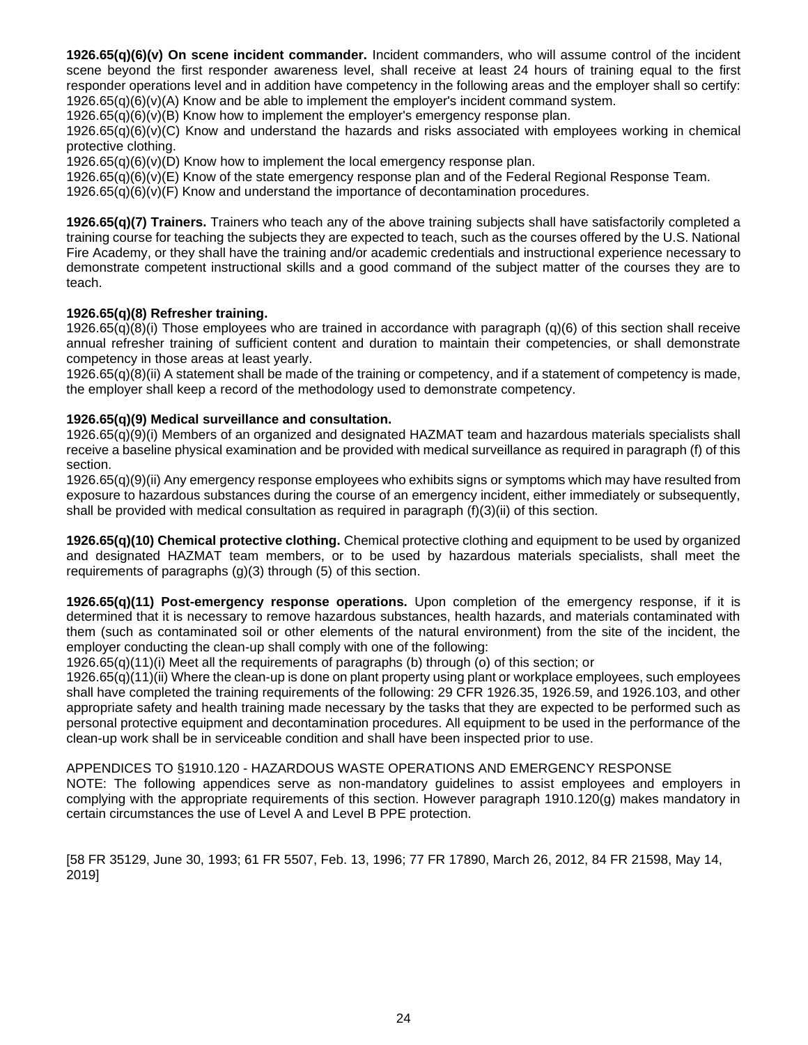**1926.65(q)(6)(v) On scene incident commander.** Incident commanders, who will assume control of the incident scene beyond the first responder awareness level, shall receive at least 24 hours of training equal to the first responder operations level and in addition have competency in the following areas and the employer shall so certify:
1926.65(q)(6)(v)(A) Know and be able to implement the employer's incident command system.
1926.65(q)(6)(v)(B) Know how to implement the employer's emergency response plan.
1926.65(q)(6)(v)(C) Know and understand the hazards and risks associated with employees working in chemical protective clothing.
1926.65(q)(6)(v)(D) Know how to implement the local emergency response plan.
1926.65(q)(6)(v)(E) Know of the state emergency response plan and of the Federal Regional Response Team.
1926.65(q)(6)(v)(F) Know and understand the importance of decontamination procedures.

**1926.65(q)(7) Trainers.** Trainers who teach any of the above training subjects shall have satisfactorily completed a training course for teaching the subjects they are expected to teach, such as the courses offered by the U.S. National Fire Academy, or they shall have the training and/or academic credentials and instructional experience necessary to demonstrate competent instructional skills and a good command of the subject matter of the courses they are to teach.

**1926.65(q)(8) Refresher training.**
1926.65(q)(8)(i) Those employees who are trained in accordance with paragraph (q)(6) of this section shall receive annual refresher training of sufficient content and duration to maintain their competencies, or shall demonstrate competency in those areas at least yearly.
1926.65(q)(8)(ii) A statement shall be made of the training or competency, and if a statement of competency is made, the employer shall keep a record of the methodology used to demonstrate competency.

**1926.65(q)(9) Medical surveillance and consultation.**
1926.65(q)(9)(i) Members of an organized and designated HAZMAT team and hazardous materials specialists shall receive a baseline physical examination and be provided with medical surveillance as required in paragraph (f) of this section.
1926.65(q)(9)(ii) Any emergency response employees who exhibits signs or symptoms which may have resulted from exposure to hazardous substances during the course of an emergency incident, either immediately or subsequently, shall be provided with medical consultation as required in paragraph (f)(3)(ii) of this section.

**1926.65(q)(10) Chemical protective clothing.** Chemical protective clothing and equipment to be used by organized and designated HAZMAT team members, or to be used by hazardous materials specialists, shall meet the requirements of paragraphs (g)(3) through (5) of this section.

**1926.65(q)(11) Post-emergency response operations.** Upon completion of the emergency response, if it is determined that it is necessary to remove hazardous substances, health hazards, and materials contaminated with them (such as contaminated soil or other elements of the natural environment) from the site of the incident, the employer conducting the clean-up shall comply with one of the following:
1926.65(q)(11)(i) Meet all the requirements of paragraphs (b) through (o) of this section; or
1926.65(q)(11)(ii) Where the clean-up is done on plant property using plant or workplace employees, such employees shall have completed the training requirements of the following: 29 CFR 1926.35, 1926.59, and 1926.103, and other appropriate safety and health training made necessary by the tasks that they are expected to be performed such as personal protective equipment and decontamination procedures. All equipment to be used in the performance of the clean-up work shall be in serviceable condition and shall have been inspected prior to use.

APPENDICES TO §1910.120 - HAZARDOUS WASTE OPERATIONS AND EMERGENCY RESPONSE
NOTE: The following appendices serve as non-mandatory guidelines to assist employees and employers in complying with the appropriate requirements of this section. However paragraph 1910.120(g) makes mandatory in certain circumstances the use of Level A and Level B PPE protection.

[58 FR 35129, June 30, 1993; 61 FR 5507, Feb. 13, 1996; 77 FR 17890, March 26, 2012, 84 FR 21598, May 14, 2019]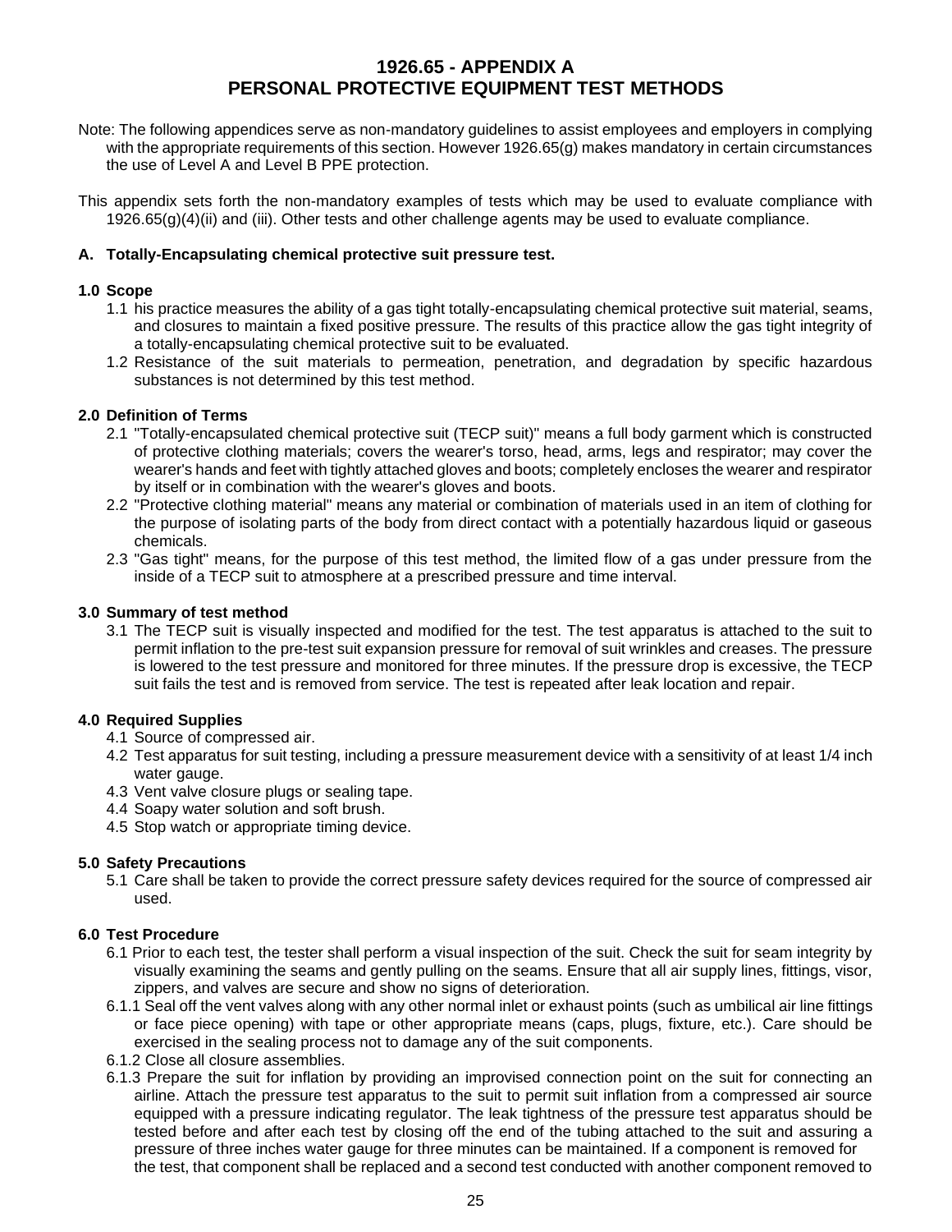# 1926.65 - APPENDIX A
# PERSONAL PROTECTIVE EQUIPMENT TEST METHODS

Note: The following appendices serve as non-mandatory guidelines to assist employees and employers in complying with the appropriate requirements of this section. However 1926.65(g) makes mandatory in certain circumstances the use of Level A and Level B PPE protection.

This appendix sets forth the non-mandatory examples of tests which may be used to evaluate compliance with 1926.65(g)(4)(ii) and (iii). Other tests and other challenge agents may be used to evaluate compliance.

### A. Totally-Encapsulating chemical protective suit pressure test.

#### 1.0 Scope

1.1 his practice measures the ability of a gas tight totally-encapsulating chemical protective suit material, seams, and closures to maintain a fixed positive pressure. The results of this practice allow the gas tight integrity of a totally-encapsulating chemical protective suit to be evaluated.

1.2 Resistance of the suit materials to permeation, penetration, and degradation by specific hazardous substances is not determined by this test method.

#### 2.0 Definition of Terms

2.1 "Totally-encapsulated chemical protective suit (TECP suit)" means a full body garment which is constructed of protective clothing materials; covers the wearer's torso, head, arms, legs and respirator; may cover the wearer's hands and feet with tightly attached gloves and boots; completely encloses the wearer and respirator by itself or in combination with the wearer's gloves and boots.

2.2 "Protective clothing material" means any material or combination of materials used in an item of clothing for the purpose of isolating parts of the body from direct contact with a potentially hazardous liquid or gaseous chemicals.

2.3 "Gas tight" means, for the purpose of this test method, the limited flow of a gas under pressure from the inside of a TECP suit to atmosphere at a prescribed pressure and time interval.

#### 3.0 Summary of test method

3.1 The TECP suit is visually inspected and modified for the test. The test apparatus is attached to the suit to permit inflation to the pre-test suit expansion pressure for removal of suit wrinkles and creases. The pressure is lowered to the test pressure and monitored for three minutes. If the pressure drop is excessive, the TECP suit fails the test and is removed from service. The test is repeated after leak location and repair.

#### 4.0 Required Supplies

4.1 Source of compressed air.

4.2 Test apparatus for suit testing, including a pressure measurement device with a sensitivity of at least 1/4 inch water gauge.

4.3 Vent valve closure plugs or sealing tape.

4.4 Soapy water solution and soft brush.

4.5 Stop watch or appropriate timing device.

#### 5.0 Safety Precautions

5.1 Care shall be taken to provide the correct pressure safety devices required for the source of compressed air used.

#### 6.0 Test Procedure

6.1 Prior to each test, the tester shall perform a visual inspection of the suit. Check the suit for seam integrity by visually examining the seams and gently pulling on the seams. Ensure that all air supply lines, fittings, visor, zippers, and valves are secure and show no signs of deterioration.

6.1.1 Seal off the vent valves along with any other normal inlet or exhaust points (such as umbilical air line fittings or face piece opening) with tape or other appropriate means (caps, plugs, fixture, etc.). Care should be exercised in the sealing process not to damage any of the suit components.

6.1.2 Close all closure assemblies.

6.1.3 Prepare the suit for inflation by providing an improvised connection point on the suit for connecting an airline. Attach the pressure test apparatus to the suit to permit suit inflation from a compressed air source equipped with a pressure indicating regulator. The leak tightness of the pressure test apparatus should be tested before and after each test by closing off the end of the tubing attached to the suit and assuring a pressure of three inches water gauge for three minutes can be maintained. If a component is removed for the test, that component shall be replaced and a second test conducted with another component removed to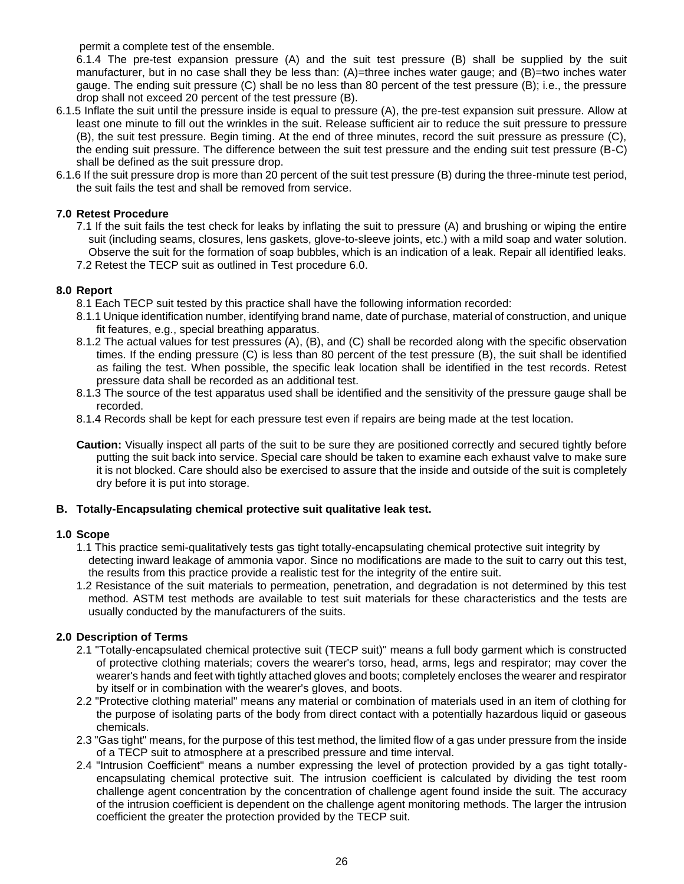permit a complete test of the ensemble.

6.1.4 The pre-test expansion pressure (A) and the suit test pressure (B) shall be supplied by the suit manufacturer, but in no case shall they be less than: (A)=three inches water gauge; and (B)=two inches water gauge. The ending suit pressure (C) shall be no less than 80 percent of the test pressure (B); i.e., the pressure drop shall not exceed 20 percent of the test pressure (B).

6.1.5 Inflate the suit until the pressure inside is equal to pressure (A), the pre-test expansion suit pressure. Allow at least one minute to fill out the wrinkles in the suit. Release sufficient air to reduce the suit pressure to pressure (B), the suit test pressure. Begin timing. At the end of three minutes, record the suit pressure as pressure (C), the ending suit pressure. The difference between the suit test pressure and the ending suit test pressure (B-C) shall be defined as the suit pressure drop.

6.1.6 If the suit pressure drop is more than 20 percent of the suit test pressure (B) during the three-minute test period, the suit fails the test and shall be removed from service.

### 7.0 Retest Procedure

7.1 If the suit fails the test check for leaks by inflating the suit to pressure (A) and brushing or wiping the entire suit (including seams, closures, lens gaskets, glove-to-sleeve joints, etc.) with a mild soap and water solution. Observe the suit for the formation of soap bubbles, which is an indication of a leak. Repair all identified leaks.

7.2 Retest the TECP suit as outlined in Test procedure 6.0.

### 8.0 Report

8.1 Each TECP suit tested by this practice shall have the following information recorded:

8.1.1 Unique identification number, identifying brand name, date of purchase, material of construction, and unique fit features, e.g., special breathing apparatus.

8.1.2 The actual values for test pressures (A), (B), and (C) shall be recorded along with the specific observation times. If the ending pressure (C) is less than 80 percent of the test pressure (B), the suit shall be identified as failing the test. When possible, the specific leak location shall be identified in the test records. Retest pressure data shall be recorded as an additional test.

8.1.3 The source of the test apparatus used shall be identified and the sensitivity of the pressure gauge shall be recorded.

8.1.4 Records shall be kept for each pressure test even if repairs are being made at the test location.

**Caution:** Visually inspect all parts of the suit to be sure they are positioned correctly and secured tightly before putting the suit back into service. Special care should be taken to examine each exhaust valve to make sure it is not blocked. Care should also be exercised to assure that the inside and outside of the suit is completely dry before it is put into storage.

## B. Totally-Encapsulating chemical protective suit qualitative leak test.

### 1.0 Scope

1.1 This practice semi-qualitatively tests gas tight totally-encapsulating chemical protective suit integrity by detecting inward leakage of ammonia vapor. Since no modifications are made to the suit to carry out this test, the results from this practice provide a realistic test for the integrity of the entire suit.

1.2 Resistance of the suit materials to permeation, penetration, and degradation is not determined by this test method. ASTM test methods are available to test suit materials for these characteristics and the tests are usually conducted by the manufacturers of the suits.

### 2.0 Description of Terms

2.1 "Totally-encapsulated chemical protective suit (TECP suit)" means a full body garment which is constructed of protective clothing materials; covers the wearer's torso, head, arms, legs and respirator; may cover the wearer's hands and feet with tightly attached gloves and boots; completely encloses the wearer and respirator by itself or in combination with the wearer's gloves, and boots.

2.2 "Protective clothing material" means any material or combination of materials used in an item of clothing for the purpose of isolating parts of the body from direct contact with a potentially hazardous liquid or gaseous chemicals.

2.3 "Gas tight" means, for the purpose of this test method, the limited flow of a gas under pressure from the inside of a TECP suit to atmosphere at a prescribed pressure and time interval.

2.4 "Intrusion Coefficient" means a number expressing the level of protection provided by a gas tight totally-encapsulating chemical protective suit. The intrusion coefficient is calculated by dividing the test room challenge agent concentration by the concentration of challenge agent found inside the suit. The accuracy of the intrusion coefficient is dependent on the challenge agent monitoring methods. The larger the intrusion coefficient the greater the protection provided by the TECP suit.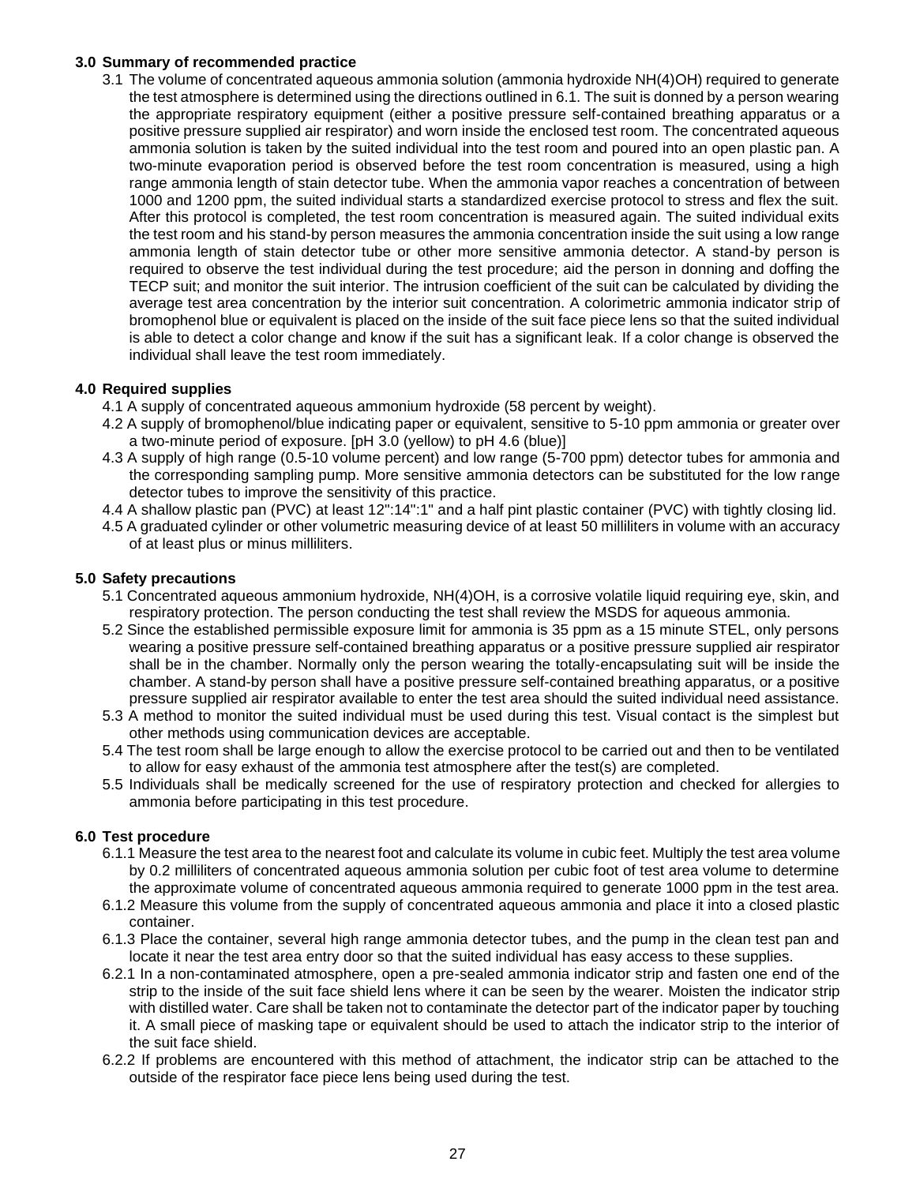### 3.0 Summary of recommended practice

3.1 The volume of concentrated aqueous ammonia solution (ammonia hydroxide NH(4)OH) required to generate the test atmosphere is determined using the directions outlined in 6.1. The suit is donned by a person wearing the appropriate respiratory equipment (either a positive pressure self-contained breathing apparatus or a positive pressure supplied air respirator) and worn inside the enclosed test room. The concentrated aqueous ammonia solution is taken by the suited individual into the test room and poured into an open plastic pan. A two-minute evaporation period is observed before the test room concentration is measured, using a high range ammonia length of stain detector tube. When the ammonia vapor reaches a concentration of between 1000 and 1200 ppm, the suited individual starts a standardized exercise protocol to stress and flex the suit. After this protocol is completed, the test room concentration is measured again. The suited individual exits the test room and his stand-by person measures the ammonia concentration inside the suit using a low range ammonia length of stain detector tube or other more sensitive ammonia detector. A stand-by person is required to observe the test individual during the test procedure; aid the person in donning and doffing the TECP suit; and monitor the suit interior. The intrusion coefficient of the suit can be calculated by dividing the average test area concentration by the interior suit concentration. A colorimetric ammonia indicator strip of bromophenol blue or equivalent is placed on the inside of the suit face piece lens so that the suited individual is able to detect a color change and know if the suit has a significant leak. If a color change is observed the individual shall leave the test room immediately.

### 4.0 Required supplies

4.1 A supply of concentrated aqueous ammonium hydroxide (58 percent by weight).

4.2 A supply of bromophenol/blue indicating paper or equivalent, sensitive to 5-10 ppm ammonia or greater over a two-minute period of exposure. [pH 3.0 (yellow) to pH 4.6 (blue)]

4.3 A supply of high range (0.5-10 volume percent) and low range (5-700 ppm) detector tubes for ammonia and the corresponding sampling pump. More sensitive ammonia detectors can be substituted for the low range detector tubes to improve the sensitivity of this practice.

4.4 A shallow plastic pan (PVC) at least 12":14":1" and a half pint plastic container (PVC) with tightly closing lid.

4.5 A graduated cylinder or other volumetric measuring device of at least 50 milliliters in volume with an accuracy of at least plus or minus milliliters.

### 5.0 Safety precautions

5.1 Concentrated aqueous ammonium hydroxide, NH(4)OH, is a corrosive volatile liquid requiring eye, skin, and respiratory protection. The person conducting the test shall review the MSDS for aqueous ammonia.

5.2 Since the established permissible exposure limit for ammonia is 35 ppm as a 15 minute STEL, only persons wearing a positive pressure self-contained breathing apparatus or a positive pressure supplied air respirator shall be in the chamber. Normally only the person wearing the totally-encapsulating suit will be inside the chamber. A stand-by person shall have a positive pressure self-contained breathing apparatus, or a positive pressure supplied air respirator available to enter the test area should the suited individual need assistance.

5.3 A method to monitor the suited individual must be used during this test. Visual contact is the simplest but other methods using communication devices are acceptable.

5.4 The test room shall be large enough to allow the exercise protocol to be carried out and then to be ventilated to allow for easy exhaust of the ammonia test atmosphere after the test(s) are completed.

5.5 Individuals shall be medically screened for the use of respiratory protection and checked for allergies to ammonia before participating in this test procedure.

### 6.0 Test procedure

6.1.1 Measure the test area to the nearest foot and calculate its volume in cubic feet. Multiply the test area volume by 0.2 milliliters of concentrated aqueous ammonia solution per cubic foot of test area volume to determine the approximate volume of concentrated aqueous ammonia required to generate 1000 ppm in the test area.

6.1.2 Measure this volume from the supply of concentrated aqueous ammonia and place it into a closed plastic container.

6.1.3 Place the container, several high range ammonia detector tubes, and the pump in the clean test pan and locate it near the test area entry door so that the suited individual has easy access to these supplies.

6.2.1 In a non-contaminated atmosphere, open a pre-sealed ammonia indicator strip and fasten one end of the strip to the inside of the suit face shield lens where it can be seen by the wearer. Moisten the indicator strip with distilled water. Care shall be taken not to contaminate the detector part of the indicator paper by touching it. A small piece of masking tape or equivalent should be used to attach the indicator strip to the interior of the suit face shield.

6.2.2 If problems are encountered with this method of attachment, the indicator strip can be attached to the outside of the respirator face piece lens being used during the test.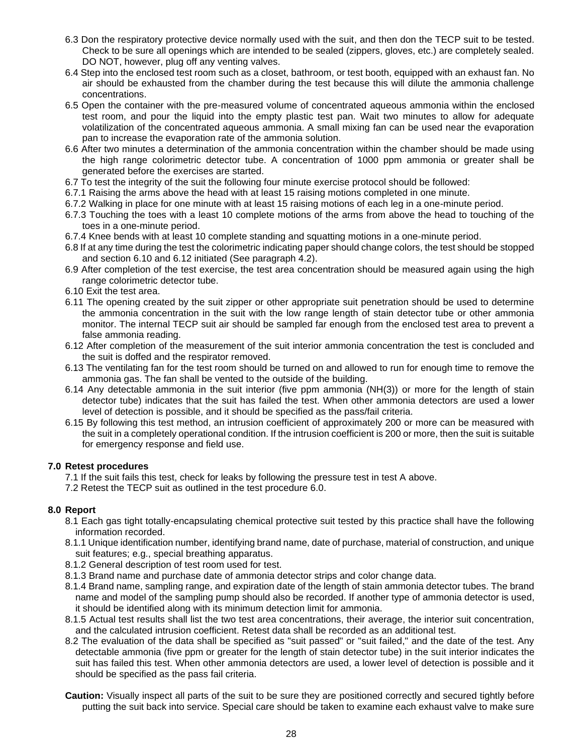6.3 Don the respiratory protective device normally used with the suit, and then don the TECP suit to be tested. Check to be sure all openings which are intended to be sealed (zippers, gloves, etc.) are completely sealed. DO NOT, however, plug off any venting valves.

6.4 Step into the enclosed test room such as a closet, bathroom, or test booth, equipped with an exhaust fan. No air should be exhausted from the chamber during the test because this will dilute the ammonia challenge concentrations.

6.5 Open the container with the pre-measured volume of concentrated aqueous ammonia within the enclosed test room, and pour the liquid into the empty plastic test pan. Wait two minutes to allow for adequate volatilization of the concentrated aqueous ammonia. A small mixing fan can be used near the evaporation pan to increase the evaporation rate of the ammonia solution.

6.6 After two minutes a determination of the ammonia concentration within the chamber should be made using the high range colorimetric detector tube. A concentration of 1000 ppm ammonia or greater shall be generated before the exercises are started.

6.7 To test the integrity of the suit the following four minute exercise protocol should be followed:

6.7.1 Raising the arms above the head with at least 15 raising motions completed in one minute.

6.7.2 Walking in place for one minute with at least 15 raising motions of each leg in a one-minute period.

6.7.3 Touching the toes with a least 10 complete motions of the arms from above the head to touching of the toes in a one-minute period.

6.7.4 Knee bends with at least 10 complete standing and squatting motions in a one-minute period.

6.8 If at any time during the test the colorimetric indicating paper should change colors, the test should be stopped and section 6.10 and 6.12 initiated (See paragraph 4.2).

6.9 After completion of the test exercise, the test area concentration should be measured again using the high range colorimetric detector tube.

6.10 Exit the test area.

6.11 The opening created by the suit zipper or other appropriate suit penetration should be used to determine the ammonia concentration in the suit with the low range length of stain detector tube or other ammonia monitor. The internal TECP suit air should be sampled far enough from the enclosed test area to prevent a false ammonia reading.

6.12 After completion of the measurement of the suit interior ammonia concentration the test is concluded and the suit is doffed and the respirator removed.

6.13 The ventilating fan for the test room should be turned on and allowed to run for enough time to remove the ammonia gas. The fan shall be vented to the outside of the building.

6.14 Any detectable ammonia in the suit interior (five ppm ammonia (NH(3)) or more for the length of stain detector tube) indicates that the suit has failed the test. When other ammonia detectors are used a lower level of detection is possible, and it should be specified as the pass/fail criteria.

6.15 By following this test method, an intrusion coefficient of approximately 200 or more can be measured with the suit in a completely operational condition. If the intrusion coefficient is 200 or more, then the suit is suitable for emergency response and field use.

## 7.0 Retest procedures

7.1 If the suit fails this test, check for leaks by following the pressure test in test A above.

7.2 Retest the TECP suit as outlined in the test procedure 6.0.

## 8.0 Report

8.1 Each gas tight totally-encapsulating chemical protective suit tested by this practice shall have the following information recorded.

8.1.1 Unique identification number, identifying brand name, date of purchase, material of construction, and unique suit features; e.g., special breathing apparatus.

8.1.2 General description of test room used for test.

8.1.3 Brand name and purchase date of ammonia detector strips and color change data.

8.1.4 Brand name, sampling range, and expiration date of the length of stain ammonia detector tubes. The brand name and model of the sampling pump should also be recorded. If another type of ammonia detector is used, it should be identified along with its minimum detection limit for ammonia.

8.1.5 Actual test results shall list the two test area concentrations, their average, the interior suit concentration, and the calculated intrusion coefficient. Retest data shall be recorded as an additional test.

8.2 The evaluation of the data shall be specified as "suit passed" or "suit failed," and the date of the test. Any detectable ammonia (five ppm or greater for the length of stain detector tube) in the suit interior indicates the suit has failed this test. When other ammonia detectors are used, a lower level of detection is possible and it should be specified as the pass fail criteria.

**Caution:** Visually inspect all parts of the suit to be sure they are positioned correctly and secured tightly before putting the suit back into service. Special care should be taken to examine each exhaust valve to make sure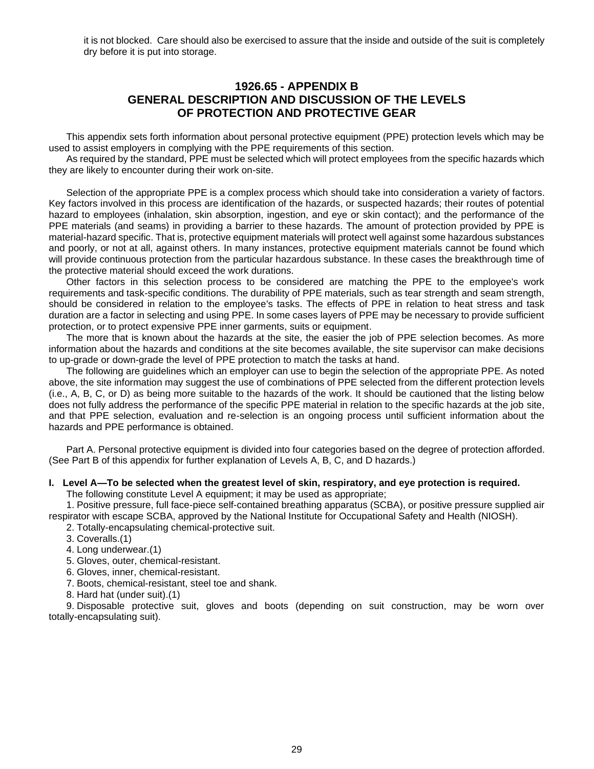it is not blocked. Care should also be exercised to assure that the inside and outside of the suit is completely dry before it is put into storage.

## 1926.65 - APPENDIX B
## GENERAL DESCRIPTION AND DISCUSSION OF THE LEVELS OF PROTECTION AND PROTECTIVE GEAR

This appendix sets forth information about personal protective equipment (PPE) protection levels which may be used to assist employers in complying with the PPE requirements of this section.

As required by the standard, PPE must be selected which will protect employees from the specific hazards which they are likely to encounter during their work on-site.

Selection of the appropriate PPE is a complex process which should take into consideration a variety of factors. Key factors involved in this process are identification of the hazards, or suspected hazards; their routes of potential hazard to employees (inhalation, skin absorption, ingestion, and eye or skin contact); and the performance of the PPE materials (and seams) in providing a barrier to these hazards. The amount of protection provided by PPE is material-hazard specific. That is, protective equipment materials will protect well against some hazardous substances and poorly, or not at all, against others. In many instances, protective equipment materials cannot be found which will provide continuous protection from the particular hazardous substance. In these cases the breakthrough time of the protective material should exceed the work durations.

Other factors in this selection process to be considered are matching the PPE to the employee's work requirements and task-specific conditions. The durability of PPE materials, such as tear strength and seam strength, should be considered in relation to the employee's tasks. The effects of PPE in relation to heat stress and task duration are a factor in selecting and using PPE. In some cases layers of PPE may be necessary to provide sufficient protection, or to protect expensive PPE inner garments, suits or equipment.

The more that is known about the hazards at the site, the easier the job of PPE selection becomes. As more information about the hazards and conditions at the site becomes available, the site supervisor can make decisions to up-grade or down-grade the level of PPE protection to match the tasks at hand.

The following are guidelines which an employer can use to begin the selection of the appropriate PPE. As noted above, the site information may suggest the use of combinations of PPE selected from the different protection levels (i.e., A, B, C, or D) as being more suitable to the hazards of the work. It should be cautioned that the listing below does not fully address the performance of the specific PPE material in relation to the specific hazards at the job site, and that PPE selection, evaluation and re-selection is an ongoing process until sufficient information about the hazards and PPE performance is obtained.

Part A. Personal protective equipment is divided into four categories based on the degree of protection afforded. (See Part B of this appendix for further explanation of Levels A, B, C, and D hazards.)

**I. Level A—To be selected when the greatest level of skin, respiratory, and eye protection is required.**

The following constitute Level A equipment; it may be used as appropriate;

1. Positive pressure, full face-piece self-contained breathing apparatus (SCBA), or positive pressure supplied air respirator with escape SCBA, approved by the National Institute for Occupational Safety and Health (NIOSH).
2. Totally-encapsulating chemical-protective suit.
3. Coveralls.(1)
4. Long underwear.(1)
5. Gloves, outer, chemical-resistant.
6. Gloves, inner, chemical-resistant.
7. Boots, chemical-resistant, steel toe and shank.
8. Hard hat (under suit).(1)
9. Disposable protective suit, gloves and boots (depending on suit construction, may be worn over totally-encapsulating suit).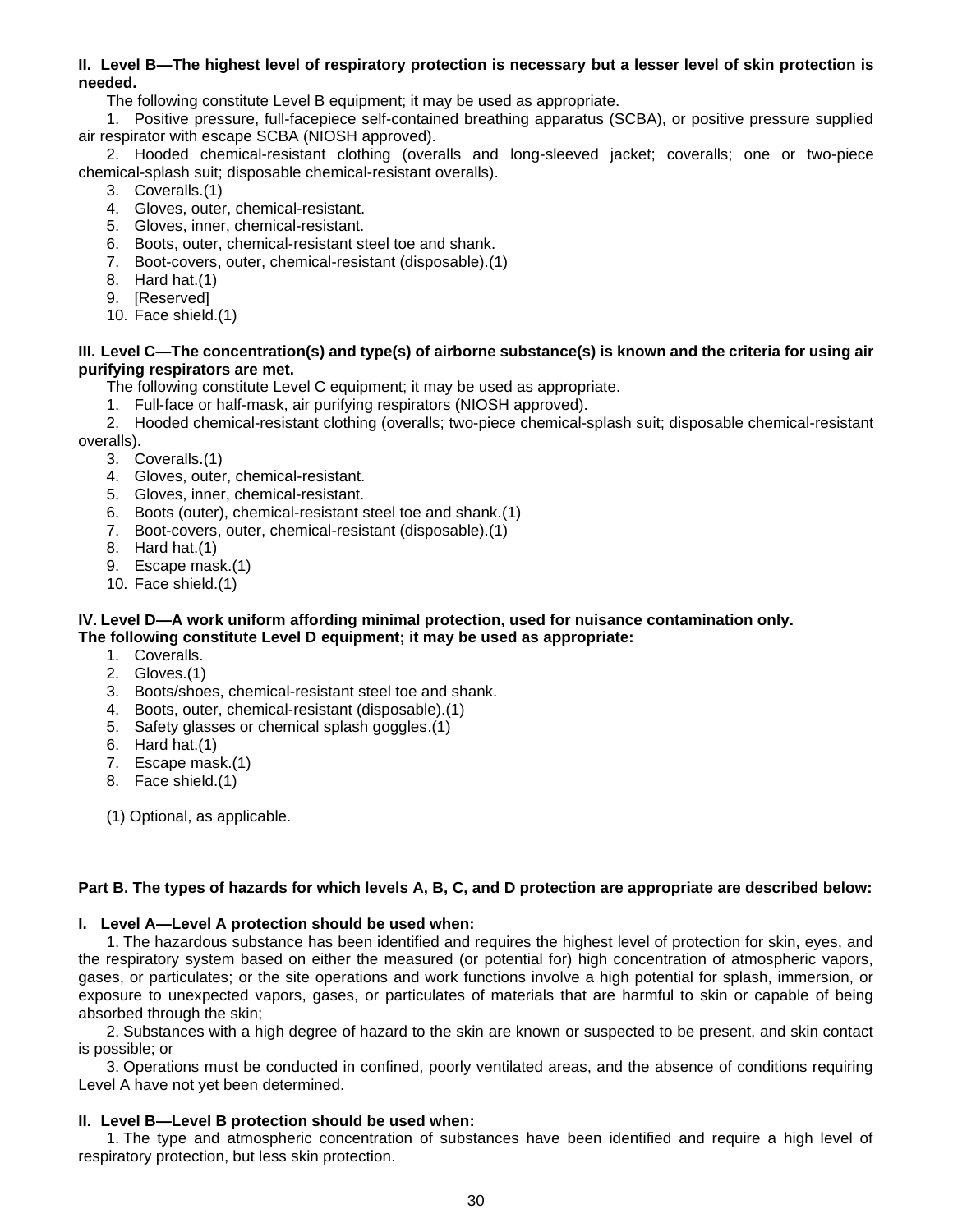**II. Level B—The highest level of respiratory protection is necessary but a lesser level of skin protection is needed.**

The following constitute Level B equipment; it may be used as appropriate.

1. Positive pressure, full-facepiece self-contained breathing apparatus (SCBA), or positive pressure supplied air respirator with escape SCBA (NIOSH approved).
2. Hooded chemical-resistant clothing (overalls and long-sleeved jacket; coveralls; one or two-piece chemical-splash suit; disposable chemical-resistant overalls).
3. Coveralls.(1)
4. Gloves, outer, chemical-resistant.
5. Gloves, inner, chemical-resistant.
6. Boots, outer, chemical-resistant steel toe and shank.
7. Boot-covers, outer, chemical-resistant (disposable).(1)
8. Hard hat.(1)
9. [Reserved]
10. Face shield.(1)

**III. Level C—The concentration(s) and type(s) of airborne substance(s) is known and the criteria for using air purifying respirators are met.**

The following constitute Level C equipment; it may be used as appropriate.

1. Full-face or half-mask, air purifying respirators (NIOSH approved).
2. Hooded chemical-resistant clothing (overalls; two-piece chemical-splash suit; disposable chemical-resistant overalls).
3. Coveralls.(1)
4. Gloves, outer, chemical-resistant.
5. Gloves, inner, chemical-resistant.
6. Boots (outer), chemical-resistant steel toe and shank.(1)
7. Boot-covers, outer, chemical-resistant (disposable).(1)
8. Hard hat.(1)
9. Escape mask.(1)
10. Face shield.(1)

**IV. Level D—A work uniform affording minimal protection, used for nuisance contamination only.**
**The following constitute Level D equipment; it may be used as appropriate:**

1. Coveralls.
2. Gloves.(1)
3. Boots/shoes, chemical-resistant steel toe and shank.
4. Boots, outer, chemical-resistant (disposable).(1)
5. Safety glasses or chemical splash goggles.(1)
6. Hard hat.(1)
7. Escape mask.(1)
8. Face shield.(1)

(1) Optional, as applicable.

**Part B. The types of hazards for which levels A, B, C, and D protection are appropriate are described below:**

**I. Level A—Level A protection should be used when:**

1. The hazardous substance has been identified and requires the highest level of protection for skin, eyes, and the respiratory system based on either the measured (or potential for) high concentration of atmospheric vapors, gases, or particulates; or the site operations and work functions involve a high potential for splash, immersion, or exposure to unexpected vapors, gases, or particulates of materials that are harmful to skin or capable of being absorbed through the skin;
2. Substances with a high degree of hazard to the skin are known or suspected to be present, and skin contact is possible; or
3. Operations must be conducted in confined, poorly ventilated areas, and the absence of conditions requiring Level A have not yet been determined.

**II. Level B—Level B protection should be used when:**

1. The type and atmospheric concentration of substances have been identified and require a high level of respiratory protection, but less skin protection.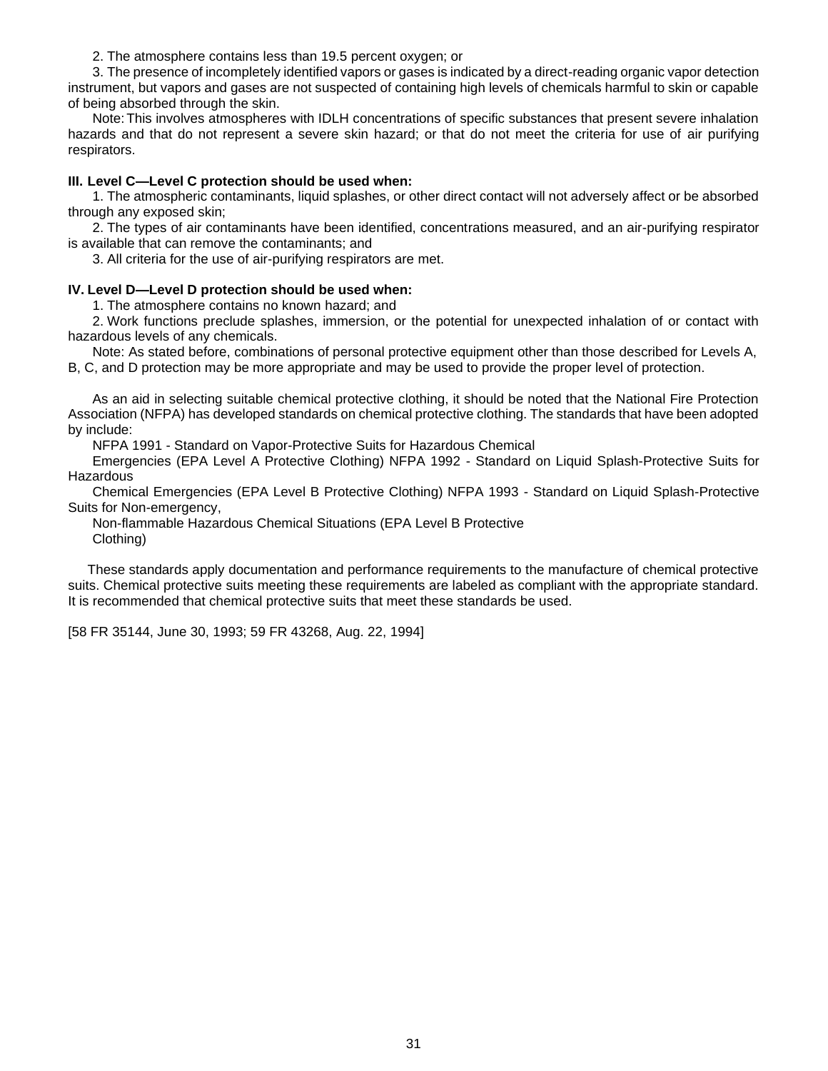2. The atmosphere contains less than 19.5 percent oxygen; or

3. The presence of incompletely identified vapors or gases is indicated by a direct-reading organic vapor detection instrument, but vapors and gases are not suspected of containing high levels of chemicals harmful to skin or capable of being absorbed through the skin.

Note: This involves atmospheres with IDLH concentrations of specific substances that present severe inhalation hazards and that do not represent a severe skin hazard; or that do not meet the criteria for use of air purifying respirators.

**III. Level C—Level C protection should be used when:**

1. The atmospheric contaminants, liquid splashes, or other direct contact will not adversely affect or be absorbed through any exposed skin;

2. The types of air contaminants have been identified, concentrations measured, and an air-purifying respirator is available that can remove the contaminants; and

3. All criteria for the use of air-purifying respirators are met.

**IV. Level D—Level D protection should be used when:**

1. The atmosphere contains no known hazard; and

2. Work functions preclude splashes, immersion, or the potential for unexpected inhalation of or contact with hazardous levels of any chemicals.

Note: As stated before, combinations of personal protective equipment other than those described for Levels A, B, C, and D protection may be more appropriate and may be used to provide the proper level of protection.

As an aid in selecting suitable chemical protective clothing, it should be noted that the National Fire Protection Association (NFPA) has developed standards on chemical protective clothing. The standards that have been adopted by include:

NFPA 1991 - Standard on Vapor-Protective Suits for Hazardous Chemical

Emergencies (EPA Level A Protective Clothing) NFPA 1992 - Standard on Liquid Splash-Protective Suits for Hazardous

Chemical Emergencies (EPA Level B Protective Clothing) NFPA 1993 - Standard on Liquid Splash-Protective Suits for Non-emergency,

Non-flammable Hazardous Chemical Situations (EPA Level B Protective Clothing)

These standards apply documentation and performance requirements to the manufacture of chemical protective suits. Chemical protective suits meeting these requirements are labeled as compliant with the appropriate standard. It is recommended that chemical protective suits that meet these standards be used.

[58 FR 35144, June 30, 1993; 59 FR 43268, Aug. 22, 1994]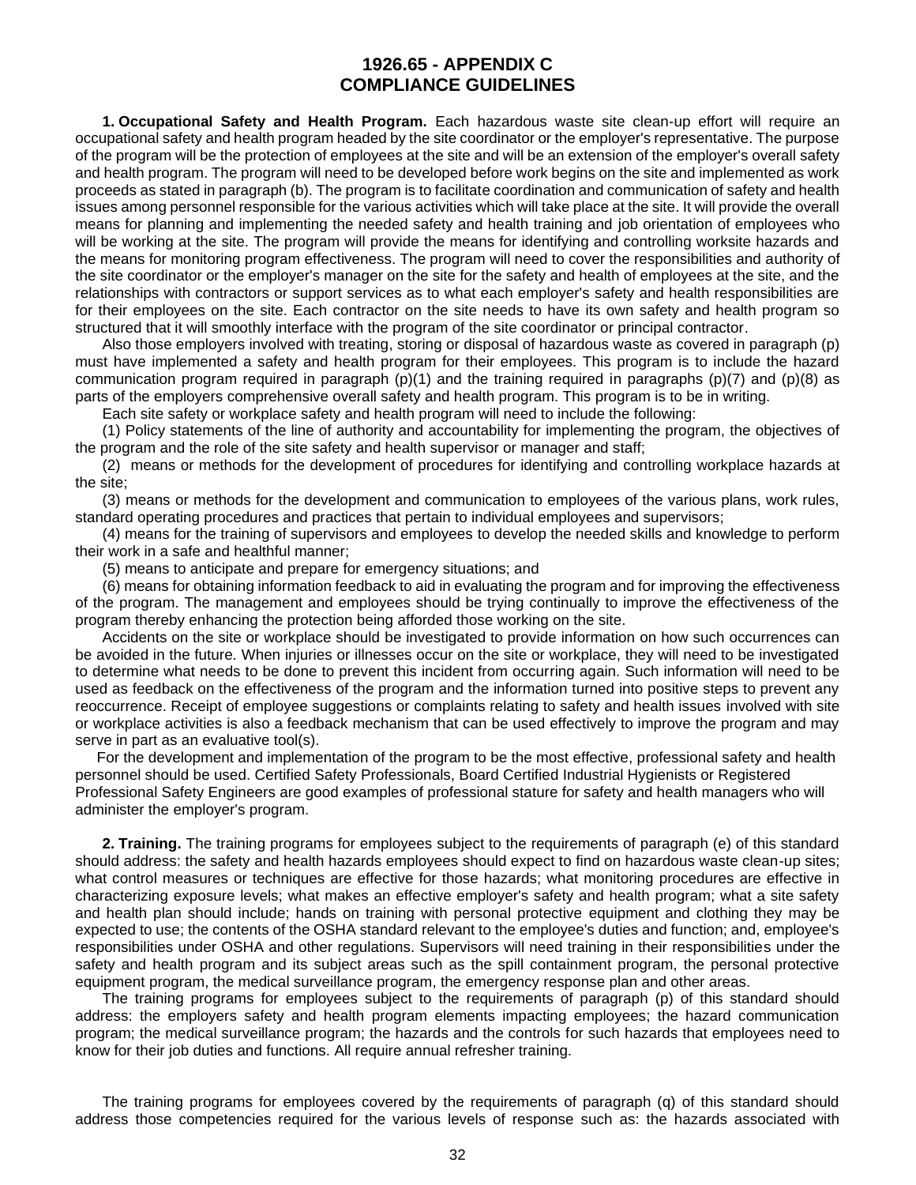# 1926.65 - APPENDIX C
# COMPLIANCE GUIDELINES

**1. Occupational Safety and Health Program.** Each hazardous waste site clean-up effort will require an occupational safety and health program headed by the site coordinator or the employer's representative. The purpose of the program will be the protection of employees at the site and will be an extension of the employer's overall safety and health program. The program will need to be developed before work begins on the site and implemented as work proceeds as stated in paragraph (b). The program is to facilitate coordination and communication of safety and health issues among personnel responsible for the various activities which will take place at the site. It will provide the overall means for planning and implementing the needed safety and health training and job orientation of employees who will be working at the site. The program will provide the means for identifying and controlling worksite hazards and the means for monitoring program effectiveness. The program will need to cover the responsibilities and authority of the site coordinator or the employer's manager on the site for the safety and health of employees at the site, and the relationships with contractors or support services as to what each employer's safety and health responsibilities are for their employees on the site. Each contractor on the site needs to have its own safety and health program so structured that it will smoothly interface with the program of the site coordinator or principal contractor.

Also those employers involved with treating, storing or disposal of hazardous waste as covered in paragraph (p) must have implemented a safety and health program for their employees. This program is to include the hazard communication program required in paragraph (p)(1) and the training required in paragraphs (p)(7) and (p)(8) as parts of the employers comprehensive overall safety and health program. This program is to be in writing.

Each site safety or workplace safety and health program will need to include the following:

(1) Policy statements of the line of authority and accountability for implementing the program, the objectives of the program and the role of the site safety and health supervisor or manager and staff;

(2) means or methods for the development of procedures for identifying and controlling workplace hazards at the site;

(3) means or methods for the development and communication to employees of the various plans, work rules, standard operating procedures and practices that pertain to individual employees and supervisors;

(4) means for the training of supervisors and employees to develop the needed skills and knowledge to perform their work in a safe and healthful manner;

(5) means to anticipate and prepare for emergency situations; and

(6) means for obtaining information feedback to aid in evaluating the program and for improving the effectiveness of the program. The management and employees should be trying continually to improve the effectiveness of the program thereby enhancing the protection being afforded those working on the site.

Accidents on the site or workplace should be investigated to provide information on how such occurrences can be avoided in the future. When injuries or illnesses occur on the site or workplace, they will need to be investigated to determine what needs to be done to prevent this incident from occurring again. Such information will need to be used as feedback on the effectiveness of the program and the information turned into positive steps to prevent any reoccurrence. Receipt of employee suggestions or complaints relating to safety and health issues involved with site or workplace activities is also a feedback mechanism that can be used effectively to improve the program and may serve in part as an evaluative tool(s).

For the development and implementation of the program to be the most effective, professional safety and health personnel should be used. Certified Safety Professionals, Board Certified Industrial Hygienists or Registered Professional Safety Engineers are good examples of professional stature for safety and health managers who will administer the employer's program.

**2. Training.** The training programs for employees subject to the requirements of paragraph (e) of this standard should address: the safety and health hazards employees should expect to find on hazardous waste clean-up sites; what control measures or techniques are effective for those hazards; what monitoring procedures are effective in characterizing exposure levels; what makes an effective employer's safety and health program; what a site safety and health plan should include; hands on training with personal protective equipment and clothing they may be expected to use; the contents of the OSHA standard relevant to the employee's duties and function; and, employee's responsibilities under OSHA and other regulations. Supervisors will need training in their responsibilities under the safety and health program and its subject areas such as the spill containment program, the personal protective equipment program, the medical surveillance program, the emergency response plan and other areas.

The training programs for employees subject to the requirements of paragraph (p) of this standard should address: the employers safety and health program elements impacting employees; the hazard communication program; the medical surveillance program; the hazards and the controls for such hazards that employees need to know for their job duties and functions. All require annual refresher training.

The training programs for employees covered by the requirements of paragraph (q) of this standard should address those competencies required for the various levels of response such as: the hazards associated with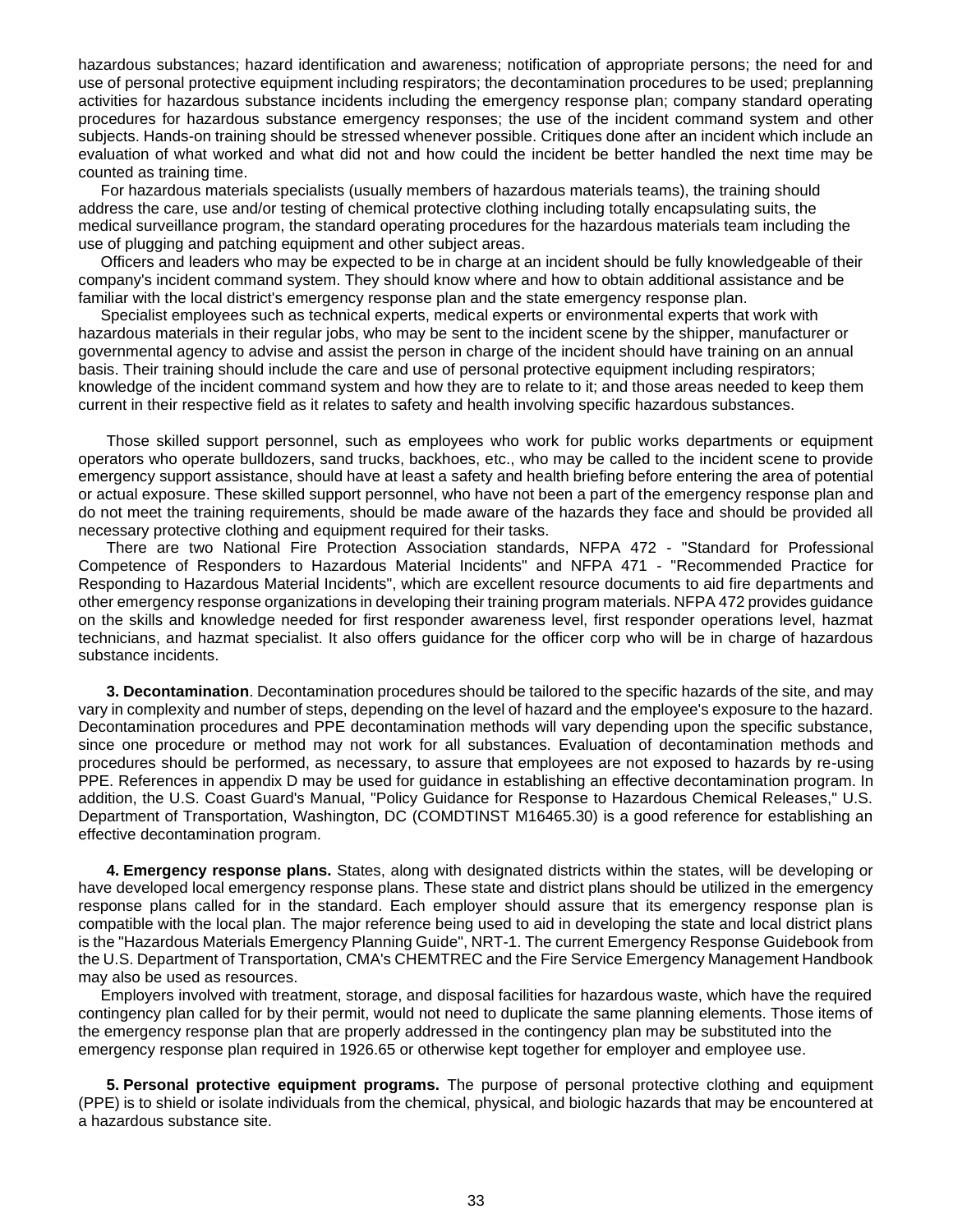hazardous substances; hazard identification and awareness; notification of appropriate persons; the need for and use of personal protective equipment including respirators; the decontamination procedures to be used; preplanning activities for hazardous substance incidents including the emergency response plan; company standard operating procedures for hazardous substance emergency responses; the use of the incident command system and other subjects. Hands-on training should be stressed whenever possible. Critiques done after an incident which include an evaluation of what worked and what did not and how could the incident be better handled the next time may be counted as training time.

For hazardous materials specialists (usually members of hazardous materials teams), the training should address the care, use and/or testing of chemical protective clothing including totally encapsulating suits, the medical surveillance program, the standard operating procedures for the hazardous materials team including the use of plugging and patching equipment and other subject areas.

Officers and leaders who may be expected to be in charge at an incident should be fully knowledgeable of their company's incident command system. They should know where and how to obtain additional assistance and be familiar with the local district's emergency response plan and the state emergency response plan.

Specialist employees such as technical experts, medical experts or environmental experts that work with hazardous materials in their regular jobs, who may be sent to the incident scene by the shipper, manufacturer or governmental agency to advise and assist the person in charge of the incident should have training on an annual basis. Their training should include the care and use of personal protective equipment including respirators; knowledge of the incident command system and how they are to relate to it; and those areas needed to keep them current in their respective field as it relates to safety and health involving specific hazardous substances.

Those skilled support personnel, such as employees who work for public works departments or equipment operators who operate bulldozers, sand trucks, backhoes, etc., who may be called to the incident scene to provide emergency support assistance, should have at least a safety and health briefing before entering the area of potential or actual exposure. These skilled support personnel, who have not been a part of the emergency response plan and do not meet the training requirements, should be made aware of the hazards they face and should be provided all necessary protective clothing and equipment required for their tasks.

There are two National Fire Protection Association standards, NFPA 472 - "Standard for Professional Competence of Responders to Hazardous Material Incidents" and NFPA 471 - "Recommended Practice for Responding to Hazardous Material Incidents", which are excellent resource documents to aid fire departments and other emergency response organizations in developing their training program materials. NFPA 472 provides guidance on the skills and knowledge needed for first responder awareness level, first responder operations level, hazmat technicians, and hazmat specialist. It also offers guidance for the officer corp who will be in charge of hazardous substance incidents.

**3. Decontamination**. Decontamination procedures should be tailored to the specific hazards of the site, and may vary in complexity and number of steps, depending on the level of hazard and the employee's exposure to the hazard. Decontamination procedures and PPE decontamination methods will vary depending upon the specific substance, since one procedure or method may not work for all substances. Evaluation of decontamination methods and procedures should be performed, as necessary, to assure that employees are not exposed to hazards by re-using PPE. References in appendix D may be used for guidance in establishing an effective decontamination program. In addition, the U.S. Coast Guard's Manual, "Policy Guidance for Response to Hazardous Chemical Releases," U.S. Department of Transportation, Washington, DC (COMDTINST M16465.30) is a good reference for establishing an effective decontamination program.

**4. Emergency response plans.** States, along with designated districts within the states, will be developing or have developed local emergency response plans. These state and district plans should be utilized in the emergency response plans called for in the standard. Each employer should assure that its emergency response plan is compatible with the local plan. The major reference being used to aid in developing the state and local district plans is the "Hazardous Materials Emergency Planning Guide", NRT-1. The current Emergency Response Guidebook from the U.S. Department of Transportation, CMA's CHEMTREC and the Fire Service Emergency Management Handbook may also be used as resources.

Employers involved with treatment, storage, and disposal facilities for hazardous waste, which have the required contingency plan called for by their permit, would not need to duplicate the same planning elements. Those items of the emergency response plan that are properly addressed in the contingency plan may be substituted into the emergency response plan required in 1926.65 or otherwise kept together for employer and employee use.

**5. Personal protective equipment programs.** The purpose of personal protective clothing and equipment (PPE) is to shield or isolate individuals from the chemical, physical, and biologic hazards that may be encountered at a hazardous substance site.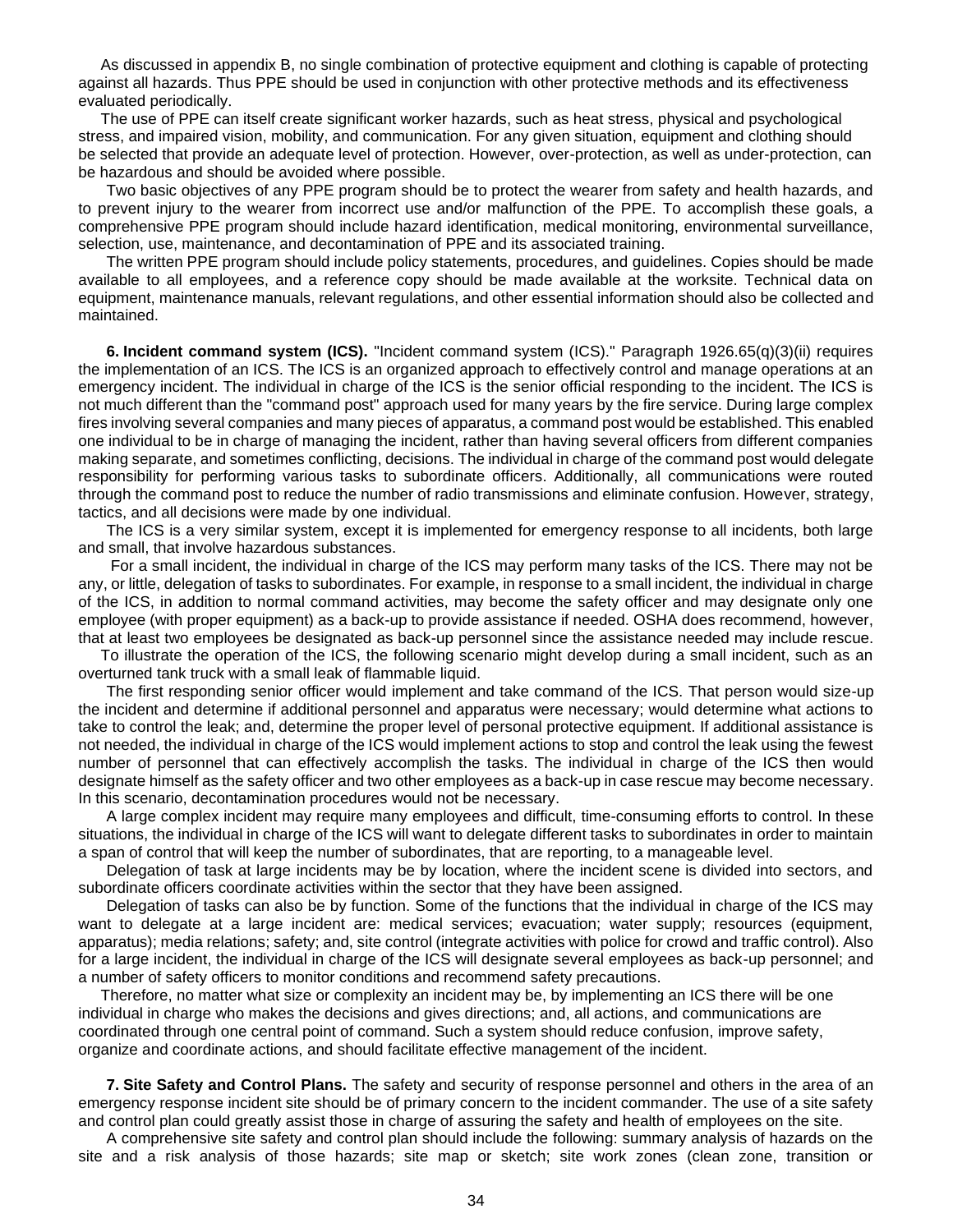As discussed in appendix B, no single combination of protective equipment and clothing is capable of protecting against all hazards. Thus PPE should be used in conjunction with other protective methods and its effectiveness evaluated periodically.

The use of PPE can itself create significant worker hazards, such as heat stress, physical and psychological stress, and impaired vision, mobility, and communication. For any given situation, equipment and clothing should be selected that provide an adequate level of protection. However, over-protection, as well as under-protection, can be hazardous and should be avoided where possible.

Two basic objectives of any PPE program should be to protect the wearer from safety and health hazards, and to prevent injury to the wearer from incorrect use and/or malfunction of the PPE. To accomplish these goals, a comprehensive PPE program should include hazard identification, medical monitoring, environmental surveillance, selection, use, maintenance, and decontamination of PPE and its associated training.

The written PPE program should include policy statements, procedures, and guidelines. Copies should be made available to all employees, and a reference copy should be made available at the worksite. Technical data on equipment, maintenance manuals, relevant regulations, and other essential information should also be collected and maintained.

**6. Incident command system (ICS).** "Incident command system (ICS)." Paragraph 1926.65(q)(3)(ii) requires the implementation of an ICS. The ICS is an organized approach to effectively control and manage operations at an emergency incident. The individual in charge of the ICS is the senior official responding to the incident. The ICS is not much different than the "command post" approach used for many years by the fire service. During large complex fires involving several companies and many pieces of apparatus, a command post would be established. This enabled one individual to be in charge of managing the incident, rather than having several officers from different companies making separate, and sometimes conflicting, decisions. The individual in charge of the command post would delegate responsibility for performing various tasks to subordinate officers. Additionally, all communications were routed through the command post to reduce the number of radio transmissions and eliminate confusion. However, strategy, tactics, and all decisions were made by one individual.

The ICS is a very similar system, except it is implemented for emergency response to all incidents, both large and small, that involve hazardous substances.

For a small incident, the individual in charge of the ICS may perform many tasks of the ICS. There may not be any, or little, delegation of tasks to subordinates. For example, in response to a small incident, the individual in charge of the ICS, in addition to normal command activities, may become the safety officer and may designate only one employee (with proper equipment) as a back-up to provide assistance if needed. OSHA does recommend, however, that at least two employees be designated as back-up personnel since the assistance needed may include rescue.

To illustrate the operation of the ICS, the following scenario might develop during a small incident, such as an overturned tank truck with a small leak of flammable liquid.

The first responding senior officer would implement and take command of the ICS. That person would size-up the incident and determine if additional personnel and apparatus were necessary; would determine what actions to take to control the leak; and, determine the proper level of personal protective equipment. If additional assistance is not needed, the individual in charge of the ICS would implement actions to stop and control the leak using the fewest number of personnel that can effectively accomplish the tasks. The individual in charge of the ICS then would designate himself as the safety officer and two other employees as a back-up in case rescue may become necessary. In this scenario, decontamination procedures would not be necessary.

A large complex incident may require many employees and difficult, time-consuming efforts to control. In these situations, the individual in charge of the ICS will want to delegate different tasks to subordinates in order to maintain a span of control that will keep the number of subordinates, that are reporting, to a manageable level.

Delegation of task at large incidents may be by location, where the incident scene is divided into sectors, and subordinate officers coordinate activities within the sector that they have been assigned.

Delegation of tasks can also be by function. Some of the functions that the individual in charge of the ICS may want to delegate at a large incident are: medical services; evacuation; water supply; resources (equipment, apparatus); media relations; safety; and, site control (integrate activities with police for crowd and traffic control). Also for a large incident, the individual in charge of the ICS will designate several employees as back-up personnel; and a number of safety officers to monitor conditions and recommend safety precautions.

Therefore, no matter what size or complexity an incident may be, by implementing an ICS there will be one individual in charge who makes the decisions and gives directions; and, all actions, and communications are coordinated through one central point of command. Such a system should reduce confusion, improve safety, organize and coordinate actions, and should facilitate effective management of the incident.

**7. Site Safety and Control Plans.** The safety and security of response personnel and others in the area of an emergency response incident site should be of primary concern to the incident commander. The use of a site safety and control plan could greatly assist those in charge of assuring the safety and health of employees on the site.

A comprehensive site safety and control plan should include the following: summary analysis of hazards on the site and a risk analysis of those hazards; site map or sketch; site work zones (clean zone, transition or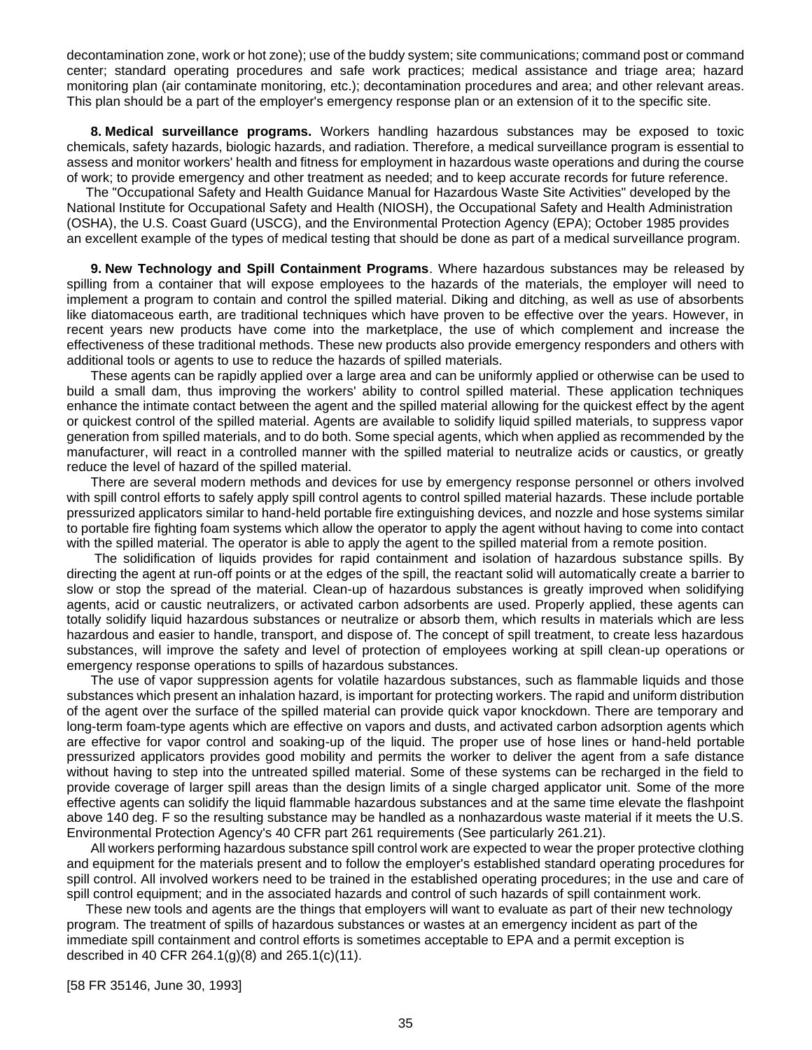decontamination zone, work or hot zone); use of the buddy system; site communications; command post or command center; standard operating procedures and safe work practices; medical assistance and triage area; hazard monitoring plan (air contaminate monitoring, etc.); decontamination procedures and area; and other relevant areas. This plan should be a part of the employer's emergency response plan or an extension of it to the specific site.

**8. Medical surveillance programs.** Workers handling hazardous substances may be exposed to toxic chemicals, safety hazards, biologic hazards, and radiation. Therefore, a medical surveillance program is essential to assess and monitor workers' health and fitness for employment in hazardous waste operations and during the course of work; to provide emergency and other treatment as needed; and to keep accurate records for future reference.

The "Occupational Safety and Health Guidance Manual for Hazardous Waste Site Activities" developed by the National Institute for Occupational Safety and Health (NIOSH), the Occupational Safety and Health Administration (OSHA), the U.S. Coast Guard (USCG), and the Environmental Protection Agency (EPA); October 1985 provides an excellent example of the types of medical testing that should be done as part of a medical surveillance program.

**9. New Technology and Spill Containment Programs**. Where hazardous substances may be released by spilling from a container that will expose employees to the hazards of the materials, the employer will need to implement a program to contain and control the spilled material. Diking and ditching, as well as use of absorbents like diatomaceous earth, are traditional techniques which have proven to be effective over the years. However, in recent years new products have come into the marketplace, the use of which complement and increase the effectiveness of these traditional methods. These new products also provide emergency responders and others with additional tools or agents to use to reduce the hazards of spilled materials.

These agents can be rapidly applied over a large area and can be uniformly applied or otherwise can be used to build a small dam, thus improving the workers' ability to control spilled material. These application techniques enhance the intimate contact between the agent and the spilled material allowing for the quickest effect by the agent or quickest control of the spilled material. Agents are available to solidify liquid spilled materials, to suppress vapor generation from spilled materials, and to do both. Some special agents, which when applied as recommended by the manufacturer, will react in a controlled manner with the spilled material to neutralize acids or caustics, or greatly reduce the level of hazard of the spilled material.

There are several modern methods and devices for use by emergency response personnel or others involved with spill control efforts to safely apply spill control agents to control spilled material hazards. These include portable pressurized applicators similar to hand-held portable fire extinguishing devices, and nozzle and hose systems similar to portable fire fighting foam systems which allow the operator to apply the agent without having to come into contact with the spilled material. The operator is able to apply the agent to the spilled material from a remote position.

The solidification of liquids provides for rapid containment and isolation of hazardous substance spills. By directing the agent at run-off points or at the edges of the spill, the reactant solid will automatically create a barrier to slow or stop the spread of the material. Clean-up of hazardous substances is greatly improved when solidifying agents, acid or caustic neutralizers, or activated carbon adsorbents are used. Properly applied, these agents can totally solidify liquid hazardous substances or neutralize or absorb them, which results in materials which are less hazardous and easier to handle, transport, and dispose of. The concept of spill treatment, to create less hazardous substances, will improve the safety and level of protection of employees working at spill clean-up operations or emergency response operations to spills of hazardous substances.

The use of vapor suppression agents for volatile hazardous substances, such as flammable liquids and those substances which present an inhalation hazard, is important for protecting workers. The rapid and uniform distribution of the agent over the surface of the spilled material can provide quick vapor knockdown. There are temporary and long-term foam-type agents which are effective on vapors and dusts, and activated carbon adsorption agents which are effective for vapor control and soaking-up of the liquid. The proper use of hose lines or hand-held portable pressurized applicators provides good mobility and permits the worker to deliver the agent from a safe distance without having to step into the untreated spilled material. Some of these systems can be recharged in the field to provide coverage of larger spill areas than the design limits of a single charged applicator unit. Some of the more effective agents can solidify the liquid flammable hazardous substances and at the same time elevate the flashpoint above 140 deg. F so the resulting substance may be handled as a nonhazardous waste material if it meets the U.S. Environmental Protection Agency's 40 CFR part 261 requirements (See particularly 261.21).

All workers performing hazardous substance spill control work are expected to wear the proper protective clothing and equipment for the materials present and to follow the employer's established standard operating procedures for spill control. All involved workers need to be trained in the established operating procedures; in the use and care of spill control equipment; and in the associated hazards and control of such hazards of spill containment work.

These new tools and agents are the things that employers will want to evaluate as part of their new technology program. The treatment of spills of hazardous substances or wastes at an emergency incident as part of the immediate spill containment and control efforts is sometimes acceptable to EPA and a permit exception is described in 40 CFR 264.1(g)(8) and 265.1(c)(11).

[58 FR 35146, June 30, 1993]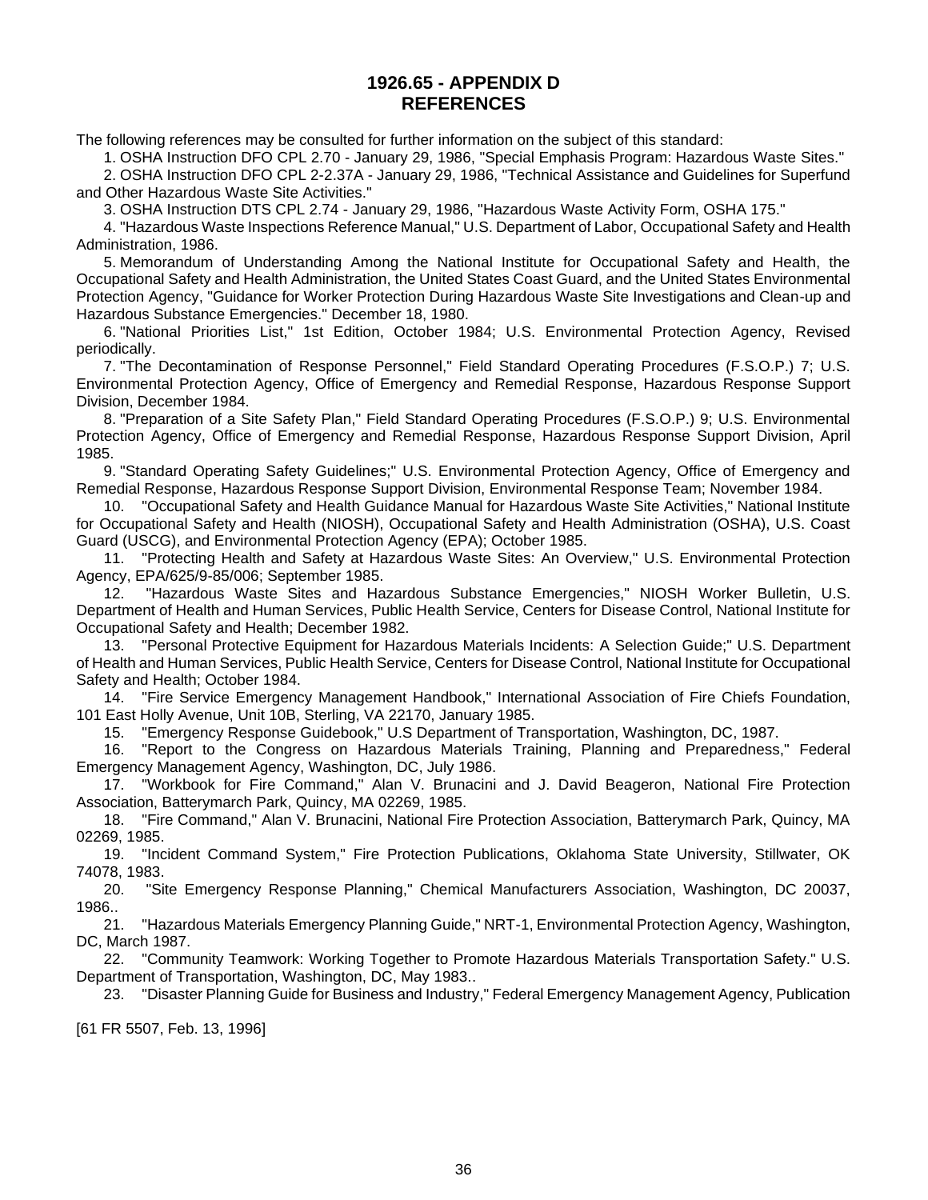# 1926.65 - APPENDIX D REFERENCES

The following references may be consulted for further information on the subject of this standard:

1. OSHA Instruction DFO CPL 2.70 - January 29, 1986, "Special Emphasis Program: Hazardous Waste Sites."
2. OSHA Instruction DFO CPL 2-2.37A - January 29, 1986, "Technical Assistance and Guidelines for Superfund and Other Hazardous Waste Site Activities."
3. OSHA Instruction DTS CPL 2.74 - January 29, 1986, "Hazardous Waste Activity Form, OSHA 175."
4. "Hazardous Waste Inspections Reference Manual," U.S. Department of Labor, Occupational Safety and Health Administration, 1986.
5. Memorandum of Understanding Among the National Institute for Occupational Safety and Health, the Occupational Safety and Health Administration, the United States Coast Guard, and the United States Environmental Protection Agency, "Guidance for Worker Protection During Hazardous Waste Site Investigations and Clean-up and Hazardous Substance Emergencies." December 18, 1980.
6. "National Priorities List," 1st Edition, October 1984; U.S. Environmental Protection Agency, Revised periodically.
7. "The Decontamination of Response Personnel," Field Standard Operating Procedures (F.S.O.P.) 7; U.S. Environmental Protection Agency, Office of Emergency and Remedial Response, Hazardous Response Support Division, December 1984.
8. "Preparation of a Site Safety Plan," Field Standard Operating Procedures (F.S.O.P.) 9; U.S. Environmental Protection Agency, Office of Emergency and Remedial Response, Hazardous Response Support Division, April 1985.
9. "Standard Operating Safety Guidelines;" U.S. Environmental Protection Agency, Office of Emergency and Remedial Response, Hazardous Response Support Division, Environmental Response Team; November 1984.
10. "Occupational Safety and Health Guidance Manual for Hazardous Waste Site Activities," National Institute for Occupational Safety and Health (NIOSH), Occupational Safety and Health Administration (OSHA), U.S. Coast Guard (USCG), and Environmental Protection Agency (EPA); October 1985.
11. "Protecting Health and Safety at Hazardous Waste Sites: An Overview," U.S. Environmental Protection Agency, EPA/625/9-85/006; September 1985.
12. "Hazardous Waste Sites and Hazardous Substance Emergencies," NIOSH Worker Bulletin, U.S. Department of Health and Human Services, Public Health Service, Centers for Disease Control, National Institute for Occupational Safety and Health; December 1982.
13. "Personal Protective Equipment for Hazardous Materials Incidents: A Selection Guide;" U.S. Department of Health and Human Services, Public Health Service, Centers for Disease Control, National Institute for Occupational Safety and Health; October 1984.
14. "Fire Service Emergency Management Handbook," International Association of Fire Chiefs Foundation, 101 East Holly Avenue, Unit 10B, Sterling, VA 22170, January 1985.
15. "Emergency Response Guidebook," U.S Department of Transportation, Washington, DC, 1987.
16. "Report to the Congress on Hazardous Materials Training, Planning and Preparedness," Federal Emergency Management Agency, Washington, DC, July 1986.
17. "Workbook for Fire Command," Alan V. Brunacini and J. David Beageron, National Fire Protection Association, Batterymarch Park, Quincy, MA 02269, 1985.
18. "Fire Command," Alan V. Brunacini, National Fire Protection Association, Batterymarch Park, Quincy, MA 02269, 1985.
19. "Incident Command System," Fire Protection Publications, Oklahoma State University, Stillwater, OK 74078, 1983.
20. "Site Emergency Response Planning," Chemical Manufacturers Association, Washington, DC 20037, 1986..
21. "Hazardous Materials Emergency Planning Guide," NRT-1, Environmental Protection Agency, Washington, DC, March 1987.
22. "Community Teamwork: Working Together to Promote Hazardous Materials Transportation Safety." U.S. Department of Transportation, Washington, DC, May 1983..
23. "Disaster Planning Guide for Business and Industry," Federal Emergency Management Agency, Publication

[61 FR 5507, Feb. 13, 1996]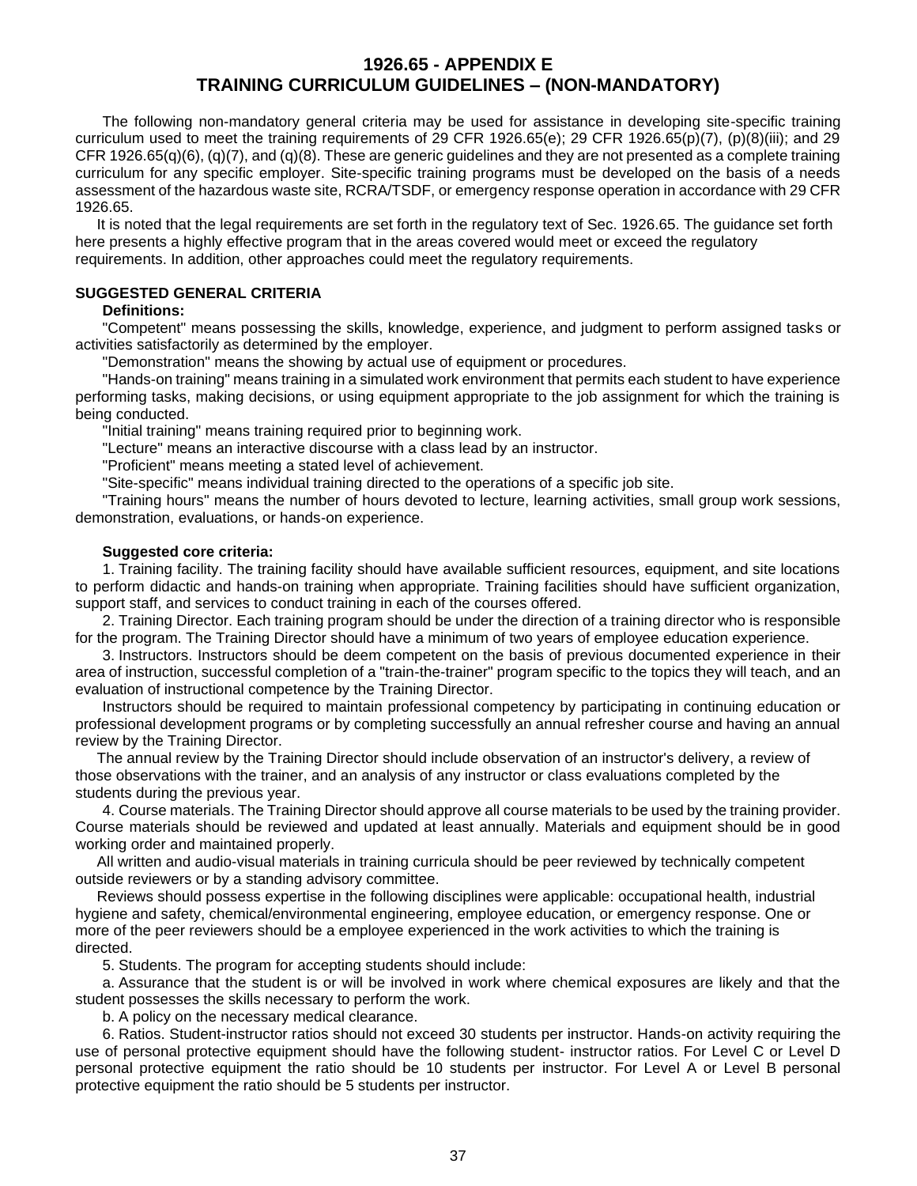# 1926.65 - APPENDIX E
# TRAINING CURRICULUM GUIDELINES – (NON-MANDATORY)

The following non-mandatory general criteria may be used for assistance in developing site-specific training curriculum used to meet the training requirements of 29 CFR 1926.65(e); 29 CFR 1926.65(p)(7), (p)(8)(iii); and 29 CFR 1926.65(q)(6), (q)(7), and (q)(8). These are generic guidelines and they are not presented as a complete training curriculum for any specific employer. Site-specific training programs must be developed on the basis of a needs assessment of the hazardous waste site, RCRA/TSDF, or emergency response operation in accordance with 29 CFR 1926.65.

It is noted that the legal requirements are set forth in the regulatory text of Sec. 1926.65. The guidance set forth here presents a highly effective program that in the areas covered would meet or exceed the regulatory requirements. In addition, other approaches could meet the regulatory requirements.

**SUGGESTED GENERAL CRITERIA**

**Definitions:**

"Competent" means possessing the skills, knowledge, experience, and judgment to perform assigned tasks or activities satisfactorily as determined by the employer.

"Demonstration" means the showing by actual use of equipment or procedures.

"Hands-on training" means training in a simulated work environment that permits each student to have experience performing tasks, making decisions, or using equipment appropriate to the job assignment for which the training is being conducted.

"Initial training" means training required prior to beginning work.

"Lecture" means an interactive discourse with a class lead by an instructor.

"Proficient" means meeting a stated level of achievement.

"Site-specific" means individual training directed to the operations of a specific job site.

"Training hours" means the number of hours devoted to lecture, learning activities, small group work sessions, demonstration, evaluations, or hands-on experience.

**Suggested core criteria:**

1. Training facility. The training facility should have available sufficient resources, equipment, and site locations to perform didactic and hands-on training when appropriate. Training facilities should have sufficient organization, support staff, and services to conduct training in each of the courses offered.

2. Training Director. Each training program should be under the direction of a training director who is responsible for the program. The Training Director should have a minimum of two years of employee education experience.

3. Instructors. Instructors should be deem competent on the basis of previous documented experience in their area of instruction, successful completion of a "train-the-trainer" program specific to the topics they will teach, and an evaluation of instructional competence by the Training Director.

Instructors should be required to maintain professional competency by participating in continuing education or professional development programs or by completing successfully an annual refresher course and having an annual review by the Training Director.

The annual review by the Training Director should include observation of an instructor's delivery, a review of those observations with the trainer, and an analysis of any instructor or class evaluations completed by the students during the previous year.

4. Course materials. The Training Director should approve all course materials to be used by the training provider. Course materials should be reviewed and updated at least annually. Materials and equipment should be in good working order and maintained properly.

All written and audio-visual materials in training curricula should be peer reviewed by technically competent outside reviewers or by a standing advisory committee.

Reviews should possess expertise in the following disciplines were applicable: occupational health, industrial hygiene and safety, chemical/environmental engineering, employee education, or emergency response. One or more of the peer reviewers should be a employee experienced in the work activities to which the training is directed.

5. Students. The program for accepting students should include:

a. Assurance that the student is or will be involved in work where chemical exposures are likely and that the student possesses the skills necessary to perform the work.

b. A policy on the necessary medical clearance.

6. Ratios. Student-instructor ratios should not exceed 30 students per instructor. Hands-on activity requiring the use of personal protective equipment should have the following student- instructor ratios. For Level C or Level D personal protective equipment the ratio should be 10 students per instructor. For Level A or Level B personal protective equipment the ratio should be 5 students per instructor.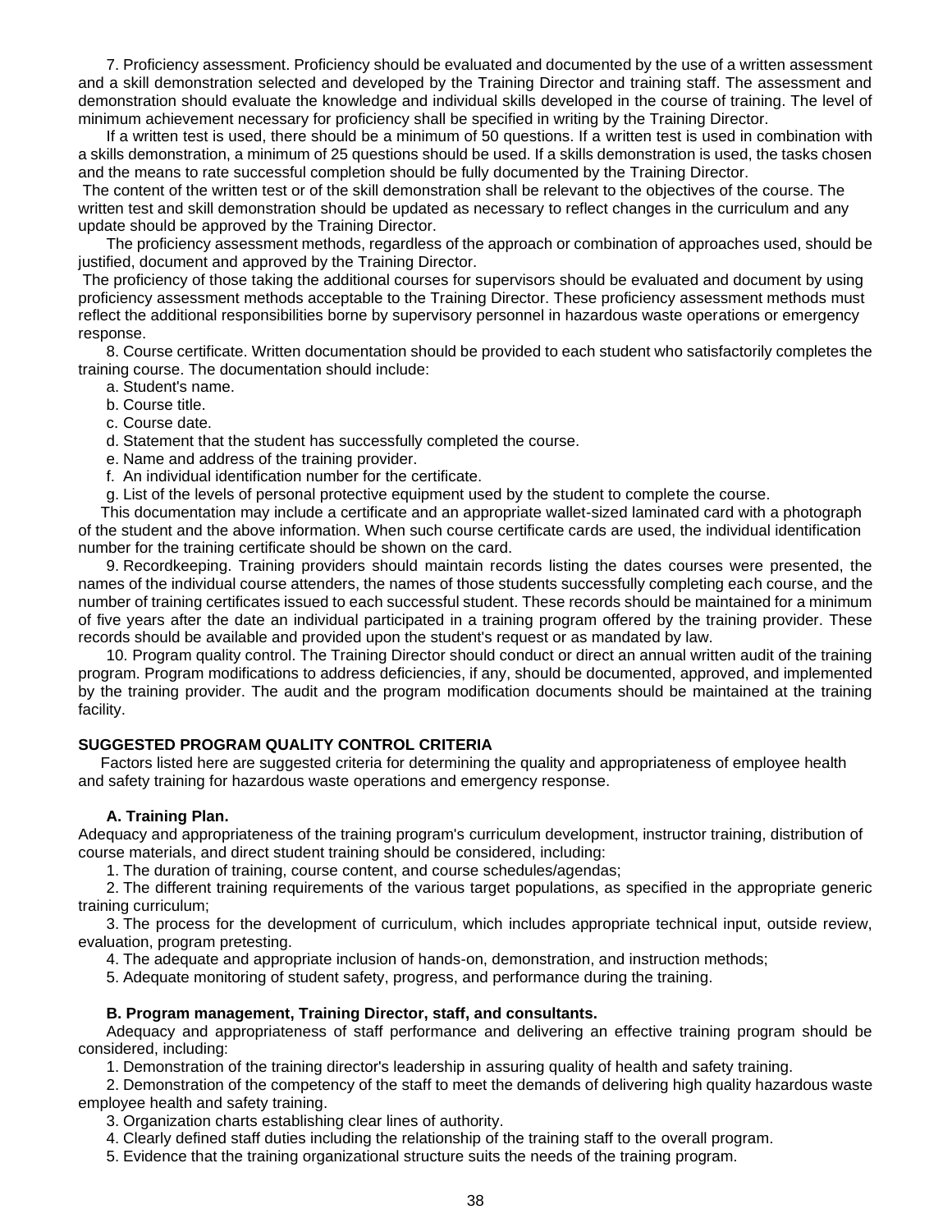7. Proficiency assessment. Proficiency should be evaluated and documented by the use of a written assessment and a skill demonstration selected and developed by the Training Director and training staff. The assessment and demonstration should evaluate the knowledge and individual skills developed in the course of training. The level of minimum achievement necessary for proficiency shall be specified in writing by the Training Director.

If a written test is used, there should be a minimum of 50 questions. If a written test is used in combination with a skills demonstration, a minimum of 25 questions should be used. If a skills demonstration is used, the tasks chosen and the means to rate successful completion should be fully documented by the Training Director.

The content of the written test or of the skill demonstration shall be relevant to the objectives of the course. The written test and skill demonstration should be updated as necessary to reflect changes in the curriculum and any update should be approved by the Training Director.

The proficiency assessment methods, regardless of the approach or combination of approaches used, should be justified, document and approved by the Training Director.

The proficiency of those taking the additional courses for supervisors should be evaluated and document by using proficiency assessment methods acceptable to the Training Director. These proficiency assessment methods must reflect the additional responsibilities borne by supervisory personnel in hazardous waste operations or emergency response.

8. Course certificate. Written documentation should be provided to each student who satisfactorily completes the training course. The documentation should include:

a. Student's name.

b. Course title.

c. Course date.

d. Statement that the student has successfully completed the course.

e. Name and address of the training provider.

f. An individual identification number for the certificate.

g. List of the levels of personal protective equipment used by the student to complete the course.

This documentation may include a certificate and an appropriate wallet-sized laminated card with a photograph of the student and the above information. When such course certificate cards are used, the individual identification number for the training certificate should be shown on the card.

9. Recordkeeping. Training providers should maintain records listing the dates courses were presented, the names of the individual course attenders, the names of those students successfully completing each course, and the number of training certificates issued to each successful student. These records should be maintained for a minimum of five years after the date an individual participated in a training program offered by the training provider. These records should be available and provided upon the student's request or as mandated by law.

10. Program quality control. The Training Director should conduct or direct an annual written audit of the training program. Program modifications to address deficiencies, if any, should be documented, approved, and implemented by the training provider. The audit and the program modification documents should be maintained at the training facility.

**SUGGESTED PROGRAM QUALITY CONTROL CRITERIA**

Factors listed here are suggested criteria for determining the quality and appropriateness of employee health and safety training for hazardous waste operations and emergency response.

**A. Training Plan.**

Adequacy and appropriateness of the training program's curriculum development, instructor training, distribution of course materials, and direct student training should be considered, including:

1. The duration of training, course content, and course schedules/agendas;

2. The different training requirements of the various target populations, as specified in the appropriate generic training curriculum;

3. The process for the development of curriculum, which includes appropriate technical input, outside review, evaluation, program pretesting.

4. The adequate and appropriate inclusion of hands-on, demonstration, and instruction methods;

5. Adequate monitoring of student safety, progress, and performance during the training.

**B. Program management, Training Director, staff, and consultants.**

Adequacy and appropriateness of staff performance and delivering an effective training program should be considered, including:

1. Demonstration of the training director's leadership in assuring quality of health and safety training.

2. Demonstration of the competency of the staff to meet the demands of delivering high quality hazardous waste employee health and safety training.

3. Organization charts establishing clear lines of authority.

4. Clearly defined staff duties including the relationship of the training staff to the overall program.

5. Evidence that the training organizational structure suits the needs of the training program.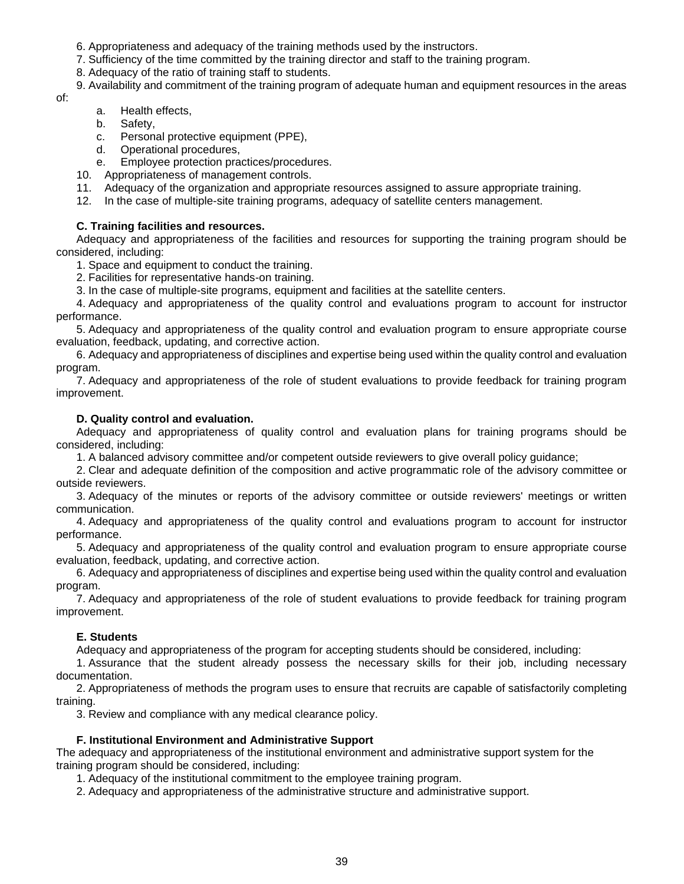6. Appropriateness and adequacy of the training methods used by the instructors.

7. Sufficiency of the time committed by the training director and staff to the training program.

8. Adequacy of the ratio of training staff to students.

9. Availability and commitment of the training program of adequate human and equipment resources in the areas of:

   a. Health effects,
   b. Safety,
   c. Personal protective equipment (PPE),
   d. Operational procedures,
   e. Employee protection practices/procedures.

10. Appropriateness of management controls.

11. Adequacy of the organization and appropriate resources assigned to assure appropriate training.

12. In the case of multiple-site training programs, adequacy of satellite centers management.

**C. Training facilities and resources.**

Adequacy and appropriateness of the facilities and resources for supporting the training program should be considered, including:

1. Space and equipment to conduct the training.
2. Facilities for representative hands-on training.
3. In the case of multiple-site programs, equipment and facilities at the satellite centers.
4. Adequacy and appropriateness of the quality control and evaluations program to account for instructor performance.
5. Adequacy and appropriateness of the quality control and evaluation program to ensure appropriate course evaluation, feedback, updating, and corrective action.
6. Adequacy and appropriateness of disciplines and expertise being used within the quality control and evaluation program.
7. Adequacy and appropriateness of the role of student evaluations to provide feedback for training program improvement.

**D. Quality control and evaluation.**

Adequacy and appropriateness of quality control and evaluation plans for training programs should be considered, including:

1. A balanced advisory committee and/or competent outside reviewers to give overall policy guidance;
2. Clear and adequate definition of the composition and active programmatic role of the advisory committee or outside reviewers.
3. Adequacy of the minutes or reports of the advisory committee or outside reviewers' meetings or written communication.
4. Adequacy and appropriateness of the quality control and evaluations program to account for instructor performance.
5. Adequacy and appropriateness of the quality control and evaluation program to ensure appropriate course evaluation, feedback, updating, and corrective action.
6. Adequacy and appropriateness of disciplines and expertise being used within the quality control and evaluation program.
7. Adequacy and appropriateness of the role of student evaluations to provide feedback for training program improvement.

**E. Students**

Adequacy and appropriateness of the program for accepting students should be considered, including:

1. Assurance that the student already possess the necessary skills for their job, including necessary documentation.
2. Appropriateness of methods the program uses to ensure that recruits are capable of satisfactorily completing training.
3. Review and compliance with any medical clearance policy.

**F. Institutional Environment and Administrative Support**

The adequacy and appropriateness of the institutional environment and administrative support system for the training program should be considered, including:

1. Adequacy of the institutional commitment to the employee training program.
2. Adequacy and appropriateness of the administrative structure and administrative support.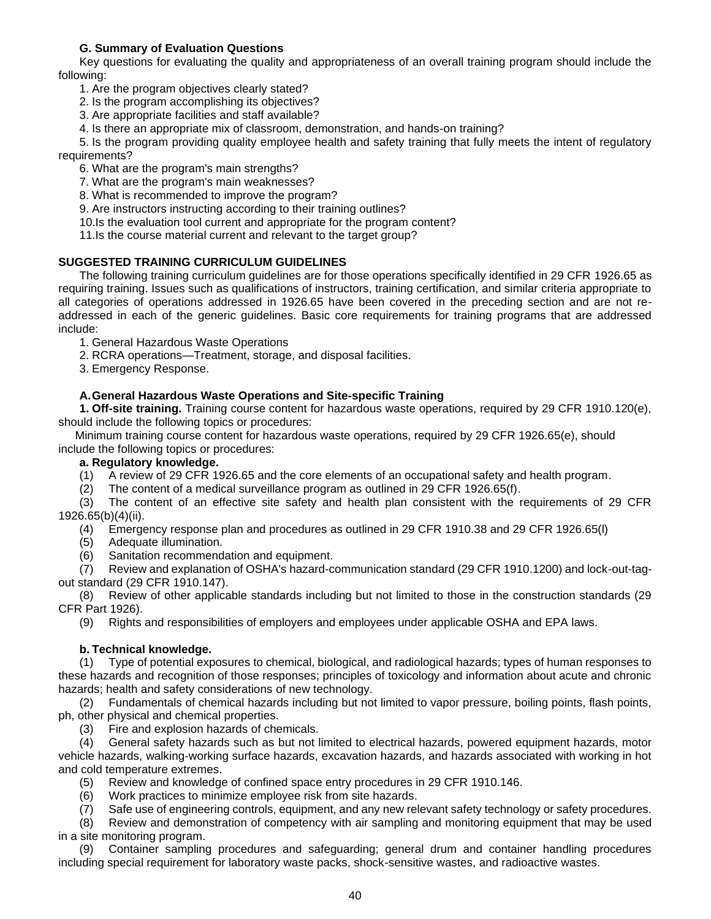### G. Summary of Evaluation Questions

Key questions for evaluating the quality and appropriateness of an overall training program should include the following:

1. Are the program objectives clearly stated?
2. Is the program accomplishing its objectives?
3. Are appropriate facilities and staff available?
4. Is there an appropriate mix of classroom, demonstration, and hands-on training?
5. Is the program providing quality employee health and safety training that fully meets the intent of regulatory requirements?
6. What are the program's main strengths?
7. What are the program's main weaknesses?
8. What is recommended to improve the program?
9. Are instructors instructing according to their training outlines?
10. Is the evaluation tool current and appropriate for the program content?
11. Is the course material current and relevant to the target group?

## SUGGESTED TRAINING CURRICULUM GUIDELINES

The following training curriculum guidelines are for those operations specifically identified in 29 CFR 1926.65 as requiring training. Issues such as qualifications of instructors, training certification, and similar criteria appropriate to all categories of operations addressed in 1926.65 have been covered in the preceding section and are not re-addressed in each of the generic guidelines. Basic core requirements for training programs that are addressed include:

1. General Hazardous Waste Operations
2. RCRA operations—Treatment, storage, and disposal facilities.
3. Emergency Response.

### A. General Hazardous Waste Operations and Site-specific Training

**1. Off-site training.** Training course content for hazardous waste operations, required by 29 CFR 1910.120(e), should include the following topics or procedures:

Minimum training course content for hazardous waste operations, required by 29 CFR 1926.65(e), should include the following topics or procedures:

**a. Regulatory knowledge.**

(1) A review of 29 CFR 1926.65 and the core elements of an occupational safety and health program.

(2) The content of a medical surveillance program as outlined in 29 CFR 1926.65(f).

(3) The content of an effective site safety and health plan consistent with the requirements of 29 CFR 1926.65(b)(4)(ii).

(4) Emergency response plan and procedures as outlined in 29 CFR 1910.38 and 29 CFR 1926.65(l)

(5) Adequate illumination.

(6) Sanitation recommendation and equipment.

(7) Review and explanation of OSHA's hazard-communication standard (29 CFR 1910.1200) and lock-out-tag-out standard (29 CFR 1910.147).

(8) Review of other applicable standards including but not limited to those in the construction standards (29 CFR Part 1926).

(9) Rights and responsibilities of employers and employees under applicable OSHA and EPA laws.

**b. Technical knowledge.**

(1) Type of potential exposures to chemical, biological, and radiological hazards; types of human responses to these hazards and recognition of those responses; principles of toxicology and information about acute and chronic hazards; health and safety considerations of new technology.

(2) Fundamentals of chemical hazards including but not limited to vapor pressure, boiling points, flash points, ph, other physical and chemical properties.

(3) Fire and explosion hazards of chemicals.

(4) General safety hazards such as but not limited to electrical hazards, powered equipment hazards, motor vehicle hazards, walking-working surface hazards, excavation hazards, and hazards associated with working in hot and cold temperature extremes.

(5) Review and knowledge of confined space entry procedures in 29 CFR 1910.146.

(6) Work practices to minimize employee risk from site hazards.

(7) Safe use of engineering controls, equipment, and any new relevant safety technology or safety procedures.

(8) Review and demonstration of competency with air sampling and monitoring equipment that may be used in a site monitoring program.

(9) Container sampling procedures and safeguarding; general drum and container handling procedures including special requirement for laboratory waste packs, shock-sensitive wastes, and radioactive wastes.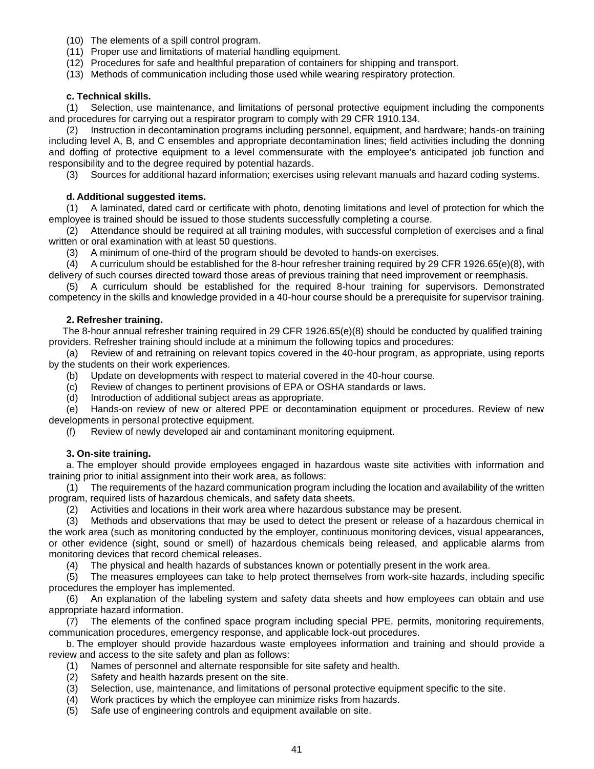(10) The elements of a spill control program.

(11) Proper use and limitations of material handling equipment.

(12) Procedures for safe and healthful preparation of containers for shipping and transport.

(13) Methods of communication including those used while wearing respiratory protection.

**c. Technical skills.**

(1) Selection, use maintenance, and limitations of personal protective equipment including the components and procedures for carrying out a respirator program to comply with 29 CFR 1910.134.

(2) Instruction in decontamination programs including personnel, equipment, and hardware; hands-on training including level A, B, and C ensembles and appropriate decontamination lines; field activities including the donning and doffing of protective equipment to a level commensurate with the employee's anticipated job function and responsibility and to the degree required by potential hazards.

(3) Sources for additional hazard information; exercises using relevant manuals and hazard coding systems.

**d. Additional suggested items.**

(1) A laminated, dated card or certificate with photo, denoting limitations and level of protection for which the employee is trained should be issued to those students successfully completing a course.

(2) Attendance should be required at all training modules, with successful completion of exercises and a final written or oral examination with at least 50 questions.

(3) A minimum of one-third of the program should be devoted to hands-on exercises.

(4) A curriculum should be established for the 8-hour refresher training required by 29 CFR 1926.65(e)(8), with delivery of such courses directed toward those areas of previous training that need improvement or reemphasis.

(5) A curriculum should be established for the required 8-hour training for supervisors. Demonstrated competency in the skills and knowledge provided in a 40-hour course should be a prerequisite for supervisor training.

**2. Refresher training.**

The 8-hour annual refresher training required in 29 CFR 1926.65(e)(8) should be conducted by qualified training providers. Refresher training should include at a minimum the following topics and procedures:

(a) Review of and retraining on relevant topics covered in the 40-hour program, as appropriate, using reports by the students on their work experiences.

(b) Update on developments with respect to material covered in the 40-hour course.

(c) Review of changes to pertinent provisions of EPA or OSHA standards or laws.

(d) Introduction of additional subject areas as appropriate.

(e) Hands-on review of new or altered PPE or decontamination equipment or procedures. Review of new developments in personal protective equipment.

(f) Review of newly developed air and contaminant monitoring equipment.

**3. On-site training.**

a. The employer should provide employees engaged in hazardous waste site activities with information and training prior to initial assignment into their work area, as follows:

(1) The requirements of the hazard communication program including the location and availability of the written program, required lists of hazardous chemicals, and safety data sheets.

(2) Activities and locations in their work area where hazardous substance may be present.

(3) Methods and observations that may be used to detect the present or release of a hazardous chemical in the work area (such as monitoring conducted by the employer, continuous monitoring devices, visual appearances, or other evidence (sight, sound or smell) of hazardous chemicals being released, and applicable alarms from monitoring devices that record chemical releases.

(4) The physical and health hazards of substances known or potentially present in the work area.

(5) The measures employees can take to help protect themselves from work-site hazards, including specific procedures the employer has implemented.

(6) An explanation of the labeling system and safety data sheets and how employees can obtain and use appropriate hazard information.

(7) The elements of the confined space program including special PPE, permits, monitoring requirements, communication procedures, emergency response, and applicable lock-out procedures.

b. The employer should provide hazardous waste employees information and training and should provide a review and access to the site safety and plan as follows:

(1) Names of personnel and alternate responsible for site safety and health.

(2) Safety and health hazards present on the site.

(3) Selection, use, maintenance, and limitations of personal protective equipment specific to the site.

(4) Work practices by which the employee can minimize risks from hazards.

(5) Safe use of engineering controls and equipment available on site.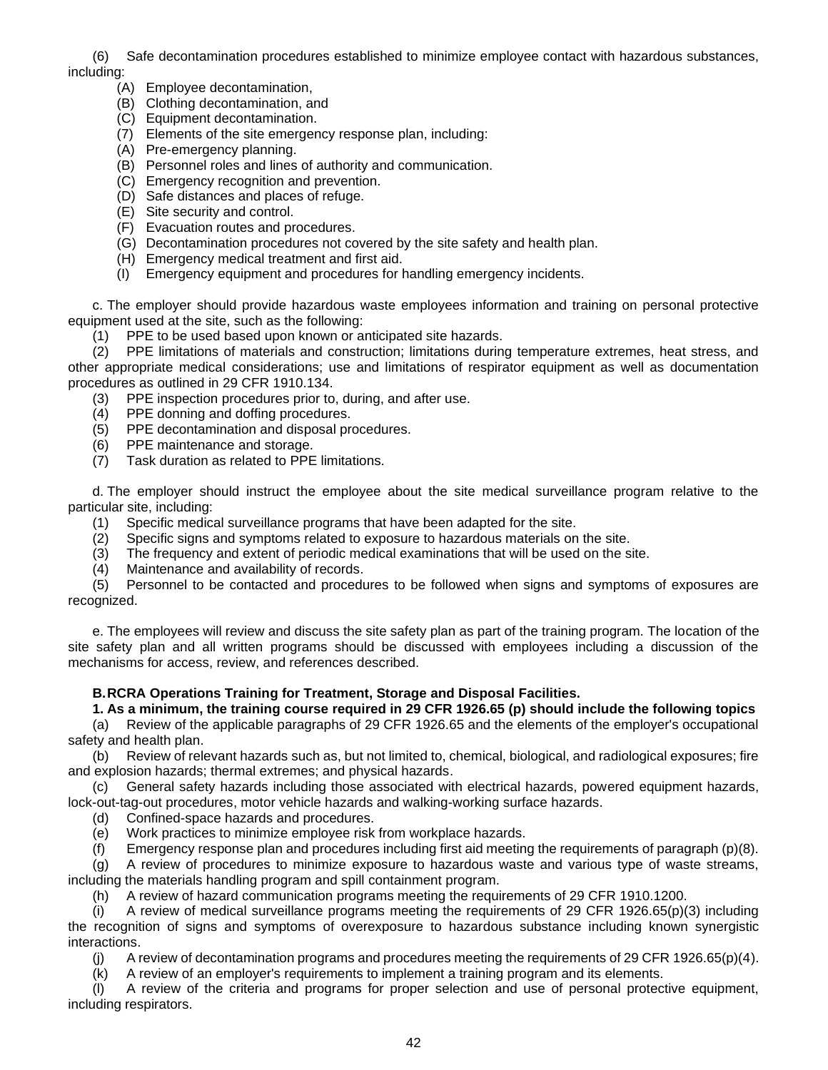(6) Safe decontamination procedures established to minimize employee contact with hazardous substances, including:

(A) Employee decontamination,
(B) Clothing decontamination, and
(C) Equipment decontamination.
(7) Elements of the site emergency response plan, including:
(A) Pre-emergency planning.
(B) Personnel roles and lines of authority and communication.
(C) Emergency recognition and prevention.
(D) Safe distances and places of refuge.
(E) Site security and control.
(F) Evacuation routes and procedures.
(G) Decontamination procedures not covered by the site safety and health plan.
(H) Emergency medical treatment and first aid.
(I) Emergency equipment and procedures for handling emergency incidents.

c. The employer should provide hazardous waste employees information and training on personal protective equipment used at the site, such as the following:

(1) PPE to be used based upon known or anticipated site hazards.
(2) PPE limitations of materials and construction; limitations during temperature extremes, heat stress, and other appropriate medical considerations; use and limitations of respirator equipment as well as documentation procedures as outlined in 29 CFR 1910.134.
(3) PPE inspection procedures prior to, during, and after use.
(4) PPE donning and doffing procedures.
(5) PPE decontamination and disposal procedures.
(6) PPE maintenance and storage.
(7) Task duration as related to PPE limitations.

d. The employer should instruct the employee about the site medical surveillance program relative to the particular site, including:

(1) Specific medical surveillance programs that have been adapted for the site.
(2) Specific signs and symptoms related to exposure to hazardous materials on the site.
(3) The frequency and extent of periodic medical examinations that will be used on the site.
(4) Maintenance and availability of records.
(5) Personnel to be contacted and procedures to be followed when signs and symptoms of exposures are recognized.

e. The employees will review and discuss the site safety plan as part of the training program. The location of the site safety plan and all written programs should be discussed with employees including a discussion of the mechanisms for access, review, and references described.

**B. RCRA Operations Training for Treatment, Storage and Disposal Facilities.**

**1. As a minimum, the training course required in 29 CFR 1926.65 (p) should include the following topics**

(a) Review of the applicable paragraphs of 29 CFR 1926.65 and the elements of the employer's occupational safety and health plan.
(b) Review of relevant hazards such as, but not limited to, chemical, biological, and radiological exposures; fire and explosion hazards; thermal extremes; and physical hazards.
(c) General safety hazards including those associated with electrical hazards, powered equipment hazards, lock-out-tag-out procedures, motor vehicle hazards and walking-working surface hazards.
(d) Confined-space hazards and procedures.
(e) Work practices to minimize employee risk from workplace hazards.
(f) Emergency response plan and procedures including first aid meeting the requirements of paragraph (p)(8).
(g) A review of procedures to minimize exposure to hazardous waste and various type of waste streams, including the materials handling program and spill containment program.
(h) A review of hazard communication programs meeting the requirements of 29 CFR 1910.1200.
(i) A review of medical surveillance programs meeting the requirements of 29 CFR 1926.65(p)(3) including the recognition of signs and symptoms of overexposure to hazardous substance including known synergistic interactions.
(j) A review of decontamination programs and procedures meeting the requirements of 29 CFR 1926.65(p)(4).
(k) A review of an employer's requirements to implement a training program and its elements.
(l) A review of the criteria and programs for proper selection and use of personal protective equipment, including respirators.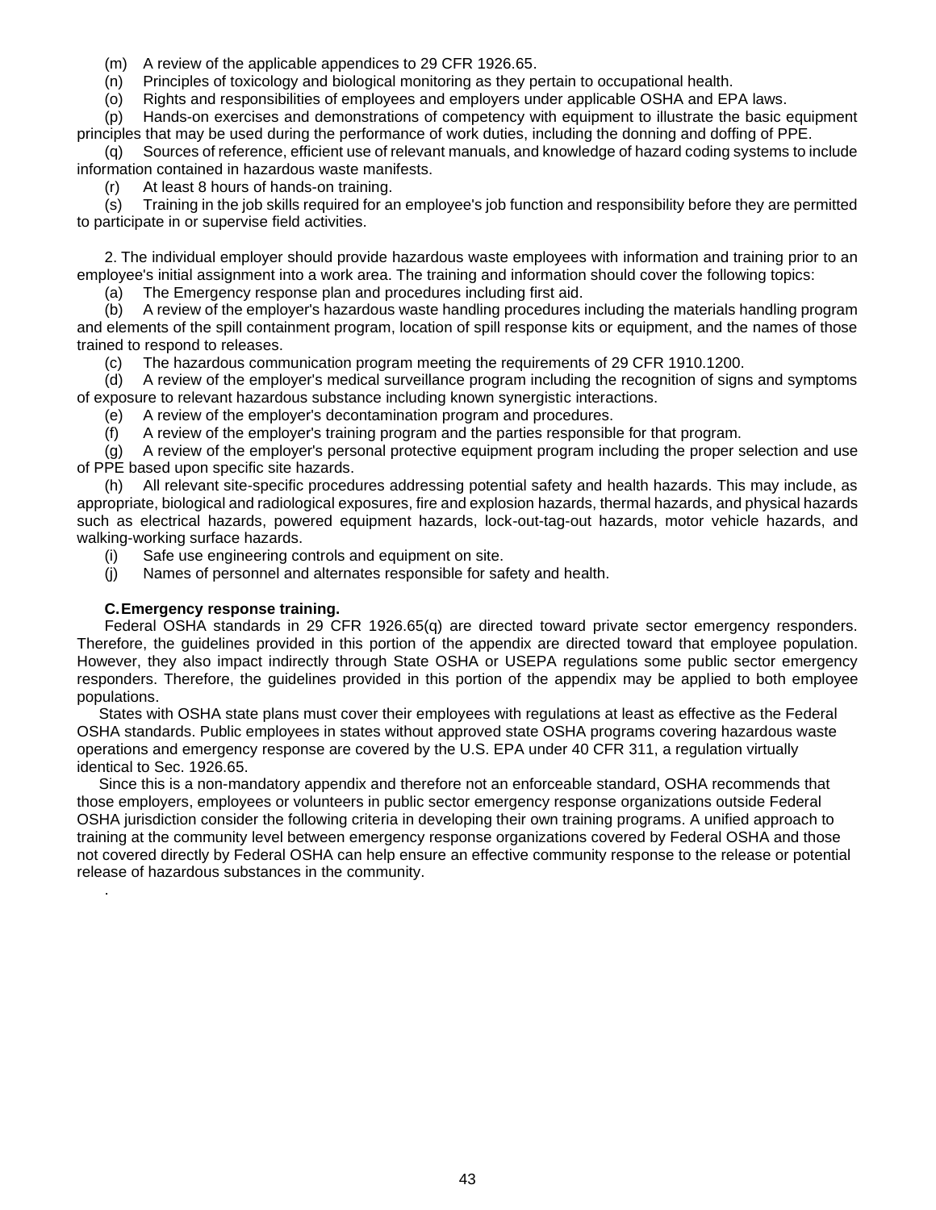(m) A review of the applicable appendices to 29 CFR 1926.65.

(n) Principles of toxicology and biological monitoring as they pertain to occupational health.

(o) Rights and responsibilities of employees and employers under applicable OSHA and EPA laws.

(p) Hands-on exercises and demonstrations of competency with equipment to illustrate the basic equipment principles that may be used during the performance of work duties, including the donning and doffing of PPE.

(q) Sources of reference, efficient use of relevant manuals, and knowledge of hazard coding systems to include information contained in hazardous waste manifests.

(r) At least 8 hours of hands-on training.

(s) Training in the job skills required for an employee's job function and responsibility before they are permitted to participate in or supervise field activities.

2. The individual employer should provide hazardous waste employees with information and training prior to an employee's initial assignment into a work area. The training and information should cover the following topics:

(a) The Emergency response plan and procedures including first aid.

(b) A review of the employer's hazardous waste handling procedures including the materials handling program and elements of the spill containment program, location of spill response kits or equipment, and the names of those trained to respond to releases.

(c) The hazardous communication program meeting the requirements of 29 CFR 1910.1200.

(d) A review of the employer's medical surveillance program including the recognition of signs and symptoms of exposure to relevant hazardous substance including known synergistic interactions.

(e) A review of the employer's decontamination program and procedures.

(f) A review of the employer's training program and the parties responsible for that program.

(g) A review of the employer's personal protective equipment program including the proper selection and use of PPE based upon specific site hazards.

(h) All relevant site-specific procedures addressing potential safety and health hazards. This may include, as appropriate, biological and radiological exposures, fire and explosion hazards, thermal hazards, and physical hazards such as electrical hazards, powered equipment hazards, lock-out-tag-out hazards, motor vehicle hazards, and walking-working surface hazards.

(i) Safe use engineering controls and equipment on site.

(j) Names of personnel and alternates responsible for safety and health.

**C. Emergency response training.**

Federal OSHA standards in 29 CFR 1926.65(q) are directed toward private sector emergency responders. Therefore, the guidelines provided in this portion of the appendix are directed toward that employee population. However, they also impact indirectly through State OSHA or USEPA regulations some public sector emergency responders. Therefore, the guidelines provided in this portion of the appendix may be applied to both employee populations.

States with OSHA state plans must cover their employees with regulations at least as effective as the Federal OSHA standards. Public employees in states without approved state OSHA programs covering hazardous waste operations and emergency response are covered by the U.S. EPA under 40 CFR 311, a regulation virtually identical to Sec. 1926.65.

Since this is a non-mandatory appendix and therefore not an enforceable standard, OSHA recommends that those employers, employees or volunteers in public sector emergency response organizations outside Federal OSHA jurisdiction consider the following criteria in developing their own training programs. A unified approach to training at the community level between emergency response organizations covered by Federal OSHA and those not covered directly by Federal OSHA can help ensure an effective community response to the release or potential release of hazardous substances in the community.

.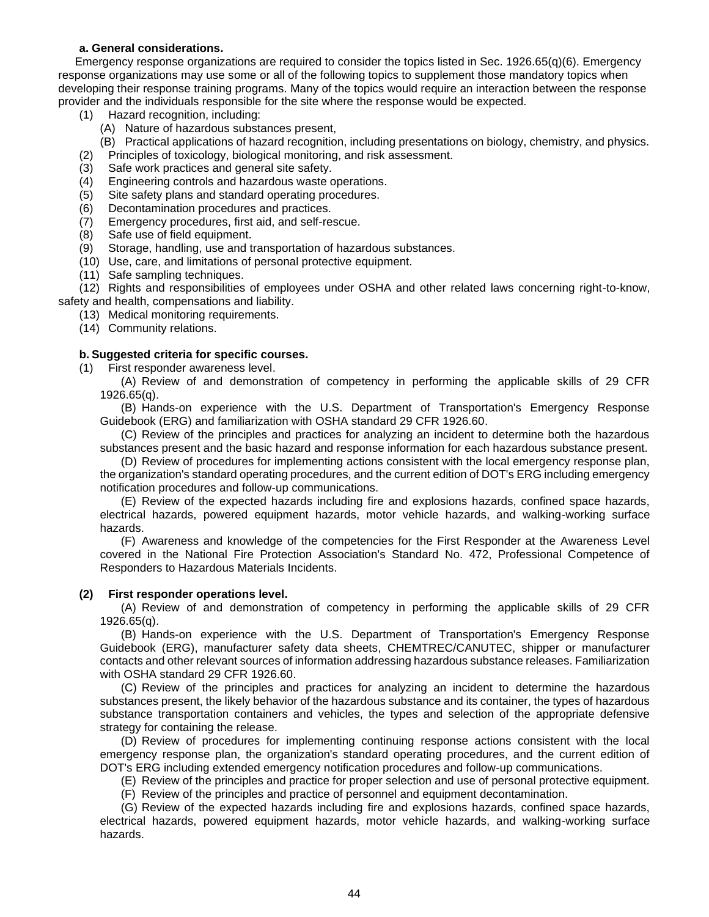**a. General considerations.**

Emergency response organizations are required to consider the topics listed in Sec. 1926.65(q)(6). Emergency response organizations may use some or all of the following topics to supplement those mandatory topics when developing their response training programs. Many of the topics would require an interaction between the response provider and the individuals responsible for the site where the response would be expected.

(1) Hazard recognition, including:

(A) Nature of hazardous substances present,

(B) Practical applications of hazard recognition, including presentations on biology, chemistry, and physics.

(2) Principles of toxicology, biological monitoring, and risk assessment.

(3) Safe work practices and general site safety.

(4) Engineering controls and hazardous waste operations.

(5) Site safety plans and standard operating procedures.

(6) Decontamination procedures and practices.

(7) Emergency procedures, first aid, and self-rescue.

(8) Safe use of field equipment.

(9) Storage, handling, use and transportation of hazardous substances.

(10) Use, care, and limitations of personal protective equipment.

(11) Safe sampling techniques.

(12) Rights and responsibilities of employees under OSHA and other related laws concerning right-to-know, safety and health, compensations and liability.

(13) Medical monitoring requirements.

(14) Community relations.

**b. Suggested criteria for specific courses.**

(1) First responder awareness level.

(A) Review of and demonstration of competency in performing the applicable skills of 29 CFR 1926.65(q).

(B) Hands-on experience with the U.S. Department of Transportation's Emergency Response Guidebook (ERG) and familiarization with OSHA standard 29 CFR 1926.60.

(C) Review of the principles and practices for analyzing an incident to determine both the hazardous substances present and the basic hazard and response information for each hazardous substance present.

(D) Review of procedures for implementing actions consistent with the local emergency response plan, the organization's standard operating procedures, and the current edition of DOT's ERG including emergency notification procedures and follow-up communications.

(E) Review of the expected hazards including fire and explosions hazards, confined space hazards, electrical hazards, powered equipment hazards, motor vehicle hazards, and walking-working surface hazards.

(F) Awareness and knowledge of the competencies for the First Responder at the Awareness Level covered in the National Fire Protection Association's Standard No. 472, Professional Competence of Responders to Hazardous Materials Incidents.

**(2) First responder operations level.**

(A) Review of and demonstration of competency in performing the applicable skills of 29 CFR 1926.65(q).

(B) Hands-on experience with the U.S. Department of Transportation's Emergency Response Guidebook (ERG), manufacturer safety data sheets, CHEMTREC/CANUTEC, shipper or manufacturer contacts and other relevant sources of information addressing hazardous substance releases. Familiarization with OSHA standard 29 CFR 1926.60.

(C) Review of the principles and practices for analyzing an incident to determine the hazardous substances present, the likely behavior of the hazardous substance and its container, the types of hazardous substance transportation containers and vehicles, the types and selection of the appropriate defensive strategy for containing the release.

(D) Review of procedures for implementing continuing response actions consistent with the local emergency response plan, the organization's standard operating procedures, and the current edition of DOT's ERG including extended emergency notification procedures and follow-up communications.

(E) Review of the principles and practice for proper selection and use of personal protective equipment.

(F) Review of the principles and practice of personnel and equipment decontamination.

(G) Review of the expected hazards including fire and explosions hazards, confined space hazards, electrical hazards, powered equipment hazards, motor vehicle hazards, and walking-working surface hazards.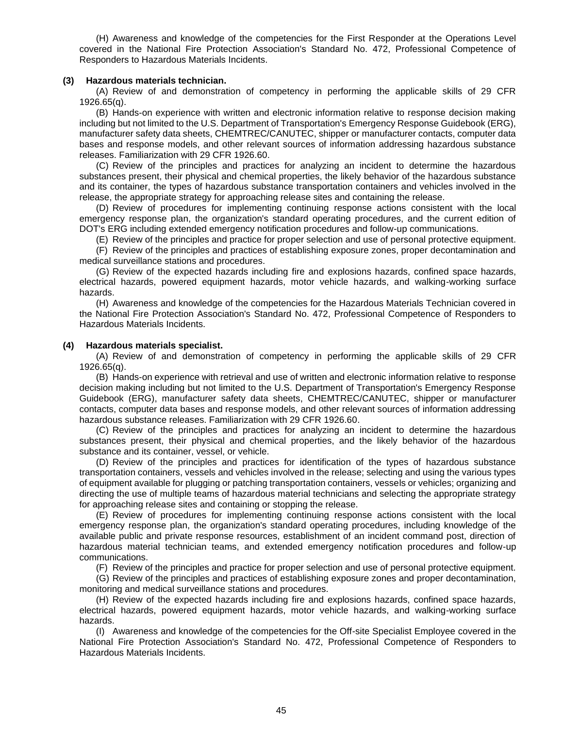(H) Awareness and knowledge of the competencies for the First Responder at the Operations Level covered in the National Fire Protection Association's Standard No. 472, Professional Competence of Responders to Hazardous Materials Incidents.

**(3) Hazardous materials technician.**

(A) Review of and demonstration of competency in performing the applicable skills of 29 CFR 1926.65(q).

(B) Hands-on experience with written and electronic information relative to response decision making including but not limited to the U.S. Department of Transportation's Emergency Response Guidebook (ERG), manufacturer safety data sheets, CHEMTREC/CANUTEC, shipper or manufacturer contacts, computer data bases and response models, and other relevant sources of information addressing hazardous substance releases. Familiarization with 29 CFR 1926.60.

(C) Review of the principles and practices for analyzing an incident to determine the hazardous substances present, their physical and chemical properties, the likely behavior of the hazardous substance and its container, the types of hazardous substance transportation containers and vehicles involved in the release, the appropriate strategy for approaching release sites and containing the release.

(D) Review of procedures for implementing continuing response actions consistent with the local emergency response plan, the organization's standard operating procedures, and the current edition of DOT's ERG including extended emergency notification procedures and follow-up communications.

(E) Review of the principles and practice for proper selection and use of personal protective equipment.

(F) Review of the principles and practices of establishing exposure zones, proper decontamination and medical surveillance stations and procedures.

(G) Review of the expected hazards including fire and explosions hazards, confined space hazards, electrical hazards, powered equipment hazards, motor vehicle hazards, and walking-working surface hazards.

(H) Awareness and knowledge of the competencies for the Hazardous Materials Technician covered in the National Fire Protection Association's Standard No. 472, Professional Competence of Responders to Hazardous Materials Incidents.

**(4) Hazardous materials specialist.**

(A) Review of and demonstration of competency in performing the applicable skills of 29 CFR 1926.65(q).

(B) Hands-on experience with retrieval and use of written and electronic information relative to response decision making including but not limited to the U.S. Department of Transportation's Emergency Response Guidebook (ERG), manufacturer safety data sheets, CHEMTREC/CANUTEC, shipper or manufacturer contacts, computer data bases and response models, and other relevant sources of information addressing hazardous substance releases. Familiarization with 29 CFR 1926.60.

(C) Review of the principles and practices for analyzing an incident to determine the hazardous substances present, their physical and chemical properties, and the likely behavior of the hazardous substance and its container, vessel, or vehicle.

(D) Review of the principles and practices for identification of the types of hazardous substance transportation containers, vessels and vehicles involved in the release; selecting and using the various types of equipment available for plugging or patching transportation containers, vessels or vehicles; organizing and directing the use of multiple teams of hazardous material technicians and selecting the appropriate strategy for approaching release sites and containing or stopping the release.

(E) Review of procedures for implementing continuing response actions consistent with the local emergency response plan, the organization's standard operating procedures, including knowledge of the available public and private response resources, establishment of an incident command post, direction of hazardous material technician teams, and extended emergency notification procedures and follow-up communications.

(F) Review of the principles and practice for proper selection and use of personal protective equipment.

(G) Review of the principles and practices of establishing exposure zones and proper decontamination, monitoring and medical surveillance stations and procedures.

(H) Review of the expected hazards including fire and explosions hazards, confined space hazards, electrical hazards, powered equipment hazards, motor vehicle hazards, and walking-working surface hazards.

(I) Awareness and knowledge of the competencies for the Off-site Specialist Employee covered in the National Fire Protection Association's Standard No. 472, Professional Competence of Responders to Hazardous Materials Incidents.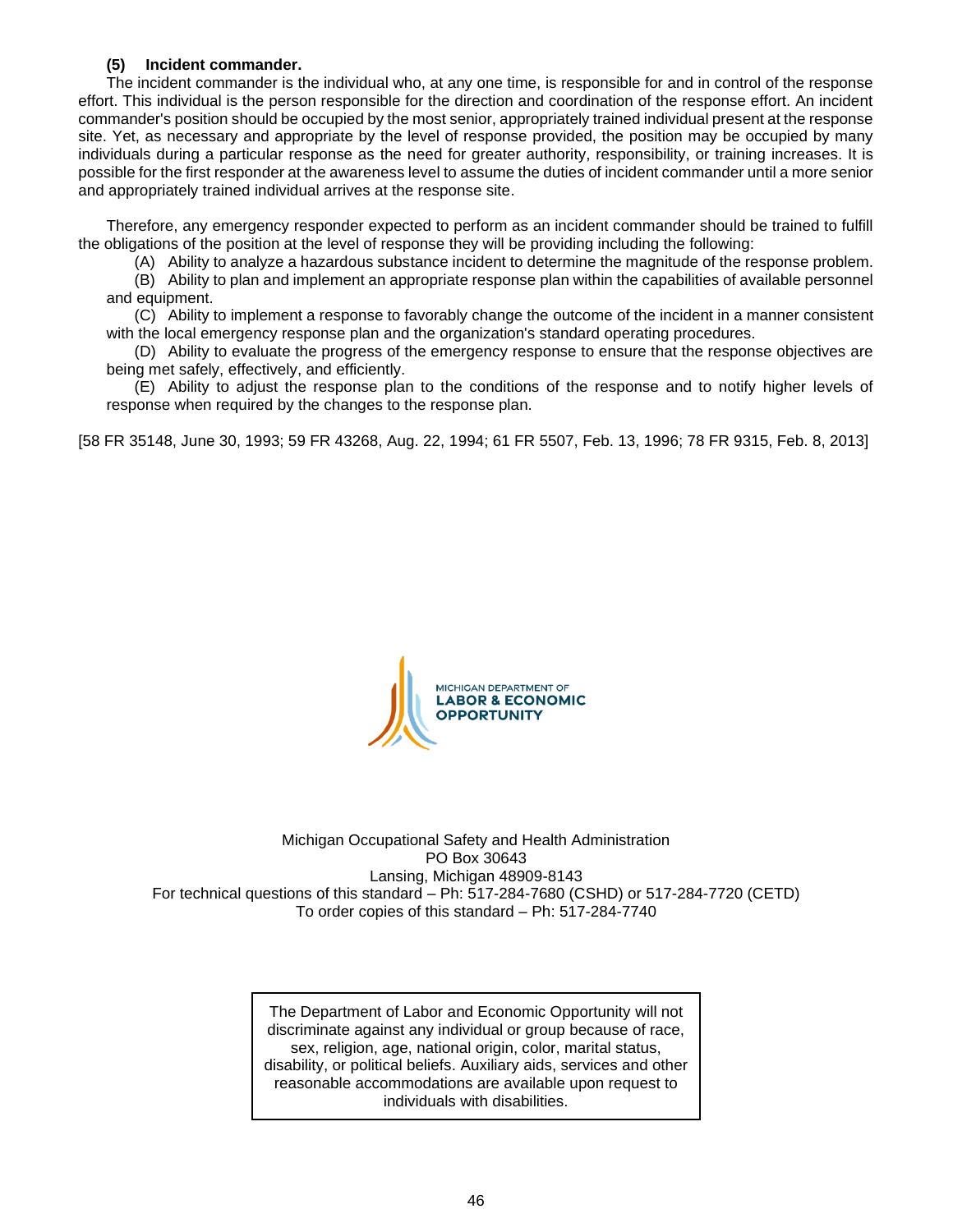**(5) Incident commander.**

The incident commander is the individual who, at any one time, is responsible for and in control of the response effort. This individual is the person responsible for the direction and coordination of the response effort. An incident commander's position should be occupied by the most senior, appropriately trained individual present at the response site. Yet, as necessary and appropriate by the level of response provided, the position may be occupied by many individuals during a particular response as the need for greater authority, responsibility, or training increases. It is possible for the first responder at the awareness level to assume the duties of incident commander until a more senior and appropriately trained individual arrives at the response site.

Therefore, any emergency responder expected to perform as an incident commander should be trained to fulfill the obligations of the position at the level of response they will be providing including the following:

(A) Ability to analyze a hazardous substance incident to determine the magnitude of the response problem.

(B) Ability to plan and implement an appropriate response plan within the capabilities of available personnel and equipment.

(C) Ability to implement a response to favorably change the outcome of the incident in a manner consistent with the local emergency response plan and the organization's standard operating procedures.

(D) Ability to evaluate the progress of the emergency response to ensure that the response objectives are being met safely, effectively, and efficiently.

(E) Ability to adjust the response plan to the conditions of the response and to notify higher levels of response when required by the changes to the response plan.

[58 FR 35148, June 30, 1993; 59 FR 43268, Aug. 22, 1994; 61 FR 5507, Feb. 13, 1996; 78 FR 9315, Feb. 8, 2013]

MICHIGAN DEPARTMENT OF
LABOR & ECONOMIC
OPPORTUNITY

Michigan Occupational Safety and Health Administration
PO Box 30643
Lansing, Michigan 48909-8143
For technical questions of this standard – Ph: 517-284-7680 (CSHD) or 517-284-7720 (CETD)
To order copies of this standard – Ph: 517-284-7740

The Department of Labor and Economic Opportunity will not discriminate against any individual or group because of race, sex, religion, age, national origin, color, marital status, disability, or political beliefs. Auxiliary aids, services and other reasonable accommodations are available upon request to individuals with disabilities.